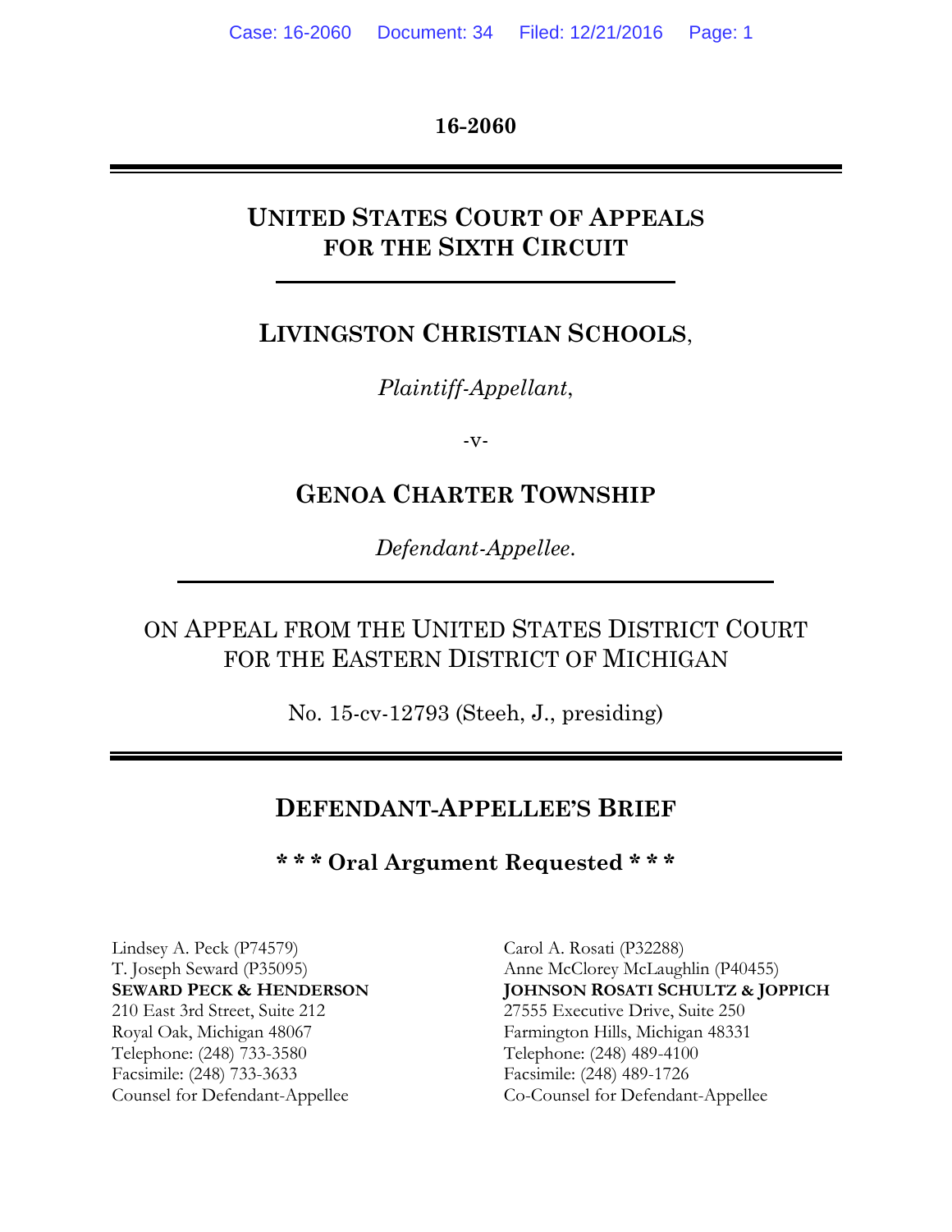**16-2060**

# UNITED STATES COURT OF APPEALS FOR THE SIXTH CIRCUIT

## LIVINGSTON CHRISTIAN SCHOOLS,

*Plaintiff-Appellant*,

-v-

## GENOA CHARTER TOWNSHIP

*Defendant-Appellee*.

ON APPEAL FROM THE UNITED STATES DISTRICT COURT FOR THE EASTERN DISTRICT OF MICHIGAN

No. 15-cv-12793 (Steeh, J., presiding)

## DEFENDANT-APPELLEE'S BRIEF

**\* \* \* Oral Argument Requested \* \* \***

Lindsey A. Peck (P74579)
T. Joseph Seward (P35095)
**SEWARD PECK & HENDERSON**
210 East 3rd Street, Suite 212
Royal Oak, Michigan 48067
Telephone: (248) 733-3580
Facsimile: (248) 733-3633
Counsel for Defendant-Appellee

Carol A. Rosati (P32288)
Anne McClorey McLaughlin (P40455)
**JOHNSON ROSATI SCHULTZ & JOPPICH**
27555 Executive Drive, Suite 250
Farmington Hills, Michigan 48331
Telephone: (248) 489-4100
Facsimile: (248) 489-1726
Co-Counsel for Defendant-Appellee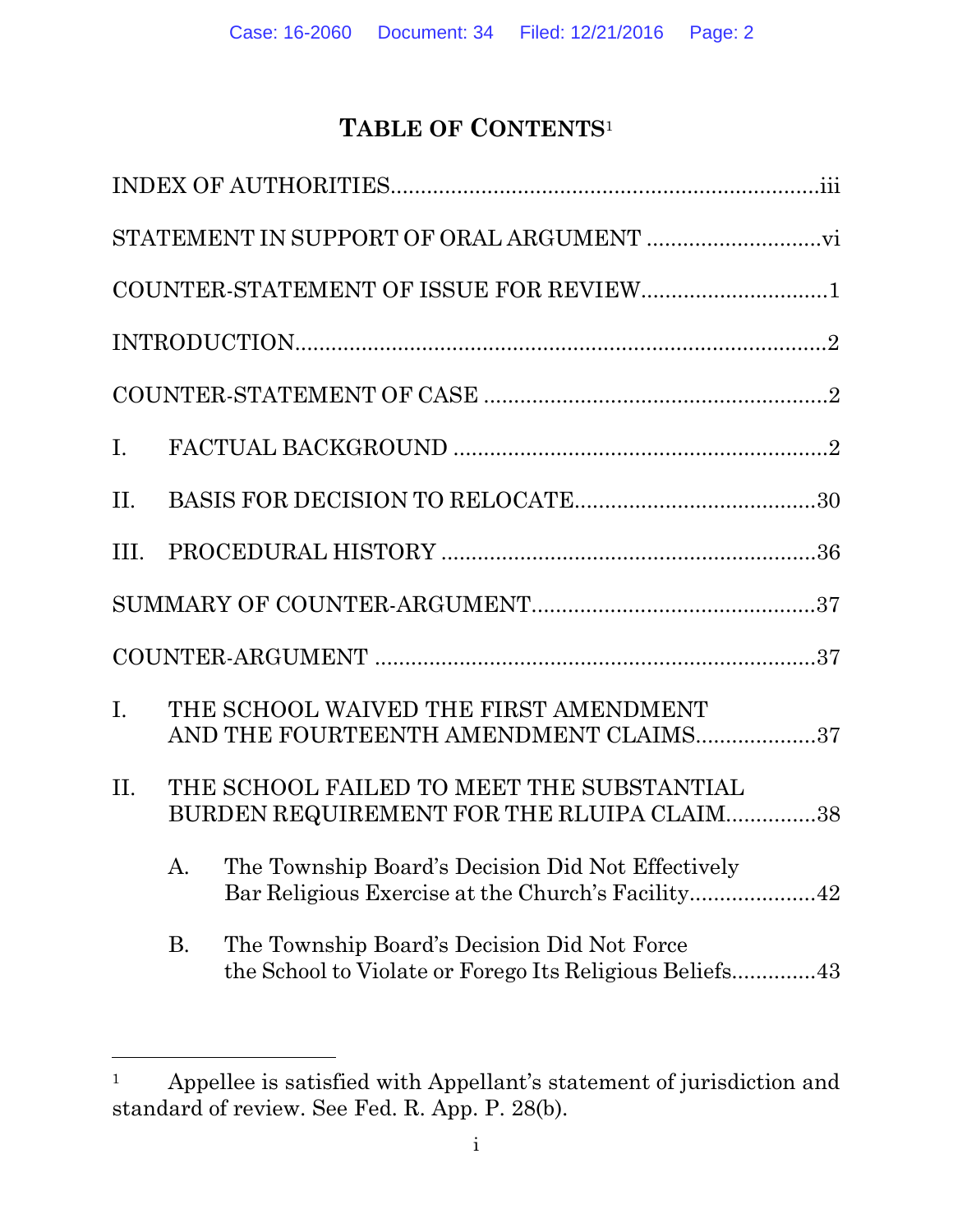# TABLE OF CONTENTS[1]

INDEX OF AUTHORITIES.......................................................................iii

STATEMENT IN SUPPORT OF ORAL ARGUMENT .............................vi

COUNTER-STATEMENT OF ISSUE FOR REVIEW...............................1

INTRODUCTION.........................................................................................2

COUNTER-STATEMENT OF CASE ........................................................2

I. FACTUAL BACKGROUND .............................................................2

II. BASIS FOR DECISION TO RELOCATE.......................................30

III. PROCEDURAL HISTORY ..............................................................36

SUMMARY OF COUNTER-ARGUMENT..............................................37

COUNTER-ARGUMENT .........................................................................37

I. THE SCHOOL WAIVED THE FIRST AMENDMENT AND THE FOURTEENTH AMENDMENT CLAIMS....................37

II. THE SCHOOL FAILED TO MEET THE SUBSTANTIAL BURDEN REQUIREMENT FOR THE RLUIPA CLAIM...............38

   A. The Township Board's Decision Did Not Effectively Bar Religious Exercise at the Church's Facility.....................42

   B. The Township Board's Decision Did Not Force the School to Violate or Forego Its Religious Beliefs..............43

---

[1] Appellee is satisfied with Appellant's statement of jurisdiction and standard of review. See Fed. R. App. P. 28(b).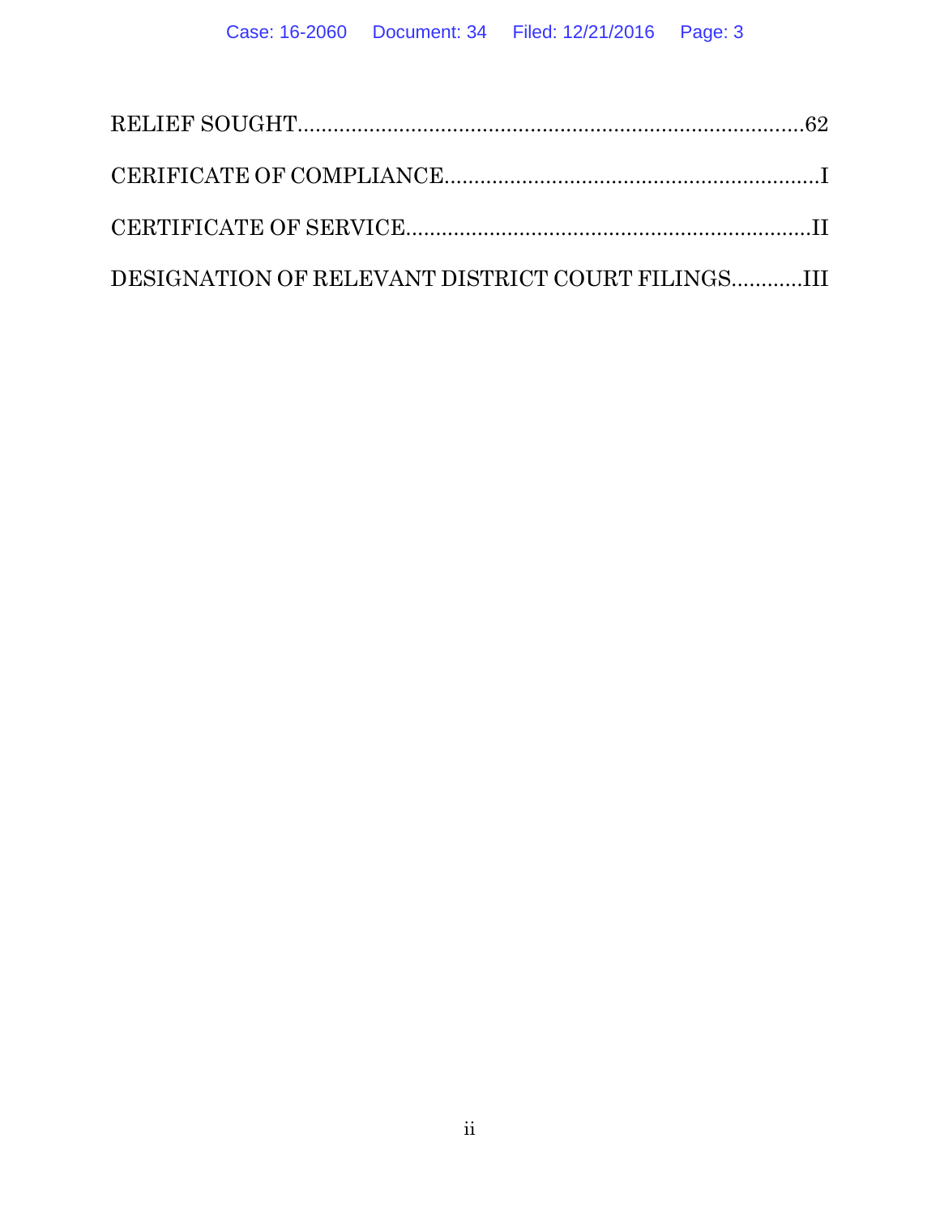RELIEF SOUGHT....................................................................................62

CERIFICATE OF COMPLIANCE..............................................................I

CERTIFICATE OF SERVICE....................................................................II

DESIGNATION OF RELEVANT DISTRICT COURT FILINGS............III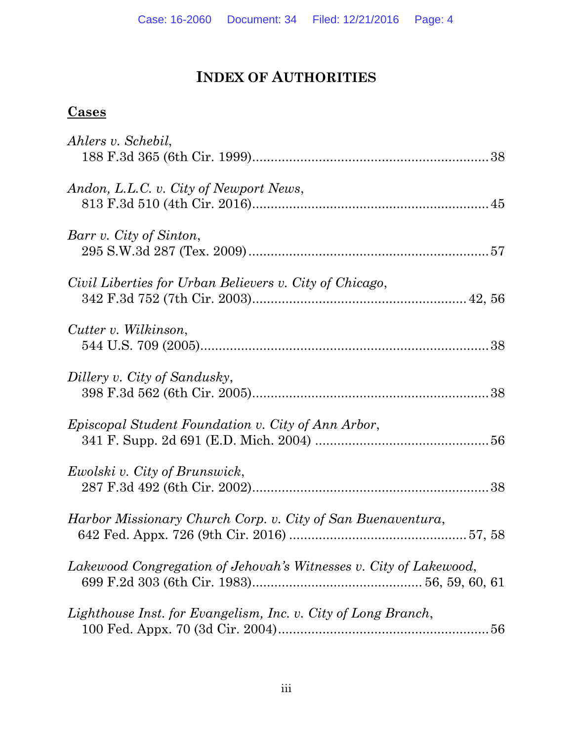# INDEX OF AUTHORITIES

## Cases

*Ahlers v. Schebil*,
188 F.3d 365 (6th Cir. 1999)................................................................ 38

*Andon, L.L.C. v. City of Newport News*,
813 F.3d 510 (4th Cir. 2016)................................................................ 45

*Barr v. City of Sinton*,
295 S.W.3d 287 (Tex. 2009) ................................................................ 57

*Civil Liberties for Urban Believers v. City of Chicago*,
342 F.3d 752 (7th Cir. 2003)......................................................... 42, 56

*Cutter v. Wilkinson*,
544 U.S. 709 (2005)............................................................................. 38

*Dillery v. City of Sandusky*,
398 F.3d 562 (6th Cir. 2005)................................................................ 38

*Episcopal Student Foundation v. City of Ann Arbor*,
341 F. Supp. 2d 691 (E.D. Mich. 2004) ............................................... 56

*Ewolski v. City of Brunswick*,
287 F.3d 492 (6th Cir. 2002)................................................................ 38

*Harbor Missionary Church Corp. v. City of San Buenaventura*,
642 Fed. Appx. 726 (9th Cir. 2016) ............................................... 57, 58

*Lakewood Congregation of Jehovah's Witnesses v. City of Lakewood*,
699 F.2d 303 (6th Cir. 1983)............................................. 56, 59, 60, 61

*Lighthouse Inst. for Evangelism, Inc. v. City of Long Branch*,
100 Fed. Appx. 70 (3d Cir. 2004)......................................................... 56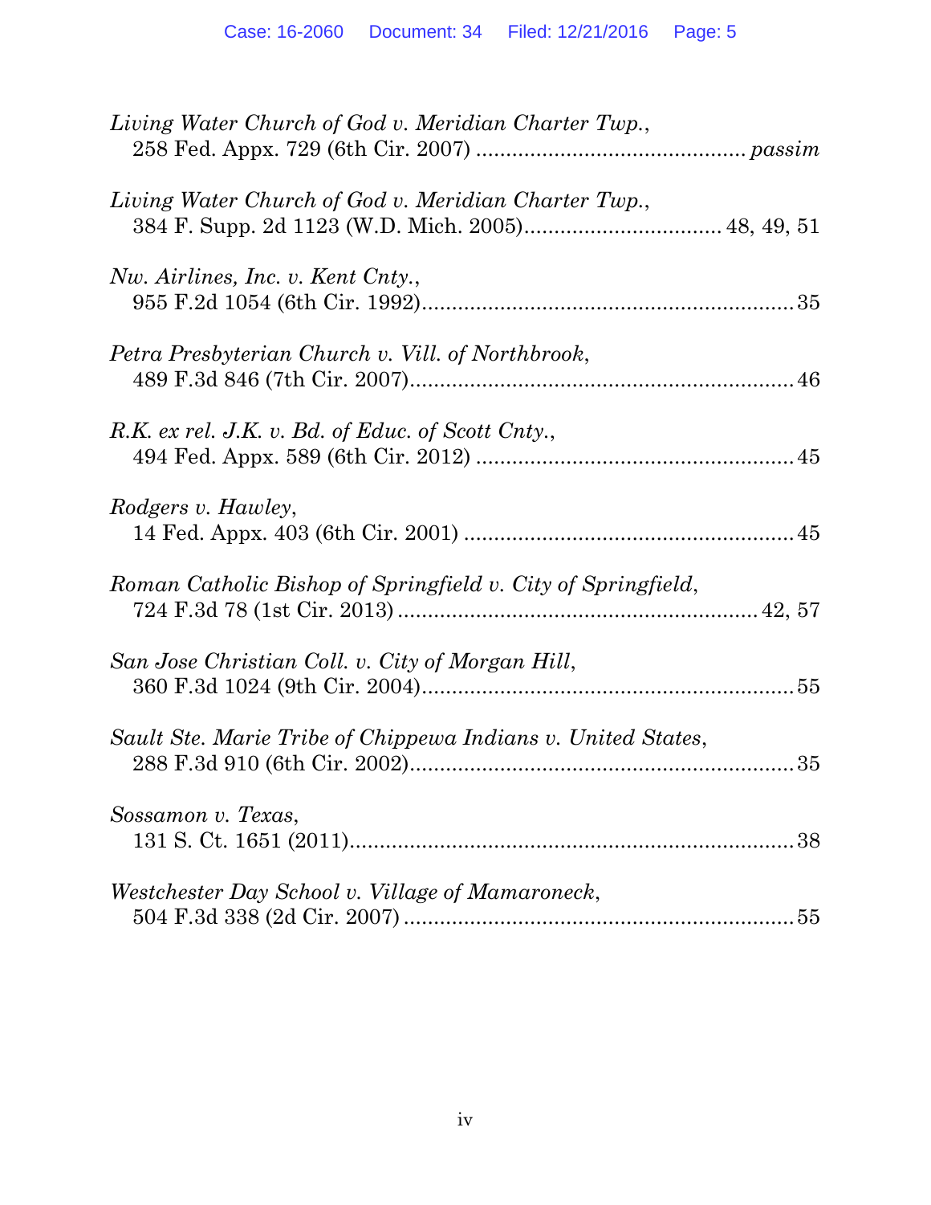*Living Water Church of God v. Meridian Charter Twp.*,
258 Fed. Appx. 729 (6th Cir. 2007) ............................................ *passim*

*Living Water Church of God v. Meridian Charter Twp.*,
384 F. Supp. 2d 1123 (W.D. Mich. 2005)................................ 48, 49, 51

*Nw. Airlines, Inc. v. Kent Cnty.*,
955 F.2d 1054 (6th Cir. 1992).............................................................35

*Petra Presbyterian Church v. Vill. of Northbrook*,
489 F.3d 846 (7th Cir. 2007)...............................................................46

*R.K. ex rel. J.K. v. Bd. of Educ. of Scott Cnty.*,
494 Fed. Appx. 589 (6th Cir. 2012) ....................................................45

*Rodgers v. Hawley*,
14 Fed. Appx. 403 (6th Cir. 2001) ......................................................45

*Roman Catholic Bishop of Springfield v. City of Springfield*,
724 F.3d 78 (1st Cir. 2013) .......................................................... 42, 57

*San Jose Christian Coll. v. City of Morgan Hill*,
360 F.3d 1024 (9th Cir. 2004).............................................................55

*Sault Ste. Marie Tribe of Chippewa Indians v. United States*,
288 F.3d 910 (6th Cir. 2002)...............................................................35

*Sossamon v. Texas*,
131 S. Ct. 1651 (2011).........................................................................38

*Westchester Day School v. Village of Mamaroneck*,
504 F.3d 338 (2d Cir. 2007) ................................................................55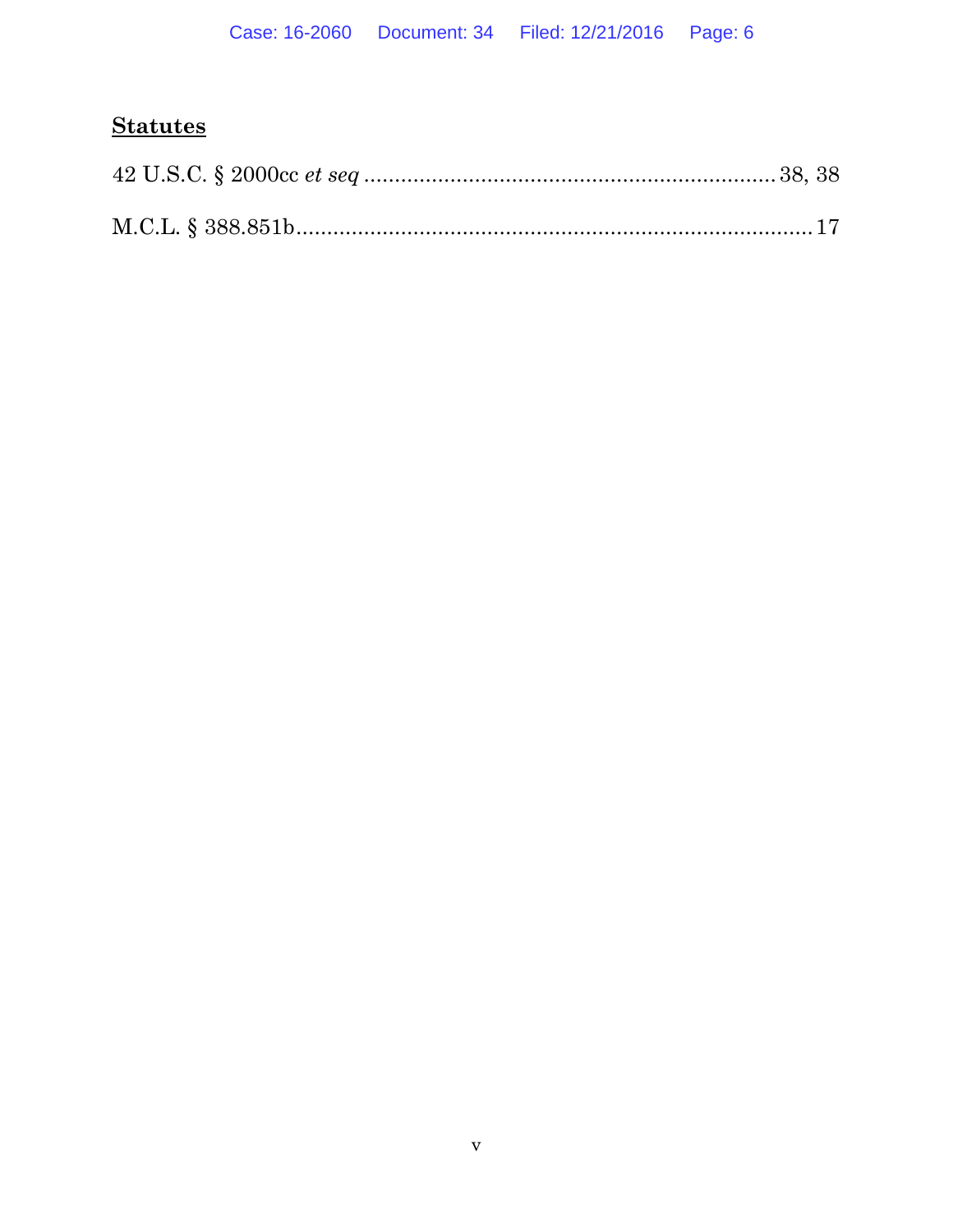**Statutes**

42 U.S.C. § 2000cc *et seq* .................................................................. 38, 38

M.C.L. § 388.851b.................................................................................... 17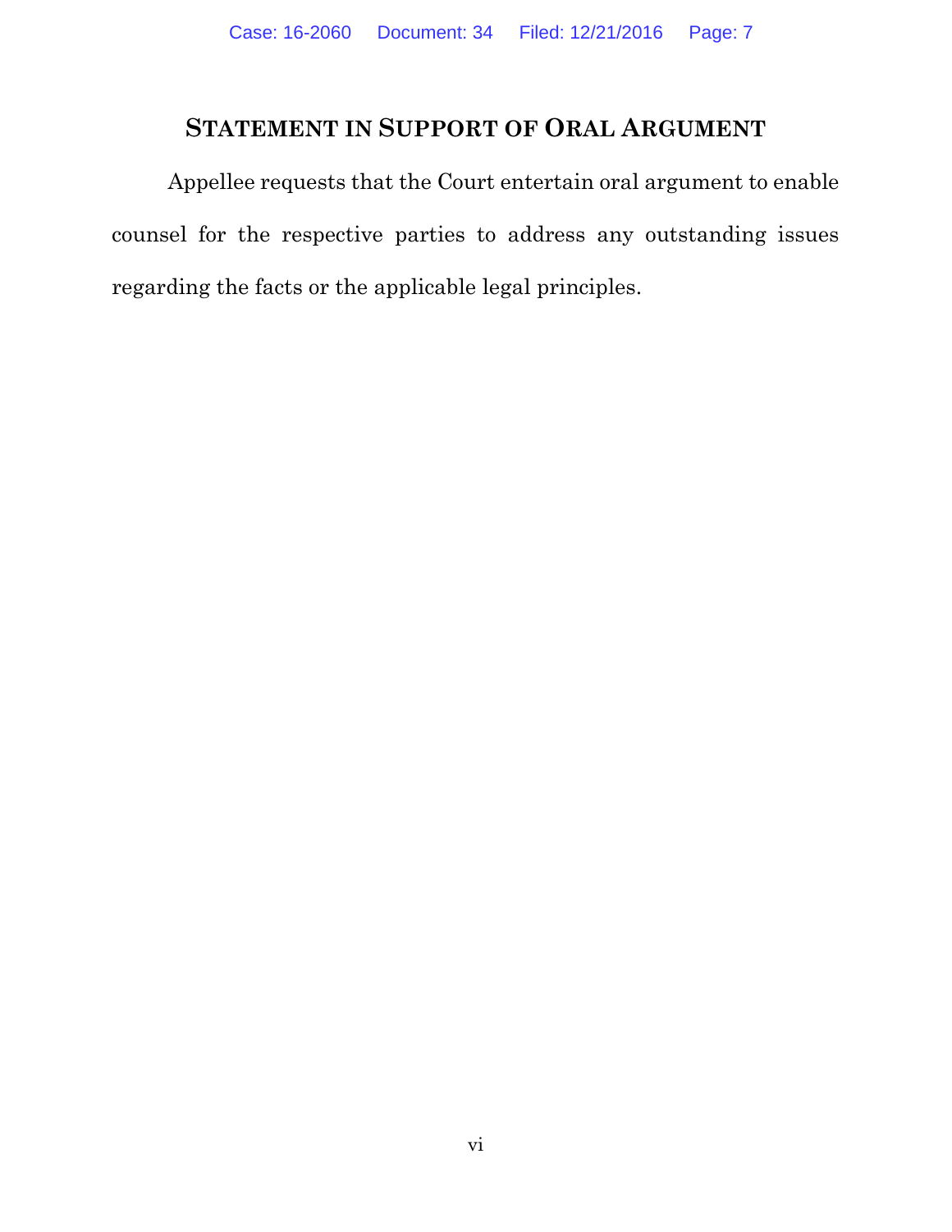## STATEMENT IN SUPPORT OF ORAL ARGUMENT

Appellee requests that the Court entertain oral argument to enable counsel for the respective parties to address any outstanding issues regarding the facts or the applicable legal principles.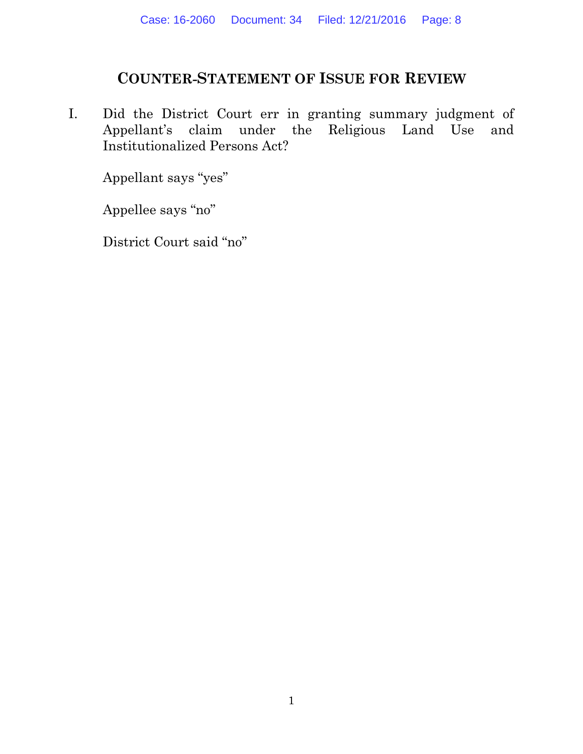## COUNTER-STATEMENT OF ISSUE FOR REVIEW

I. Did the District Court err in granting summary judgment of Appellant's claim under the Religious Land Use and Institutionalized Persons Act?

Appellant says "yes"

Appellee says "no"

District Court said "no"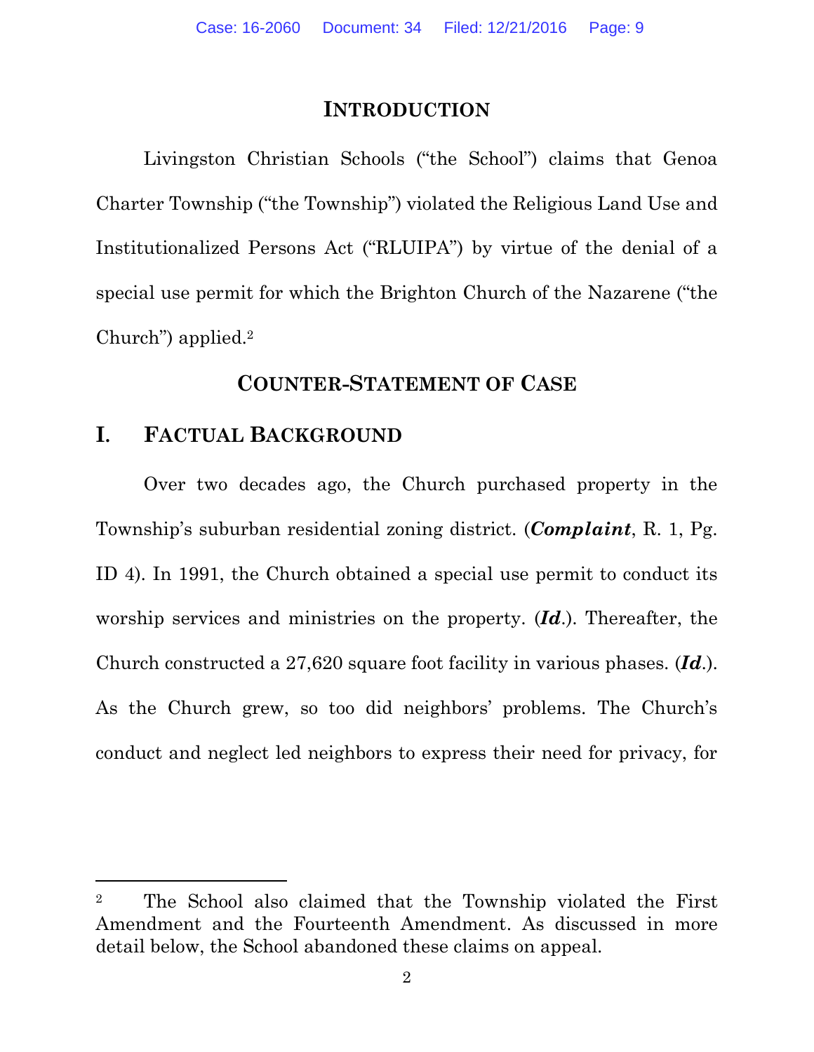## INTRODUCTION

Livingston Christian Schools ("the School") claims that Genoa Charter Township ("the Township") violated the Religious Land Use and Institutionalized Persons Act ("RLUIPA") by virtue of the denial of a special use permit for which the Brighton Church of the Nazarene ("the Church") applied.[2]

## COUNTER-STATEMENT OF CASE

### I. FACTUAL BACKGROUND

Over two decades ago, the Church purchased property in the Township's suburban residential zoning district. (***Complaint***, R. 1, Pg. ID 4). In 1991, the Church obtained a special use permit to conduct its worship services and ministries on the property. (***Id***.). Thereafter, the Church constructed a 27,620 square foot facility in various phases. (***Id***.). As the Church grew, so too did neighbors' problems. The Church's conduct and neglect led neighbors to express their need for privacy, for

---

[2] The School also claimed that the Township violated the First Amendment and the Fourteenth Amendment. As discussed in more detail below, the School abandoned these claims on appeal.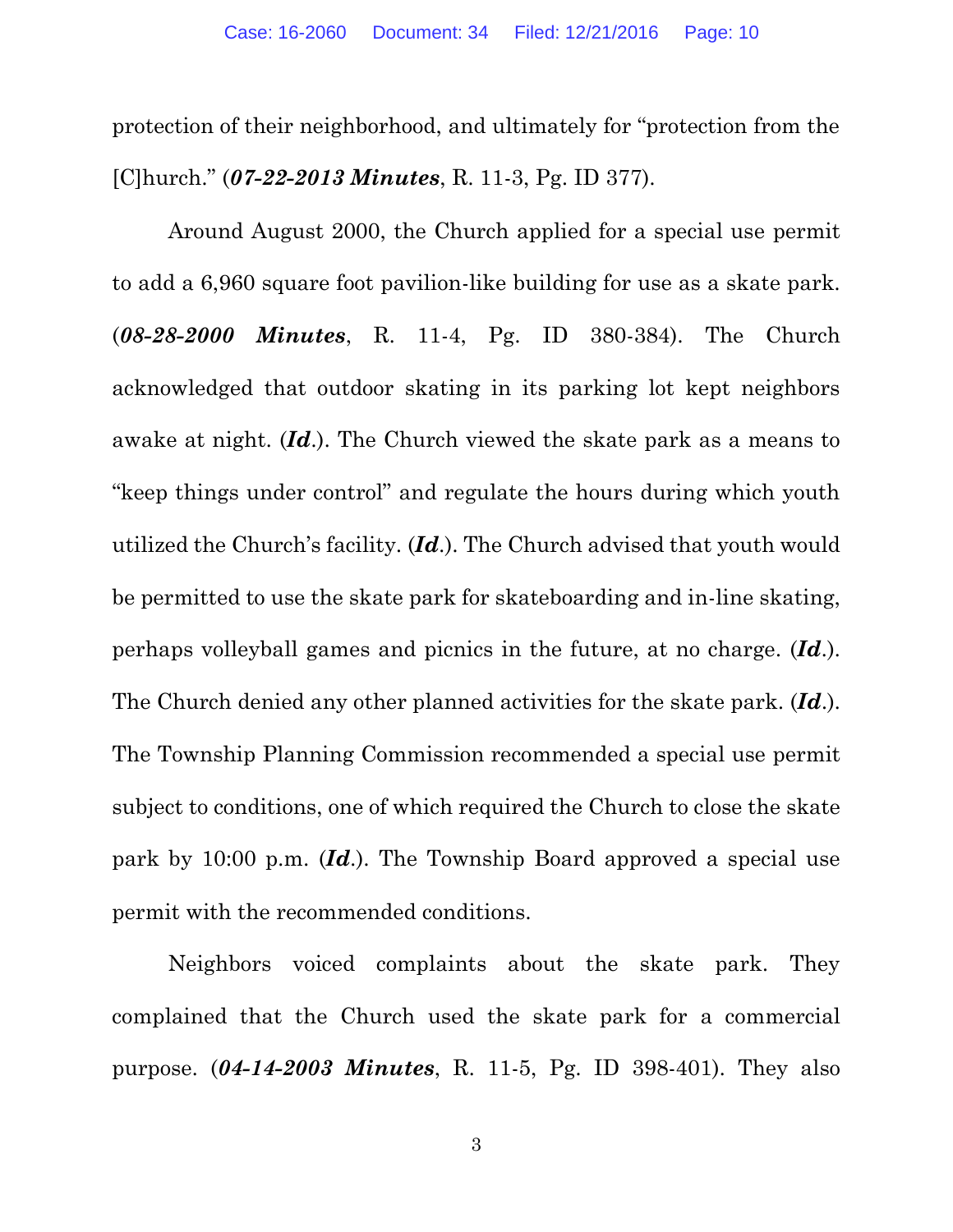protection of their neighborhood, and ultimately for "protection from the [C]hurch." (***07-22-2013 Minutes***, R. 11-3, Pg. ID 377).

Around August 2000, the Church applied for a special use permit to add a 6,960 square foot pavilion-like building for use as a skate park. (***08-28-2000 Minutes***, R. 11-4, Pg. ID 380-384). The Church acknowledged that outdoor skating in its parking lot kept neighbors awake at night. (***Id***.). The Church viewed the skate park as a means to "keep things under control" and regulate the hours during which youth utilized the Church's facility. (***Id***.). The Church advised that youth would be permitted to use the skate park for skateboarding and in-line skating, perhaps volleyball games and picnics in the future, at no charge. (***Id***.). The Church denied any other planned activities for the skate park. (***Id***.). The Township Planning Commission recommended a special use permit subject to conditions, one of which required the Church to close the skate park by 10:00 p.m. (***Id***.). The Township Board approved a special use permit with the recommended conditions.

Neighbors voiced complaints about the skate park. They complained that the Church used the skate park for a commercial purpose. (***04-14-2003 Minutes***, R. 11-5, Pg. ID 398-401). They also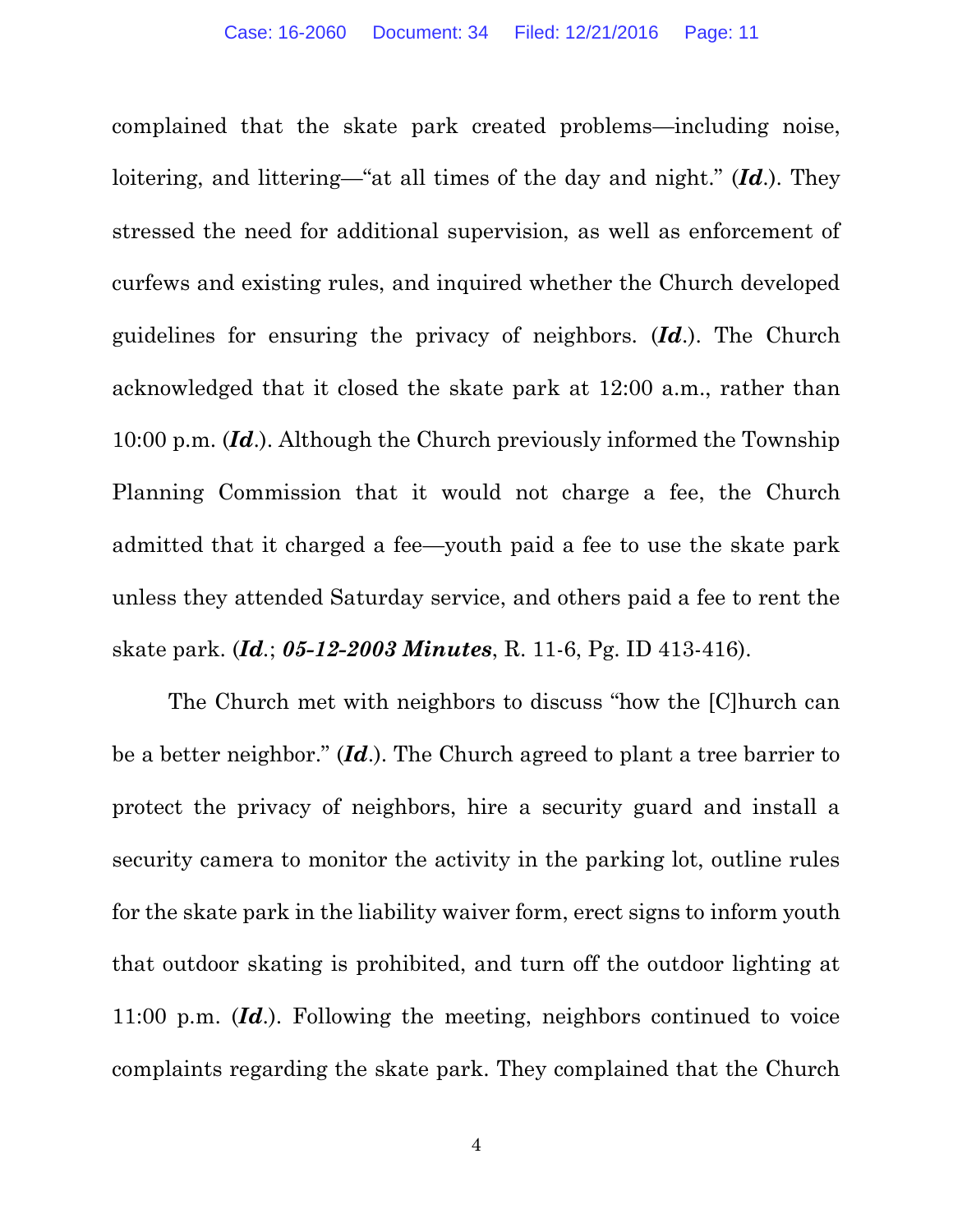complained that the skate park created problems—including noise, loitering, and littering—"at all times of the day and night." (***Id***.). They stressed the need for additional supervision, as well as enforcement of curfews and existing rules, and inquired whether the Church developed guidelines for ensuring the privacy of neighbors. (***Id***.). The Church acknowledged that it closed the skate park at 12:00 a.m., rather than 10:00 p.m. (***Id***.). Although the Church previously informed the Township Planning Commission that it would not charge a fee, the Church admitted that it charged a fee—youth paid a fee to use the skate park unless they attended Saturday service, and others paid a fee to rent the skate park. (***Id***.; ***05-12-2003 Minutes***, R. 11-6, Pg. ID 413-416).

The Church met with neighbors to discuss "how the [C]hurch can be a better neighbor." (***Id***.). The Church agreed to plant a tree barrier to protect the privacy of neighbors, hire a security guard and install a security camera to monitor the activity in the parking lot, outline rules for the skate park in the liability waiver form, erect signs to inform youth that outdoor skating is prohibited, and turn off the outdoor lighting at 11:00 p.m. (***Id***.). Following the meeting, neighbors continued to voice complaints regarding the skate park. They complained that the Church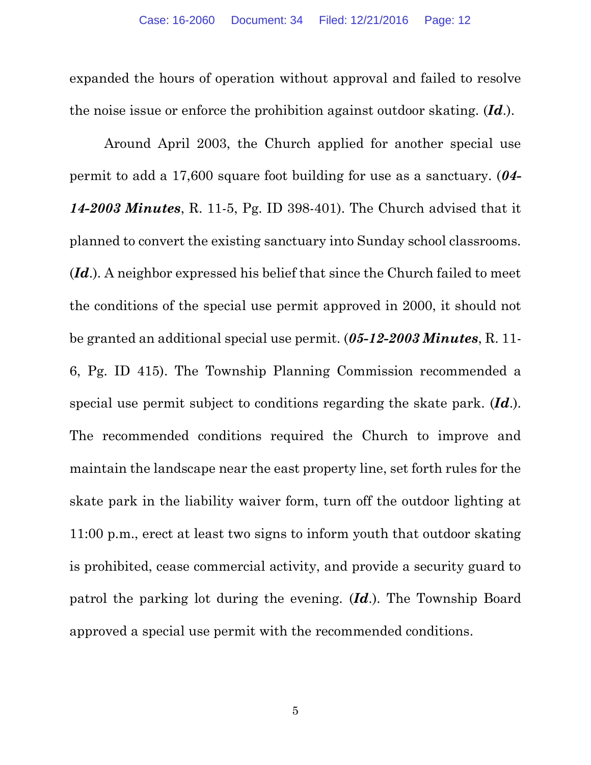expanded the hours of operation without approval and failed to resolve the noise issue or enforce the prohibition against outdoor skating. (***Id***.).

Around April 2003, the Church applied for another special use permit to add a 17,600 square foot building for use as a sanctuary. (***04-14-2003 Minutes***, R. 11-5, Pg. ID 398-401). The Church advised that it planned to convert the existing sanctuary into Sunday school classrooms. (***Id***.). A neighbor expressed his belief that since the Church failed to meet the conditions of the special use permit approved in 2000, it should not be granted an additional special use permit. (***05-12-2003 Minutes***, R. 11-6, Pg. ID 415). The Township Planning Commission recommended a special use permit subject to conditions regarding the skate park. (***Id***.). The recommended conditions required the Church to improve and maintain the landscape near the east property line, set forth rules for the skate park in the liability waiver form, turn off the outdoor lighting at 11:00 p.m., erect at least two signs to inform youth that outdoor skating is prohibited, cease commercial activity, and provide a security guard to patrol the parking lot during the evening. (***Id***.). The Township Board approved a special use permit with the recommended conditions.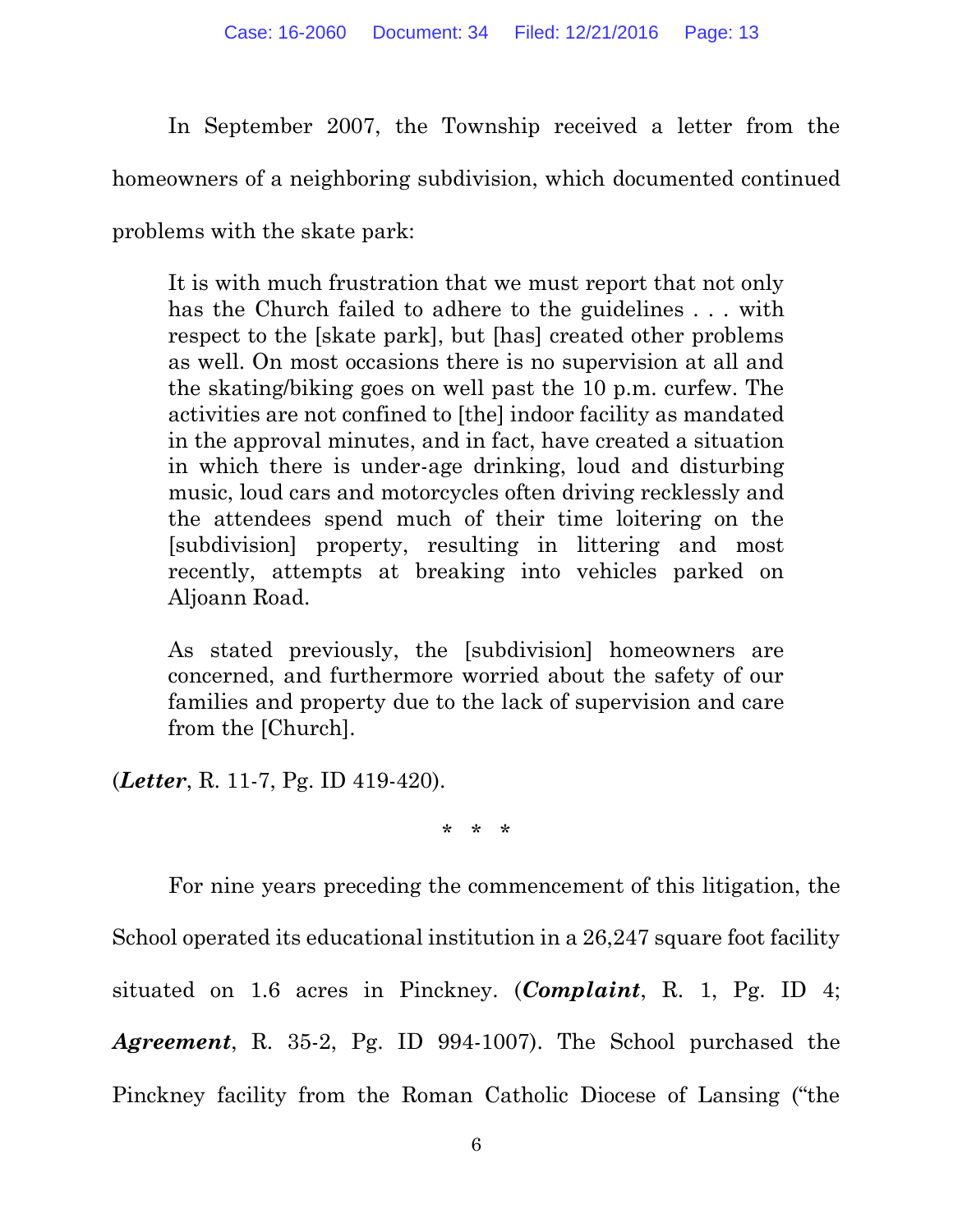In September 2007, the Township received a letter from the homeowners of a neighboring subdivision, which documented continued problems with the skate park:

> It is with much frustration that we must report that not only has the Church failed to adhere to the guidelines . . . with respect to the [skate park], but [has] created other problems as well. On most occasions there is no supervision at all and the skating/biking goes on well past the 10 p.m. curfew. The activities are not confined to [the] indoor facility as mandated in the approval minutes, and in fact, have created a situation in which there is under-age drinking, loud and disturbing music, loud cars and motorcycles often driving recklessly and the attendees spend much of their time loitering on the [subdivision] property, resulting in littering and most recently, attempts at breaking into vehicles parked on Aljoann Road.
>
> As stated previously, the [subdivision] homeowners are concerned, and furthermore worried about the safety of our families and property due to the lack of supervision and care from the [Church].

(***Letter***, R. 11-7, Pg. ID 419-420).

\* \* \*

For nine years preceding the commencement of this litigation, the School operated its educational institution in a 26,247 square foot facility situated on 1.6 acres in Pinckney. (***Complaint***, R. 1, Pg. ID 4; ***Agreement***, R. 35-2, Pg. ID 994-1007). The School purchased the Pinckney facility from the Roman Catholic Diocese of Lansing ("the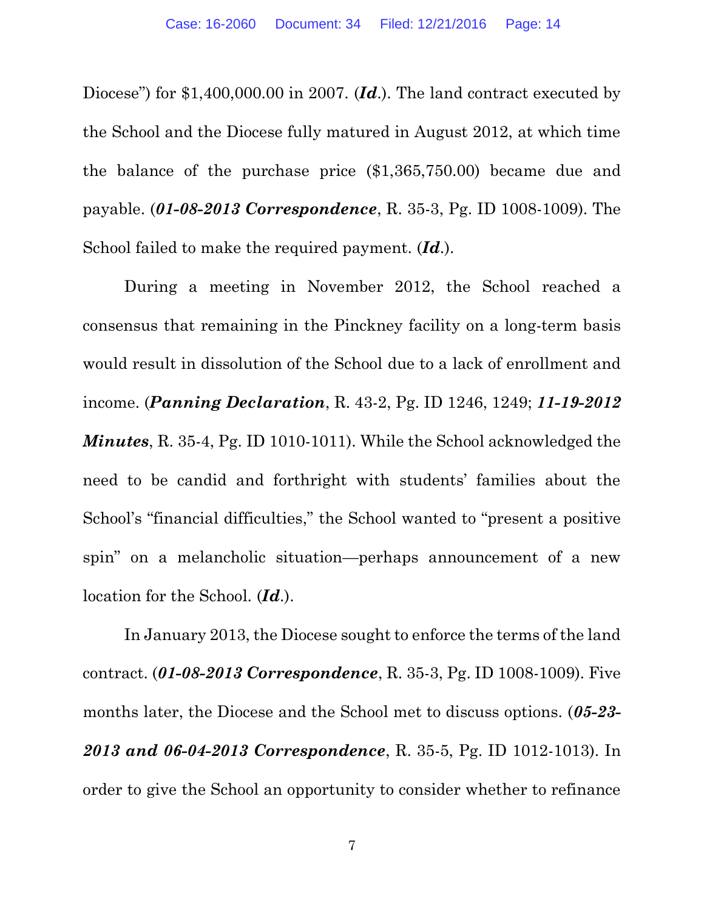Diocese") for $1,400,000.00 in 2007. (***Id***.). The land contract executed by the School and the Diocese fully matured in August 2012, at which time the balance of the purchase price ($1,365,750.00) became due and payable. (***01-08-2013 Correspondence***, R. 35-3, Pg. ID 1008-1009). The School failed to make the required payment. (***Id***.).

During a meeting in November 2012, the School reached a consensus that remaining in the Pinckney facility on a long-term basis would result in dissolution of the School due to a lack of enrollment and income. (***Panning Declaration***, R. 43-2, Pg. ID 1246, 1249; ***11-19-2012 Minutes***, R. 35-4, Pg. ID 1010-1011). While the School acknowledged the need to be candid and forthright with students' families about the School's "financial difficulties," the School wanted to "present a positive spin" on a melancholic situation—perhaps announcement of a new location for the School. (***Id***.).

In January 2013, the Diocese sought to enforce the terms of the land contract. (***01-08-2013 Correspondence***, R. 35-3, Pg. ID 1008-1009). Five months later, the Diocese and the School met to discuss options. (***05-23-2013 and 06-04-2013 Correspondence***, R. 35-5, Pg. ID 1012-1013). In order to give the School an opportunity to consider whether to refinance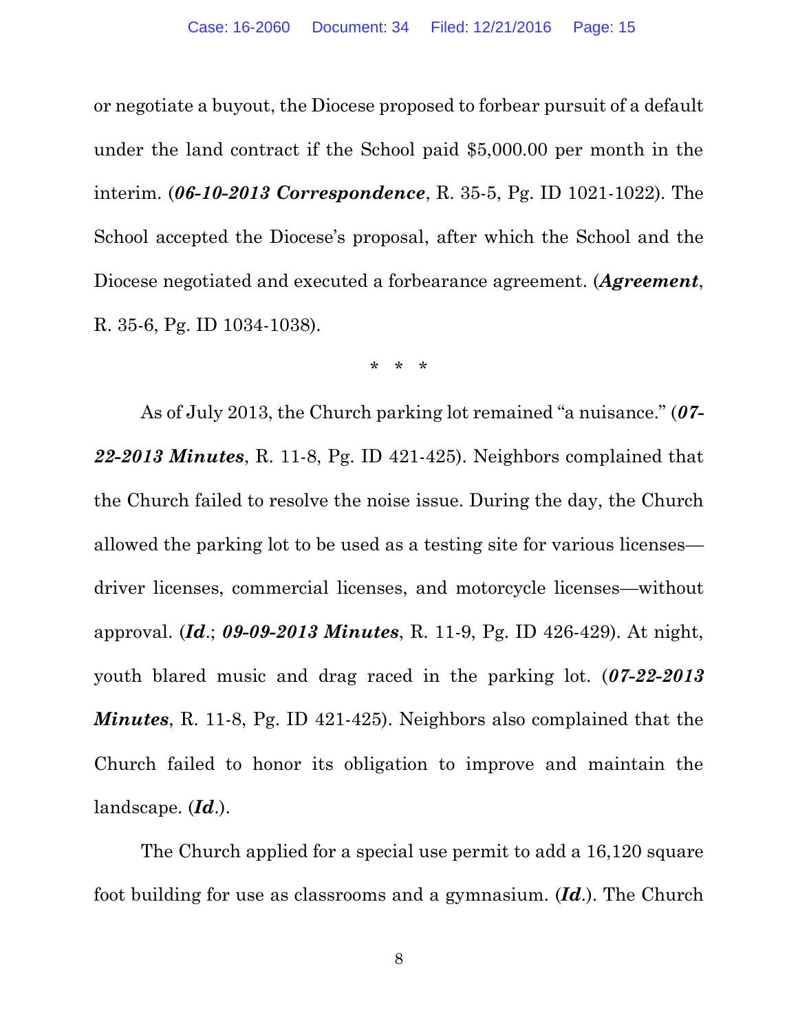or negotiate a buyout, the Diocese proposed to forbear pursuit of a default under the land contract if the School paid $5,000.00 per month in the interim. (***06-10-2013 Correspondence***, R. 35-5, Pg. ID 1021-1022). The School accepted the Diocese's proposal, after which the School and the Diocese negotiated and executed a forbearance agreement. (***Agreement***, R. 35-6, Pg. ID 1034-1038).

\* \* \*

As of July 2013, the Church parking lot remained "a nuisance." (***07-22-2013 Minutes***, R. 11-8, Pg. ID 421-425). Neighbors complained that the Church failed to resolve the noise issue. During the day, the Church allowed the parking lot to be used as a testing site for various licenses—driver licenses, commercial licenses, and motorcycle licenses—without approval. (***Id***.; ***09-09-2013 Minutes***, R. 11-9, Pg. ID 426-429). At night, youth blared music and drag raced in the parking lot. (***07-22-2013 Minutes***, R. 11-8, Pg. ID 421-425). Neighbors also complained that the Church failed to honor its obligation to improve and maintain the landscape. (***Id***.).

The Church applied for a special use permit to add a 16,120 square foot building for use as classrooms and a gymnasium. (***Id***.). The Church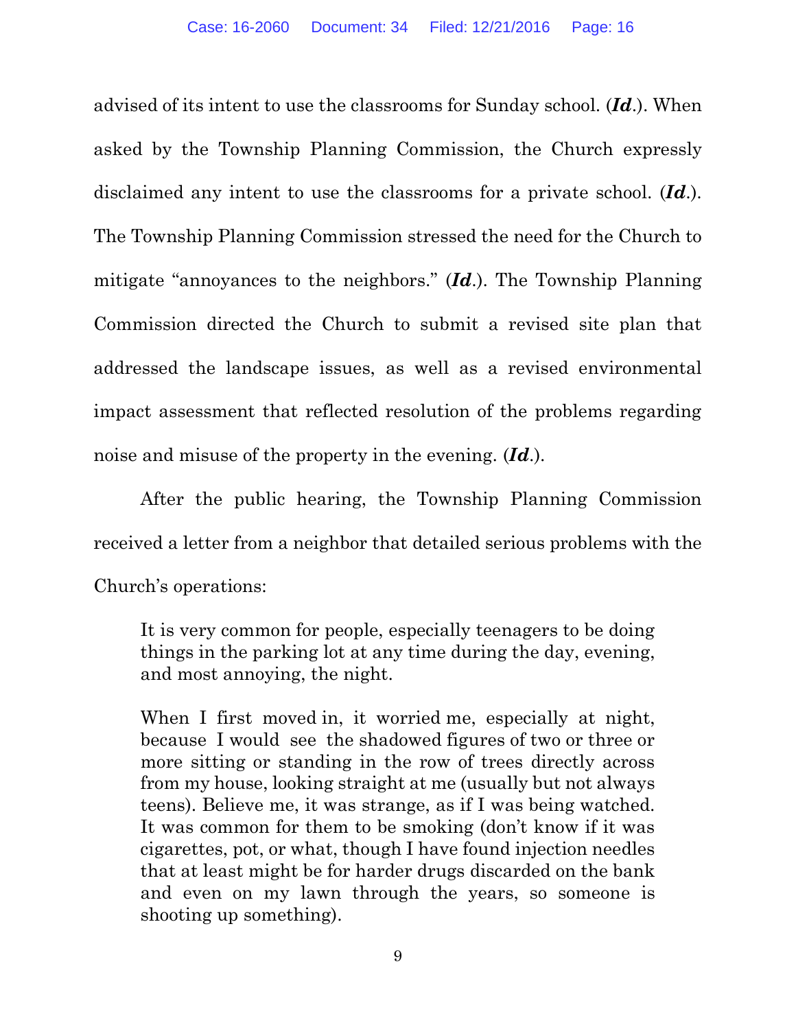advised of its intent to use the classrooms for Sunday school. (***Id***.). When asked by the Township Planning Commission, the Church expressly disclaimed any intent to use the classrooms for a private school. (***Id***.). The Township Planning Commission stressed the need for the Church to mitigate "annoyances to the neighbors." (***Id***.). The Township Planning Commission directed the Church to submit a revised site plan that addressed the landscape issues, as well as a revised environmental impact assessment that reflected resolution of the problems regarding noise and misuse of the property in the evening. (***Id***.).

After the public hearing, the Township Planning Commission received a letter from a neighbor that detailed serious problems with the Church's operations:

> It is very common for people, especially teenagers to be doing things in the parking lot at any time during the day, evening, and most annoying, the night.
>
> When I first moved in, it worried me, especially at night, because I would see the shadowed figures of two or three or more sitting or standing in the row of trees directly across from my house, looking straight at me (usually but not always teens). Believe me, it was strange, as if I was being watched. It was common for them to be smoking (don't know if it was cigarettes, pot, or what, though I have found injection needles that at least might be for harder drugs discarded on the bank and even on my lawn through the years, so someone is shooting up something).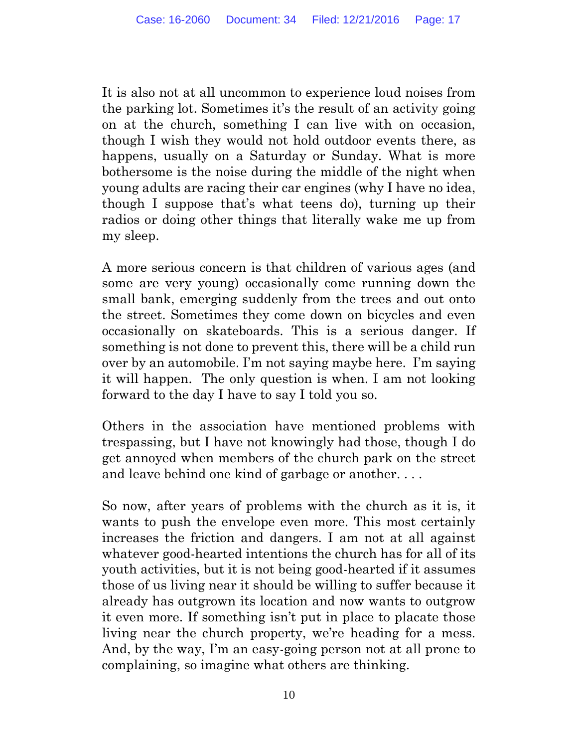It is also not at all uncommon to experience loud noises from the parking lot. Sometimes it's the result of an activity going on at the church, something I can live with on occasion, though I wish they would not hold outdoor events there, as happens, usually on a Saturday or Sunday. What is more bothersome is the noise during the middle of the night when young adults are racing their car engines (why I have no idea, though I suppose that's what teens do), turning up their radios or doing other things that literally wake me up from my sleep.

A more serious concern is that children of various ages (and some are very young) occasionally come running down the small bank, emerging suddenly from the trees and out onto the street. Sometimes they come down on bicycles and even occasionally on skateboards. This is a serious danger. If something is not done to prevent this, there will be a child run over by an automobile. I'm not saying maybe here. I'm saying it will happen. The only question is when. I am not looking forward to the day I have to say I told you so.

Others in the association have mentioned problems with trespassing, but I have not knowingly had those, though I do get annoyed when members of the church park on the street and leave behind one kind of garbage or another. . . .

So now, after years of problems with the church as it is, it wants to push the envelope even more. This most certainly increases the friction and dangers. I am not at all against whatever good-hearted intentions the church has for all of its youth activities, but it is not being good-hearted if it assumes those of us living near it should be willing to suffer because it already has outgrown its location and now wants to outgrow it even more. If something isn't put in place to placate those living near the church property, we're heading for a mess. And, by the way, I'm an easy-going person not at all prone to complaining, so imagine what others are thinking.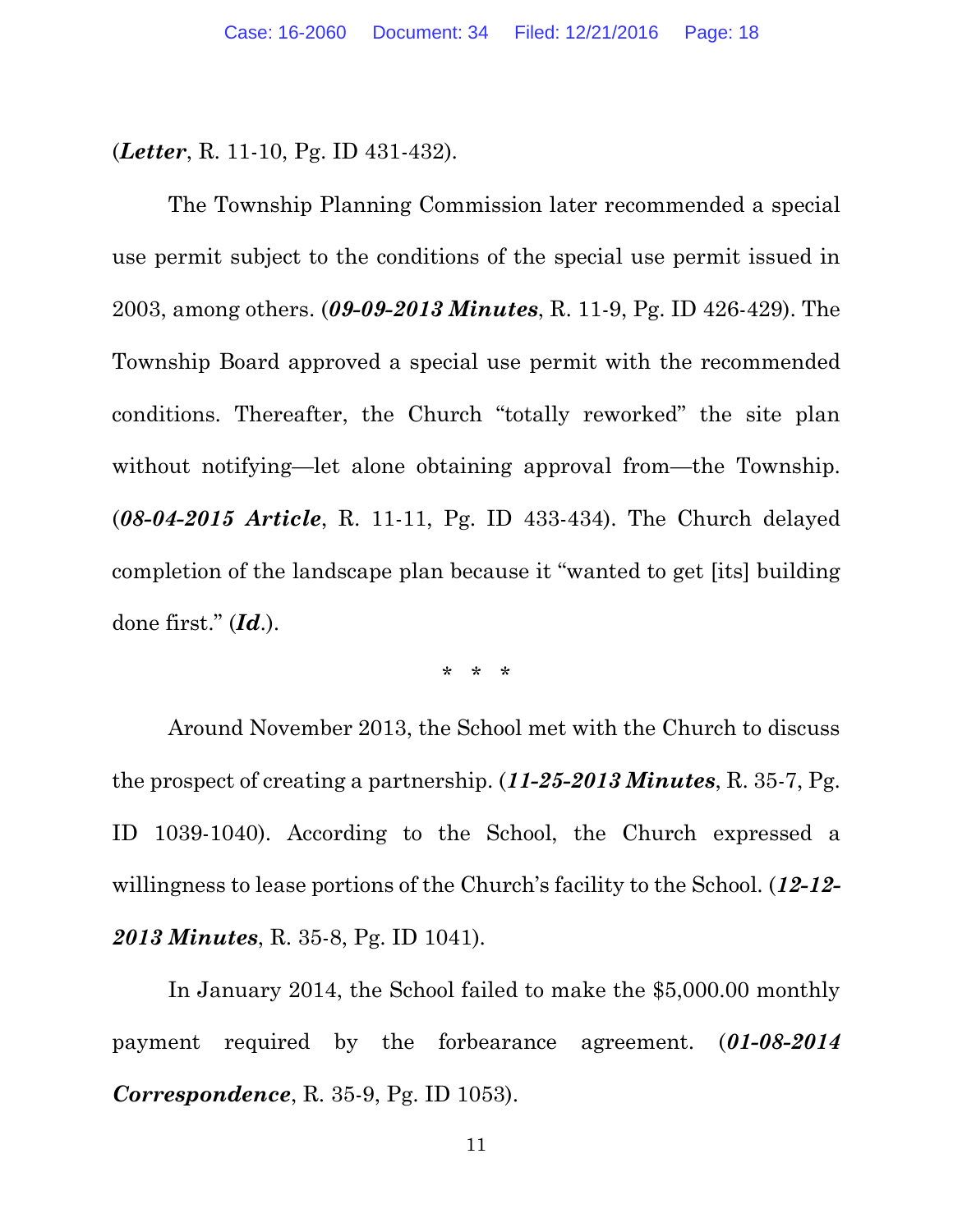(***Letter***, R. 11-10, Pg. ID 431-432).

The Township Planning Commission later recommended a special use permit subject to the conditions of the special use permit issued in 2003, among others. (***09-09-2013 Minutes***, R. 11-9, Pg. ID 426-429). The Township Board approved a special use permit with the recommended conditions. Thereafter, the Church "totally reworked" the site plan without notifying—let alone obtaining approval from—the Township. (***08-04-2015 Article***, R. 11-11, Pg. ID 433-434). The Church delayed completion of the landscape plan because it "wanted to get [its] building done first." (***Id***.).

\* \* \*

Around November 2013, the School met with the Church to discuss the prospect of creating a partnership. (***11-25-2013 Minutes***, R. 35-7, Pg. ID 1039-1040). According to the School, the Church expressed a willingness to lease portions of the Church's facility to the School. (***12-12-2013 Minutes***, R. 35-8, Pg. ID 1041).

In January 2014, the School failed to make the $5,000.00 monthly payment required by the forbearance agreement. (***01-08-2014 Correspondence***, R. 35-9, Pg. ID 1053).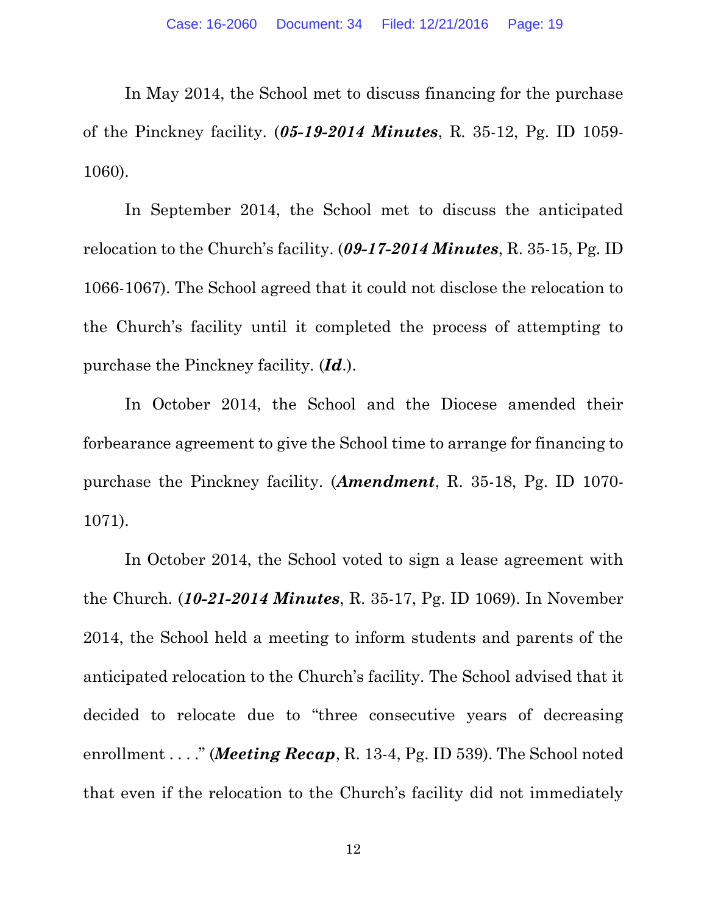In May 2014, the School met to discuss financing for the purchase of the Pinckney facility. (***05-19-2014 Minutes***, R. 35-12, Pg. ID 1059-1060).

In September 2014, the School met to discuss the anticipated relocation to the Church's facility. (***09-17-2014 Minutes***, R. 35-15, Pg. ID 1066-1067). The School agreed that it could not disclose the relocation to the Church's facility until it completed the process of attempting to purchase the Pinckney facility. (***Id***.).

In October 2014, the School and the Diocese amended their forbearance agreement to give the School time to arrange for financing to purchase the Pinckney facility. (***Amendment***, R. 35-18, Pg. ID 1070-1071).

In October 2014, the School voted to sign a lease agreement with the Church. (***10-21-2014 Minutes***, R. 35-17, Pg. ID 1069). In November 2014, the School held a meeting to inform students and parents of the anticipated relocation to the Church's facility. The School advised that it decided to relocate due to "three consecutive years of decreasing enrollment . . . ." (***Meeting Recap***, R. 13-4, Pg. ID 539). The School noted that even if the relocation to the Church's facility did not immediately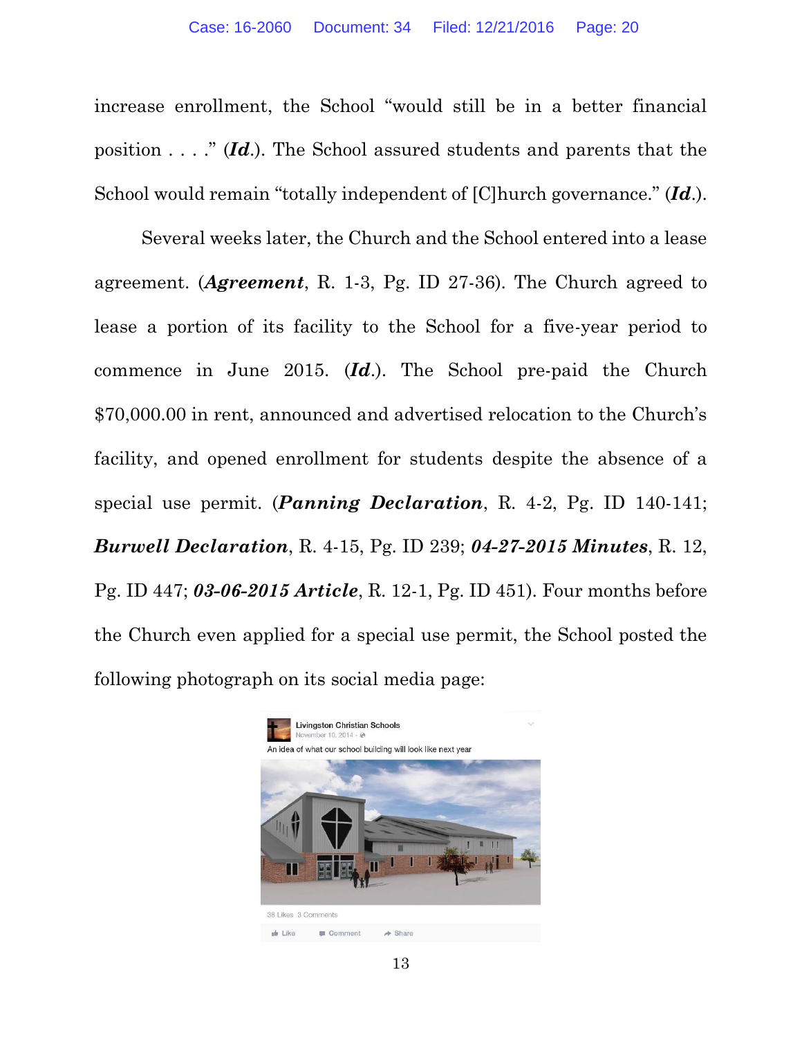increase enrollment, the School "would still be in a better financial position . . . ." (***Id.***). The School assured students and parents that the School would remain "totally independent of [C]hurch governance." (***Id.***).

Several weeks later, the Church and the School entered into a lease agreement. (***Agreement***, R. 1-3, Pg. ID 27-36). The Church agreed to lease a portion of its facility to the School for a five-year period to commence in June 2015. (***Id.***). The School pre-paid the Church \$70,000.00 in rent, announced and advertised relocation to the Church's facility, and opened enrollment for students despite the absence of a special use permit. (***Panning Declaration***, R. 4-2, Pg. ID 140-141; ***Burwell Declaration***, R. 4-15, Pg. ID 239; ***04-27-2015 Minutes***, R. 12, Pg. ID 447; ***03-06-2015 Article***, R. 12-1, Pg. ID 451). Four months before the Church even applied for a special use permit, the School posted the following photograph on its social media page:

Livingston Christian Schools
November 10, 2014
An idea of what our school building will look like next year

38 Likes 3 Comments

Like Comment Share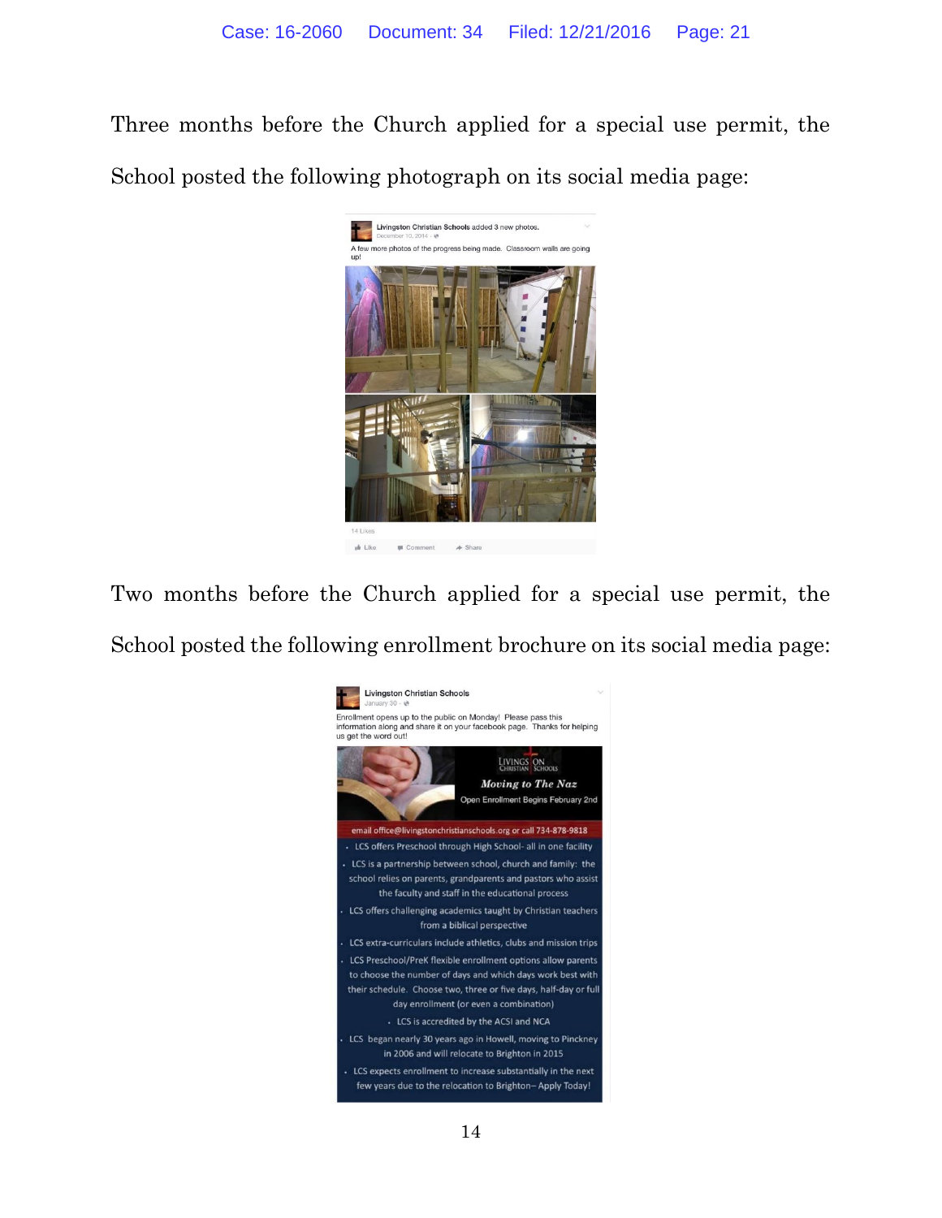Three months before the Church applied for a special use permit, the School posted the following photograph on its social media page:

Livingston Christian Schools added 3 new photos.
December 10, 2014

A few more photos of the progress being made. Classroom walls are going up!

14 Likes

Like Comment Share

Two months before the Church applied for a special use permit, the School posted the following enrollment brochure on its social media page:

Livingston Christian Schools
January 30

Enrollment opens up to the public on Monday! Please pass this information along and share it on your facebook page. Thanks for helping us get the word out!

LIVINGSTON CHRISTIAN SCHOOLS

*Moving to The Naz*

Open Enrollment Begins February 2nd

email office@livingstonchristianschools.org or call 734-878-9818

- LCS offers Preschool through High School- all in one facility
- LCS is a partnership between school, church and family: the school relies on parents, grandparents and pastors who assist the faculty and staff in the educational process
- LCS offers challenging academics taught by Christian teachers from a biblical perspective
- LCS extra-curriculars include athletics, clubs and mission trips
- LCS Preschool/PreK flexible enrollment options allow parents to choose the number of days and which days work best with their schedule. Choose two, three or five days, half-day or full day enrollment (or even a combination)
- LCS is accredited by the ACSI and NCA
- LCS began nearly 30 years ago in Howell, moving to Pinckney in 2006 and will relocate to Brighton in 2015
- LCS expects enrollment to increase substantially in the next few years due to the relocation to Brighton– Apply Today!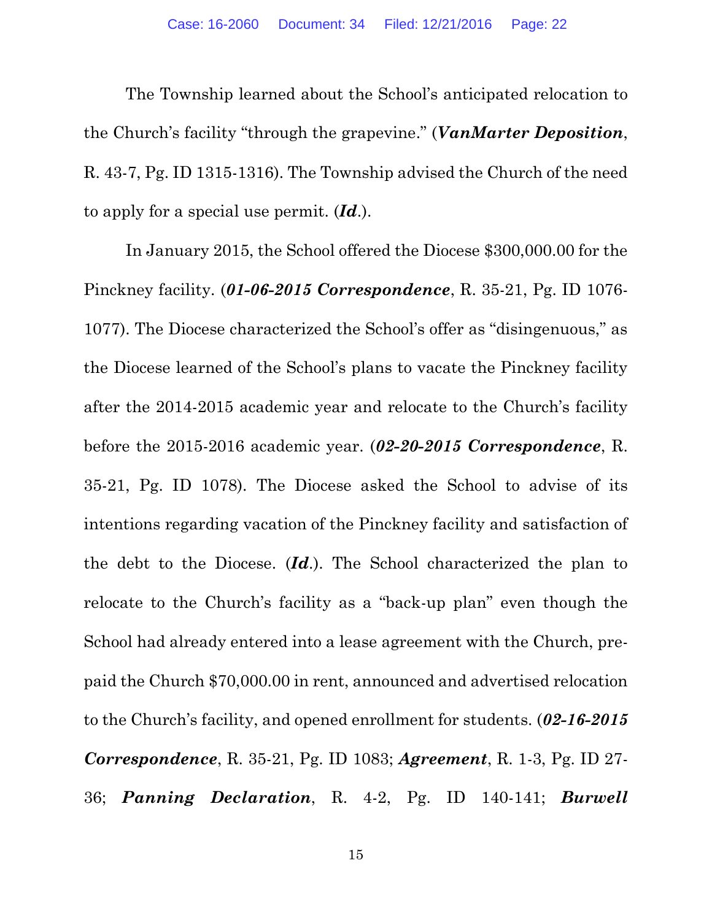The Township learned about the School's anticipated relocation to the Church's facility "through the grapevine." (***VanMarter Deposition***, R. 43-7, Pg. ID 1315-1316). The Township advised the Church of the need to apply for a special use permit. (***Id***.).

In January 2015, the School offered the Diocese $300,000.00 for the Pinckney facility. (***01-06-2015 Correspondence***, R. 35-21, Pg. ID 1076-1077). The Diocese characterized the School's offer as "disingenuous," as the Diocese learned of the School's plans to vacate the Pinckney facility after the 2014-2015 academic year and relocate to the Church's facility before the 2015-2016 academic year. (***02-20-2015 Correspondence***, R. 35-21, Pg. ID 1078). The Diocese asked the School to advise of its intentions regarding vacation of the Pinckney facility and satisfaction of the debt to the Diocese. (***Id***.). The School characterized the plan to relocate to the Church's facility as a "back-up plan" even though the School had already entered into a lease agreement with the Church, pre-paid the Church $70,000.00 in rent, announced and advertised relocation to the Church's facility, and opened enrollment for students. (***02-16-2015 Correspondence***, R. 35-21, Pg. ID 1083; ***Agreement***, R. 1-3, Pg. ID 27-36; ***Panning Declaration***, R. 4-2, Pg. ID 140-141; ***Burwell***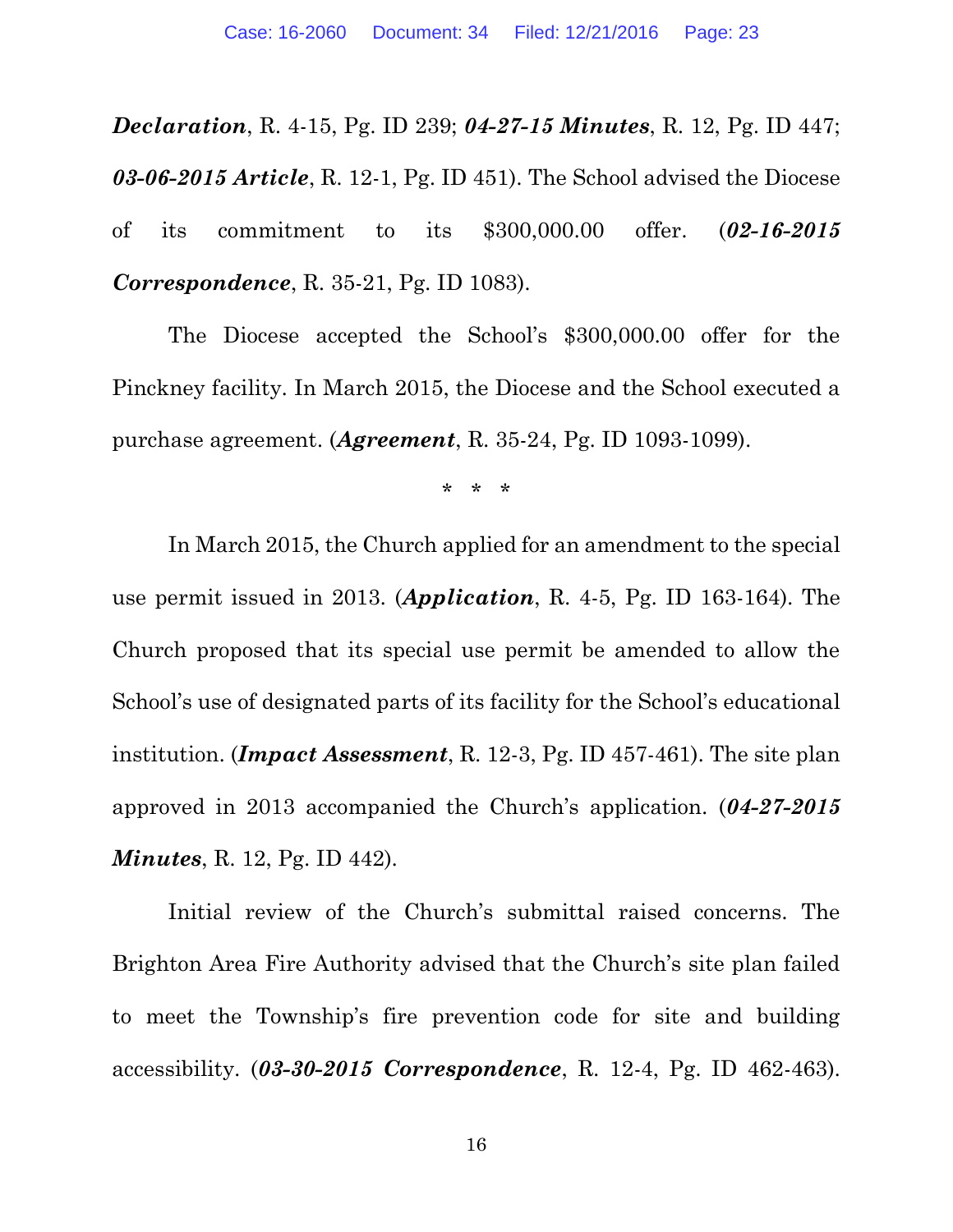***Declaration***, R. 4-15, Pg. ID 239; ***04-27-15 Minutes***, R. 12, Pg. ID 447; ***03-06-2015 Article***, R. 12-1, Pg. ID 451). The School advised the Diocese of its commitment to its $300,000.00 offer. (***02-16-2015 Correspondence***, R. 35-21, Pg. ID 1083).

The Diocese accepted the School's $300,000.00 offer for the Pinckney facility. In March 2015, the Diocese and the School executed a purchase agreement. (***Agreement***, R. 35-24, Pg. ID 1093-1099).

\* \* \*

In March 2015, the Church applied for an amendment to the special use permit issued in 2013. (***Application***, R. 4-5, Pg. ID 163-164). The Church proposed that its special use permit be amended to allow the School's use of designated parts of its facility for the School's educational institution. (***Impact Assessment***, R. 12-3, Pg. ID 457-461). The site plan approved in 2013 accompanied the Church's application. (***04-27-2015 Minutes***, R. 12, Pg. ID 442).

Initial review of the Church's submittal raised concerns. The Brighton Area Fire Authority advised that the Church's site plan failed to meet the Township's fire prevention code for site and building accessibility. (***03-30-2015 Correspondence***, R. 12-4, Pg. ID 462-463).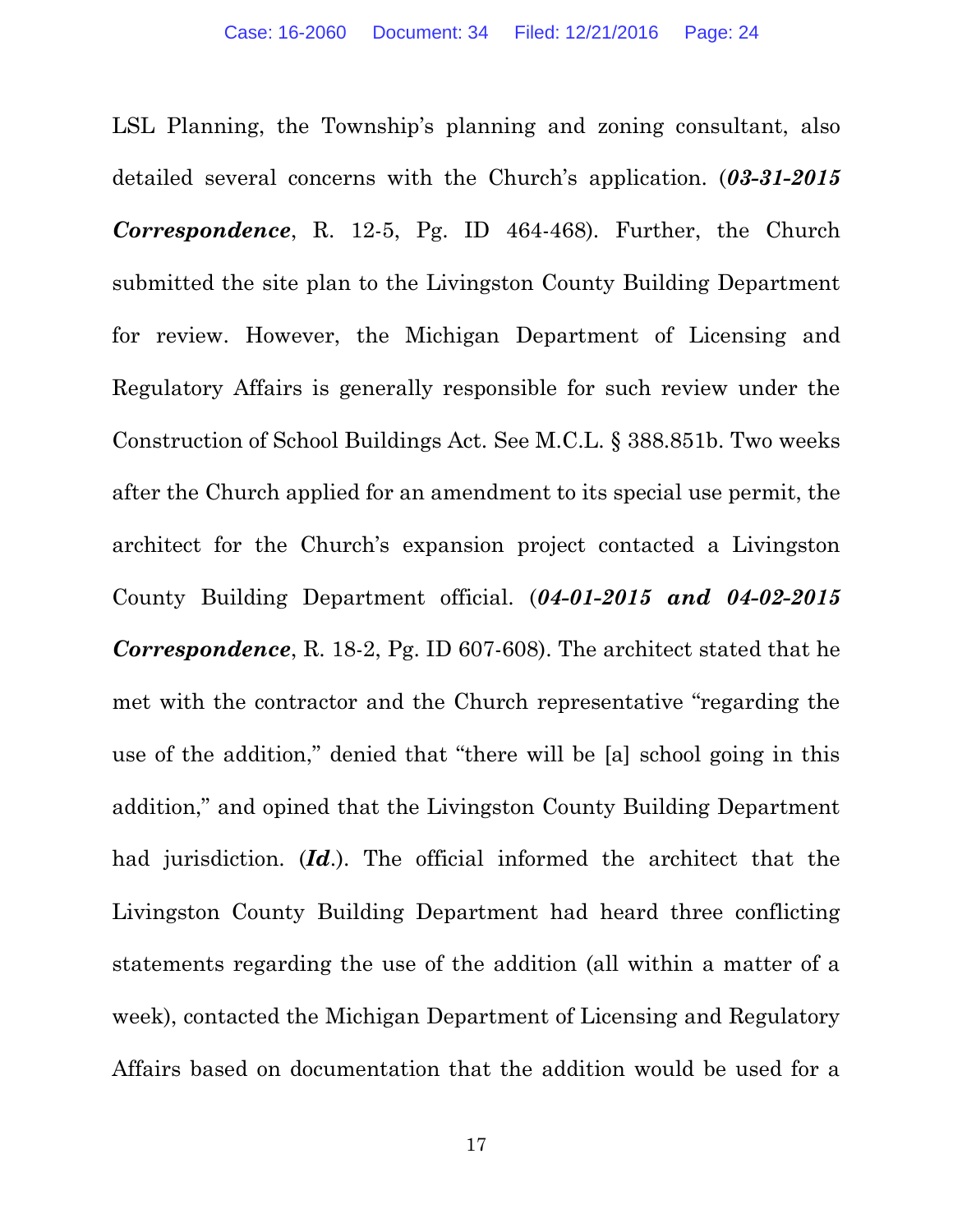LSL Planning, the Township's planning and zoning consultant, also detailed several concerns with the Church's application. (***03-31-2015 Correspondence***, R. 12-5, Pg. ID 464-468). Further, the Church submitted the site plan to the Livingston County Building Department for review. However, the Michigan Department of Licensing and Regulatory Affairs is generally responsible for such review under the Construction of School Buildings Act. See M.C.L. § 388.851b. Two weeks after the Church applied for an amendment to its special use permit, the architect for the Church's expansion project contacted a Livingston County Building Department official. (***04-01-2015 and 04-02-2015 Correspondence***, R. 18-2, Pg. ID 607-608). The architect stated that he met with the contractor and the Church representative "regarding the use of the addition," denied that "there will be [a] school going in this addition," and opined that the Livingston County Building Department had jurisdiction. (***Id***.). The official informed the architect that the Livingston County Building Department had heard three conflicting statements regarding the use of the addition (all within a matter of a week), contacted the Michigan Department of Licensing and Regulatory Affairs based on documentation that the addition would be used for a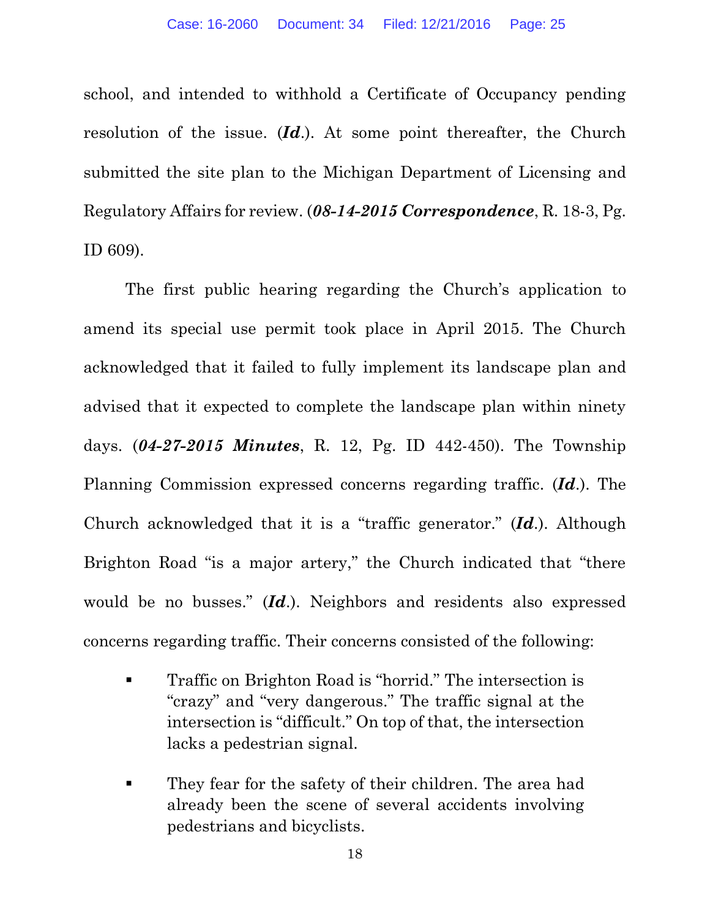school, and intended to withhold a Certificate of Occupancy pending resolution of the issue. (***Id***.). At some point thereafter, the Church submitted the site plan to the Michigan Department of Licensing and Regulatory Affairs for review. (***08-14-2015 Correspondence***, R. 18-3, Pg. ID 609).

The first public hearing regarding the Church's application to amend its special use permit took place in April 2015. The Church acknowledged that it failed to fully implement its landscape plan and advised that it expected to complete the landscape plan within ninety days. (***04-27-2015 Minutes***, R. 12, Pg. ID 442-450). The Township Planning Commission expressed concerns regarding traffic. (***Id***.). The Church acknowledged that it is a "traffic generator." (***Id***.). Although Brighton Road "is a major artery," the Church indicated that "there would be no busses." (***Id***.). Neighbors and residents also expressed concerns regarding traffic. Their concerns consisted of the following:

- Traffic on Brighton Road is "horrid." The intersection is "crazy" and "very dangerous." The traffic signal at the intersection is "difficult." On top of that, the intersection lacks a pedestrian signal.

- They fear for the safety of their children. The area had already been the scene of several accidents involving pedestrians and bicyclists.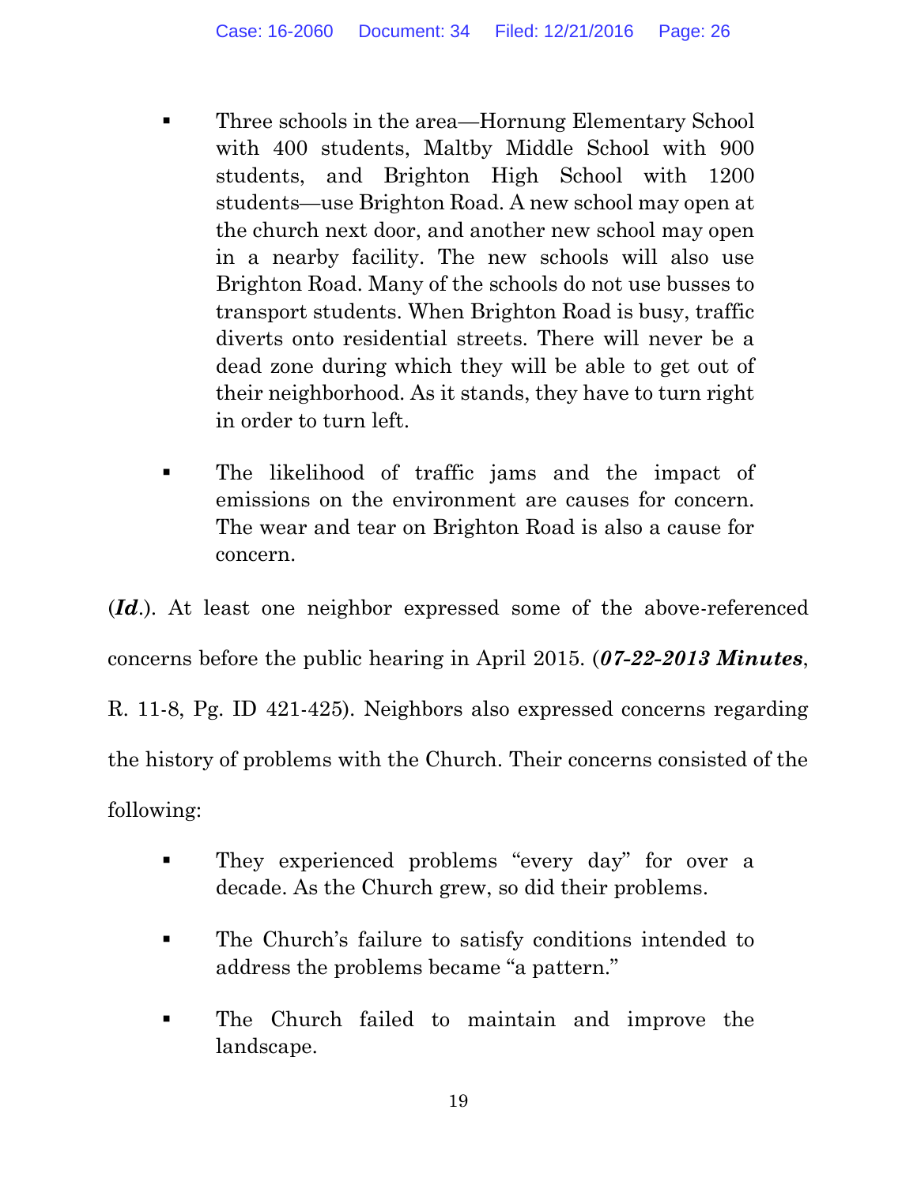- Three schools in the area—Hornung Elementary School with 400 students, Maltby Middle School with 900 students, and Brighton High School with 1200 students—use Brighton Road. A new school may open at the church next door, and another new school may open in a nearby facility. The new schools will also use Brighton Road. Many of the schools do not use busses to transport students. When Brighton Road is busy, traffic diverts onto residential streets. There will never be a dead zone during which they will be able to get out of their neighborhood. As it stands, they have to turn right in order to turn left.

- The likelihood of traffic jams and the impact of emissions on the environment are causes for concern. The wear and tear on Brighton Road is also a cause for concern.

(***Id***.). At least one neighbor expressed some of the above-referenced concerns before the public hearing in April 2015. (***07-22-2013 Minutes***, R. 11-8, Pg. ID 421-425). Neighbors also expressed concerns regarding the history of problems with the Church. Their concerns consisted of the following:

- They experienced problems "every day" for over a decade. As the Church grew, so did their problems.

- The Church's failure to satisfy conditions intended to address the problems became "a pattern."

- The Church failed to maintain and improve the landscape.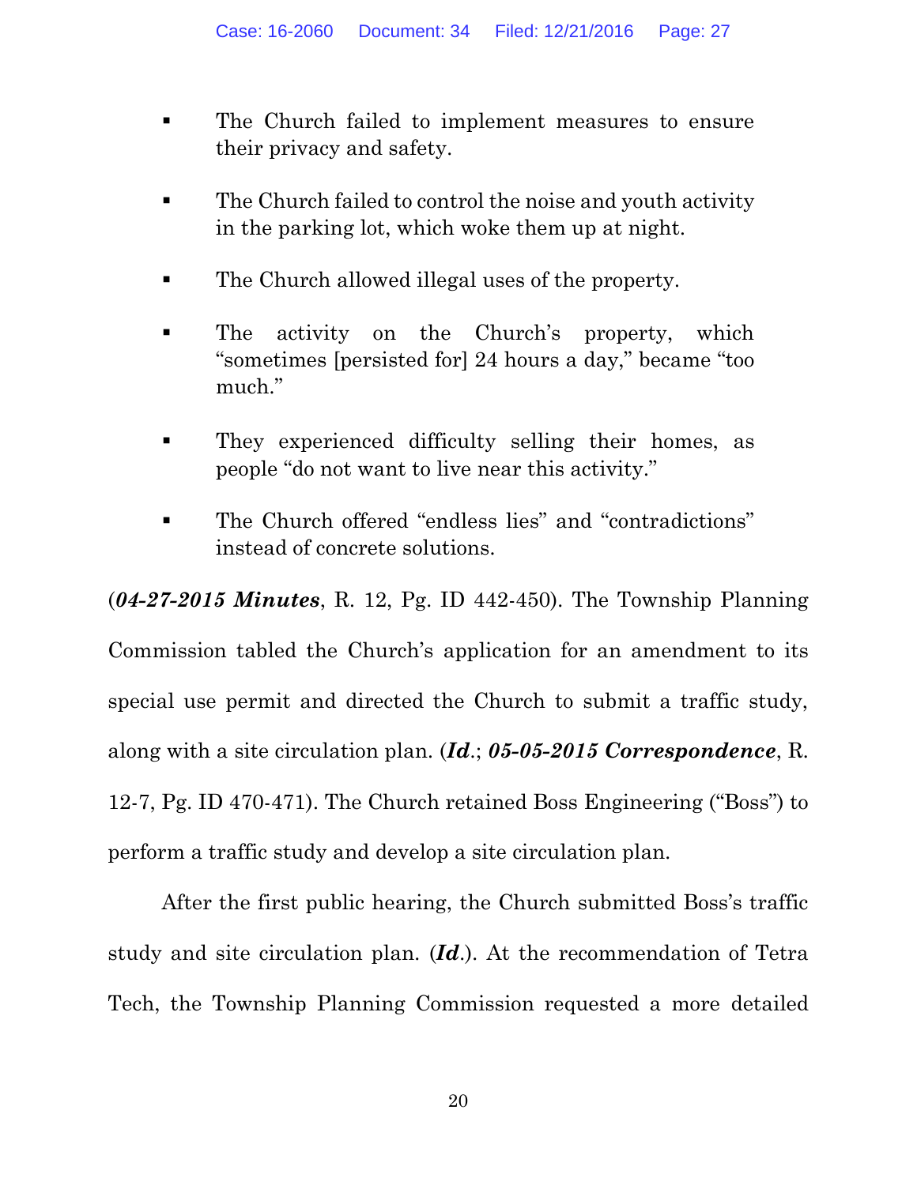- The Church failed to implement measures to ensure their privacy and safety.
- The Church failed to control the noise and youth activity in the parking lot, which woke them up at night.
- The Church allowed illegal uses of the property.
- The activity on the Church's property, which "sometimes [persisted for] 24 hours a day," became "too much."
- They experienced difficulty selling their homes, as people "do not want to live near this activity."
- The Church offered "endless lies" and "contradictions" instead of concrete solutions.

(***04-27-2015 Minutes***, R. 12, Pg. ID 442-450). The Township Planning Commission tabled the Church's application for an amendment to its special use permit and directed the Church to submit a traffic study, along with a site circulation plan. (***Id***.; ***05-05-2015 Correspondence***, R. 12-7, Pg. ID 470-471). The Church retained Boss Engineering ("Boss") to perform a traffic study and develop a site circulation plan.

After the first public hearing, the Church submitted Boss's traffic study and site circulation plan. (***Id***.). At the recommendation of Tetra Tech, the Township Planning Commission requested a more detailed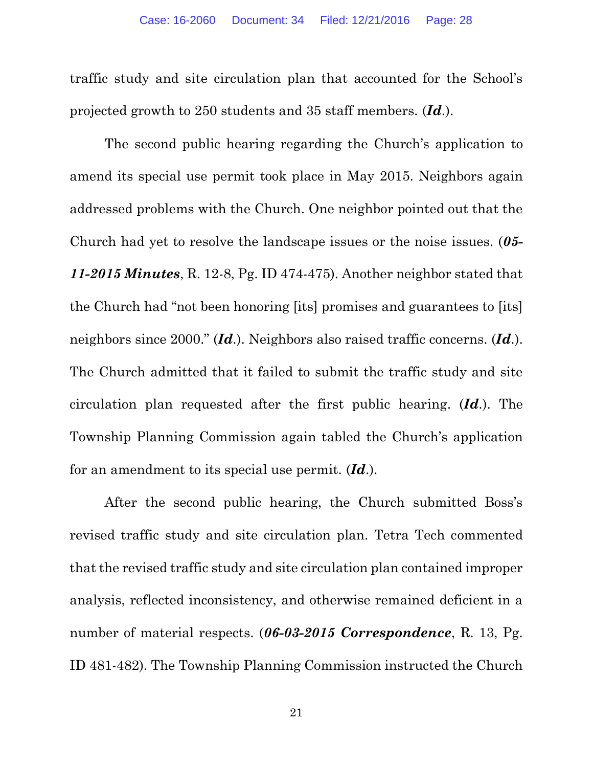traffic study and site circulation plan that accounted for the School's projected growth to 250 students and 35 staff members. (***Id***.).

The second public hearing regarding the Church's application to amend its special use permit took place in May 2015. Neighbors again addressed problems with the Church. One neighbor pointed out that the Church had yet to resolve the landscape issues or the noise issues. (***05-11-2015 Minutes***, R. 12-8, Pg. ID 474-475). Another neighbor stated that the Church had "not been honoring [its] promises and guarantees to [its] neighbors since 2000." (***Id***.). Neighbors also raised traffic concerns. (***Id***.). The Church admitted that it failed to submit the traffic study and site circulation plan requested after the first public hearing. (***Id***.). The Township Planning Commission again tabled the Church's application for an amendment to its special use permit. (***Id***.).

After the second public hearing, the Church submitted Boss's revised traffic study and site circulation plan. Tetra Tech commented that the revised traffic study and site circulation plan contained improper analysis, reflected inconsistency, and otherwise remained deficient in a number of material respects. (***06-03-2015 Correspondence***, R. 13, Pg. ID 481-482). The Township Planning Commission instructed the Church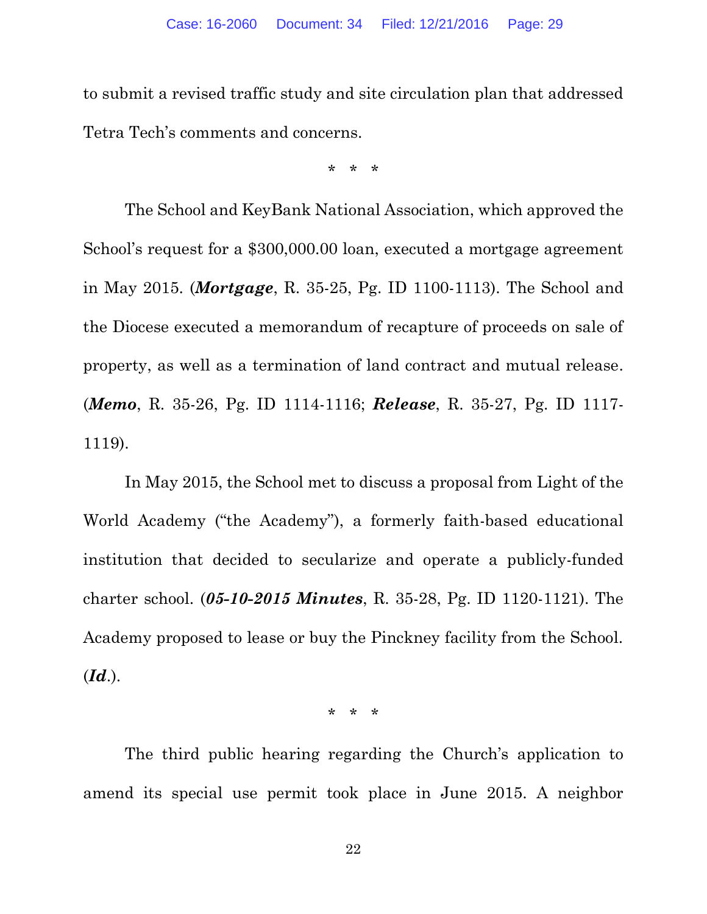to submit a revised traffic study and site circulation plan that addressed Tetra Tech's comments and concerns.

\* \* \*

The School and KeyBank National Association, which approved the School's request for a $300,000.00 loan, executed a mortgage agreement in May 2015. (***Mortgage***, R. 35-25, Pg. ID 1100-1113). The School and the Diocese executed a memorandum of recapture of proceeds on sale of property, as well as a termination of land contract and mutual release. (***Memo***, R. 35-26, Pg. ID 1114-1116; ***Release***, R. 35-27, Pg. ID 1117-1119).

In May 2015, the School met to discuss a proposal from Light of the World Academy ("the Academy"), a formerly faith-based educational institution that decided to secularize and operate a publicly-funded charter school. (***05-10-2015 Minutes***, R. 35-28, Pg. ID 1120-1121). The Academy proposed to lease or buy the Pinckney facility from the School. (***Id***.).

\* \* \*

The third public hearing regarding the Church's application to amend its special use permit took place in June 2015. A neighbor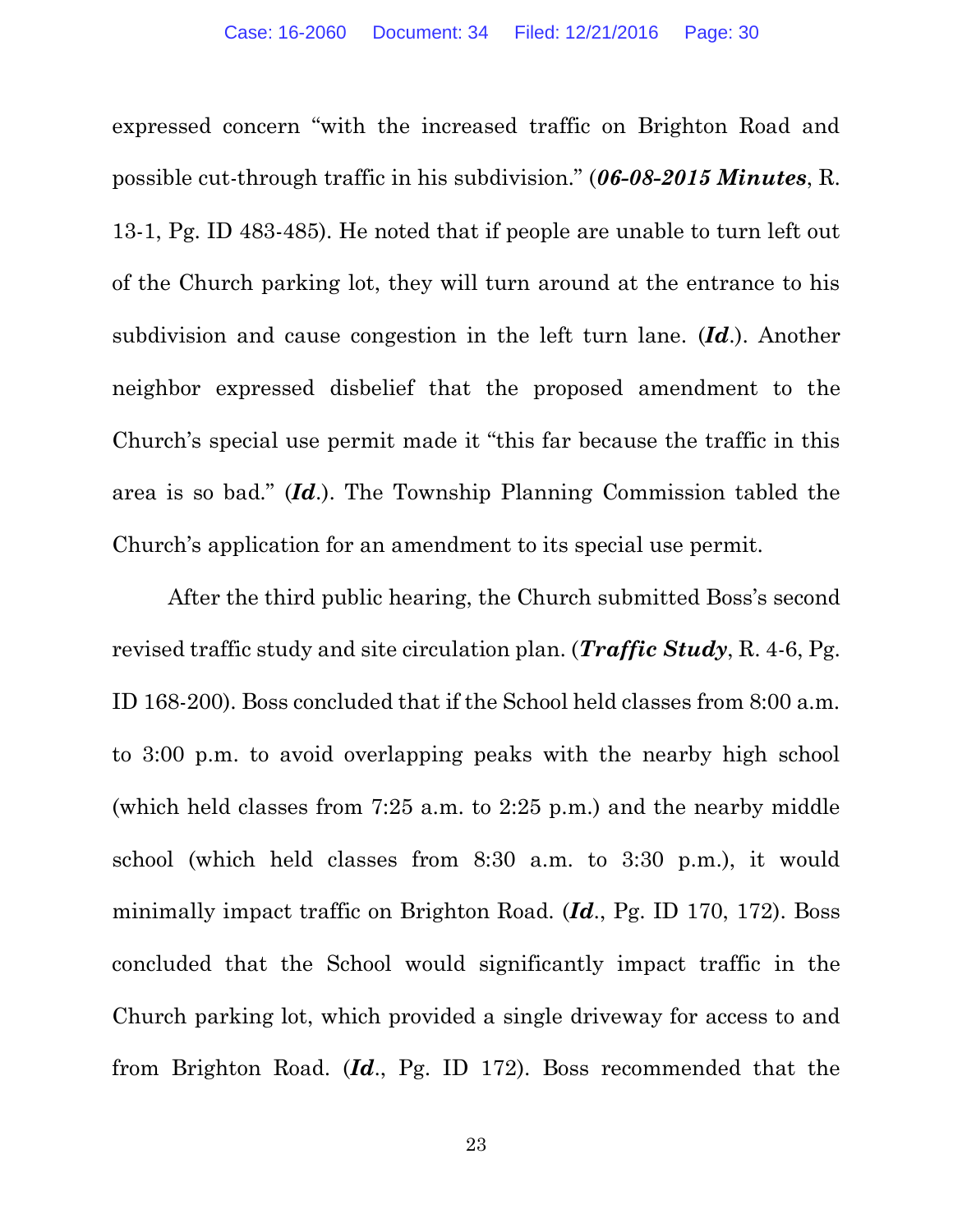expressed concern "with the increased traffic on Brighton Road and possible cut-through traffic in his subdivision." (***06-08-2015 Minutes***, R. 13-1, Pg. ID 483-485). He noted that if people are unable to turn left out of the Church parking lot, they will turn around at the entrance to his subdivision and cause congestion in the left turn lane. (***Id***.). Another neighbor expressed disbelief that the proposed amendment to the Church's special use permit made it "this far because the traffic in this area is so bad." (***Id***.). The Township Planning Commission tabled the Church's application for an amendment to its special use permit.

After the third public hearing, the Church submitted Boss's second revised traffic study and site circulation plan. (***Traffic Study***, R. 4-6, Pg. ID 168-200). Boss concluded that if the School held classes from 8:00 a.m. to 3:00 p.m. to avoid overlapping peaks with the nearby high school (which held classes from 7:25 a.m. to 2:25 p.m.) and the nearby middle school (which held classes from 8:30 a.m. to 3:30 p.m.), it would minimally impact traffic on Brighton Road. (***Id***., Pg. ID 170, 172). Boss concluded that the School would significantly impact traffic in the Church parking lot, which provided a single driveway for access to and from Brighton Road. (***Id***., Pg. ID 172). Boss recommended that the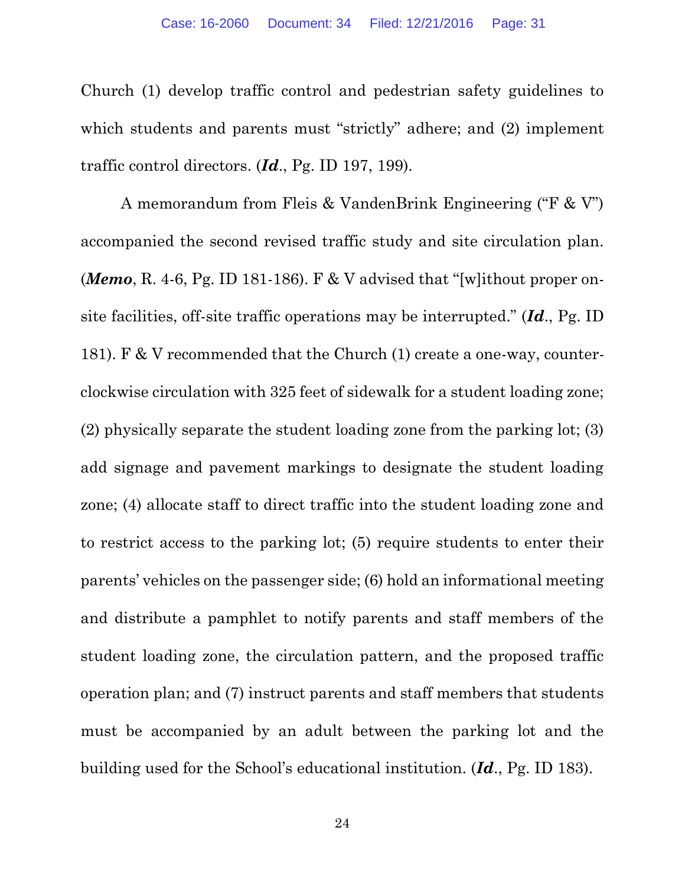Church (1) develop traffic control and pedestrian safety guidelines to which students and parents must "strictly" adhere; and (2) implement traffic control directors. (***Id***., Pg. ID 197, 199).

A memorandum from Fleis & VandenBrink Engineering ("F & V") accompanied the second revised traffic study and site circulation plan. (***Memo***, R. 4-6, Pg. ID 181-186). F & V advised that "[w]ithout proper on-site facilities, off-site traffic operations may be interrupted." (***Id***., Pg. ID 181). F & V recommended that the Church (1) create a one-way, counter-clockwise circulation with 325 feet of sidewalk for a student loading zone; (2) physically separate the student loading zone from the parking lot; (3) add signage and pavement markings to designate the student loading zone; (4) allocate staff to direct traffic into the student loading zone and to restrict access to the parking lot; (5) require students to enter their parents' vehicles on the passenger side; (6) hold an informational meeting and distribute a pamphlet to notify parents and staff members of the student loading zone, the circulation pattern, and the proposed traffic operation plan; and (7) instruct parents and staff members that students must be accompanied by an adult between the parking lot and the building used for the School's educational institution. (***Id***., Pg. ID 183).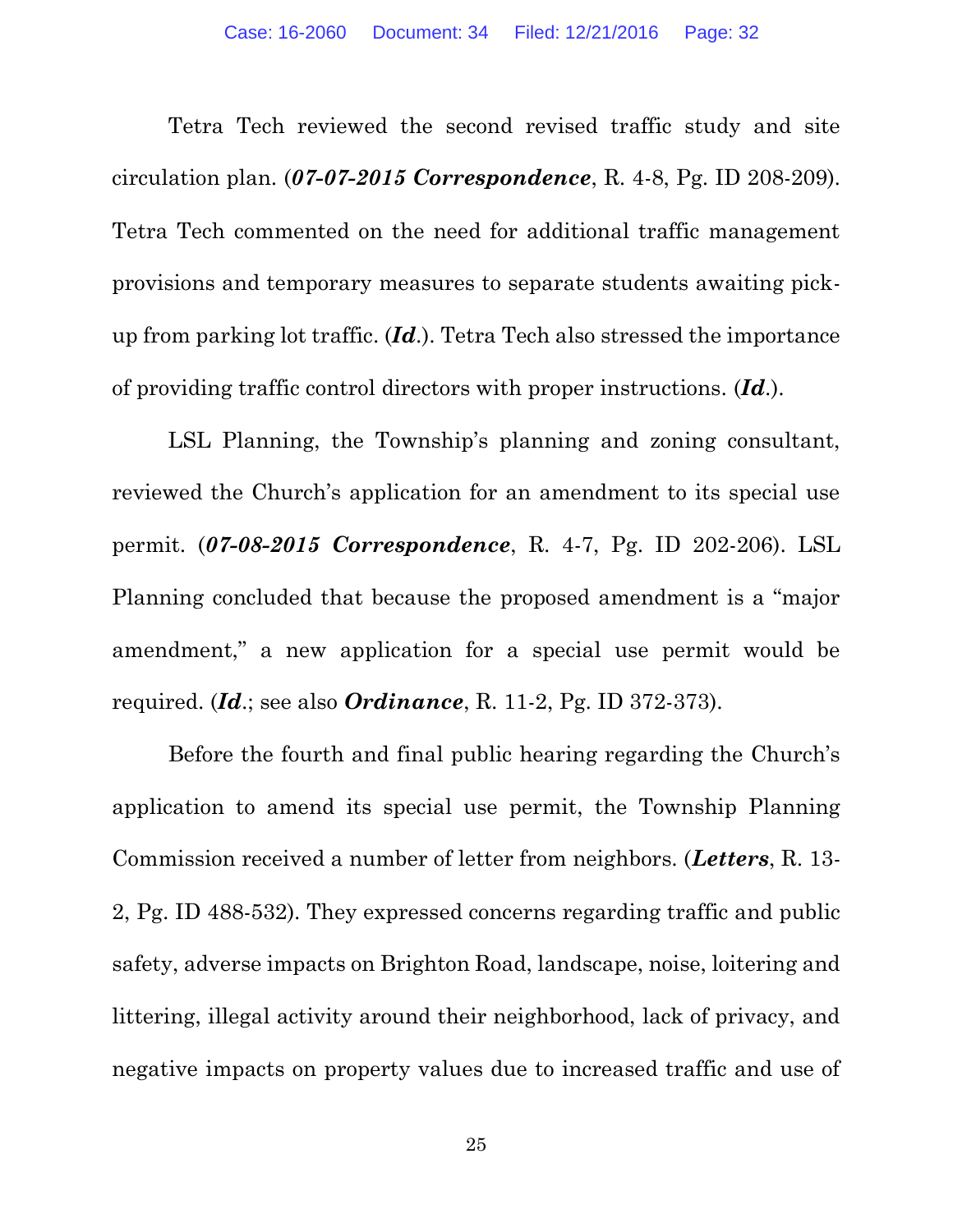Tetra Tech reviewed the second revised traffic study and site circulation plan. (***07-07-2015 Correspondence***, R. 4-8, Pg. ID 208-209). Tetra Tech commented on the need for additional traffic management provisions and temporary measures to separate students awaiting pick-up from parking lot traffic. (***Id***.). Tetra Tech also stressed the importance of providing traffic control directors with proper instructions. (***Id***.).

LSL Planning, the Township's planning and zoning consultant, reviewed the Church's application for an amendment to its special use permit. (***07-08-2015 Correspondence***, R. 4-7, Pg. ID 202-206). LSL Planning concluded that because the proposed amendment is a "major amendment," a new application for a special use permit would be required. (***Id***.; see also ***Ordinance***, R. 11-2, Pg. ID 372-373).

Before the fourth and final public hearing regarding the Church's application to amend its special use permit, the Township Planning Commission received a number of letter from neighbors. (***Letters***, R. 13-2, Pg. ID 488-532). They expressed concerns regarding traffic and public safety, adverse impacts on Brighton Road, landscape, noise, loitering and littering, illegal activity around their neighborhood, lack of privacy, and negative impacts on property values due to increased traffic and use of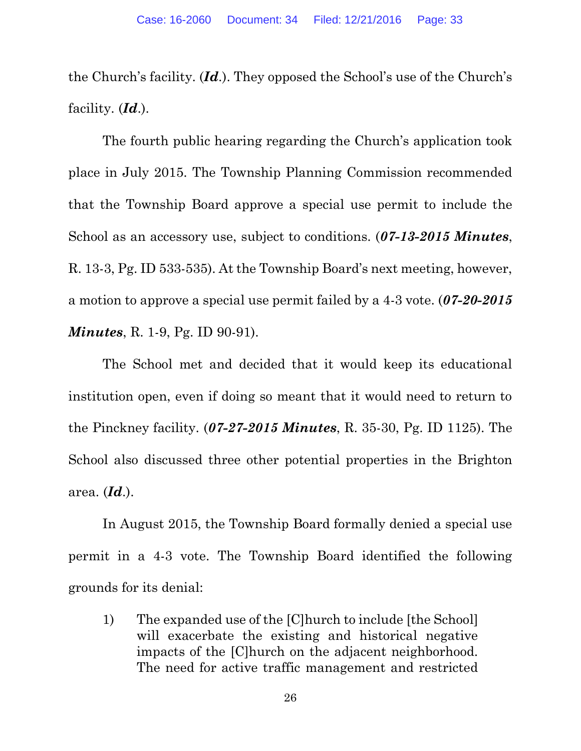the Church's facility. (***Id***.). They opposed the School's use of the Church's facility. (***Id***.).

The fourth public hearing regarding the Church's application took place in July 2015. The Township Planning Commission recommended that the Township Board approve a special use permit to include the School as an accessory use, subject to conditions. (***07-13-2015 Minutes***, R. 13-3, Pg. ID 533-535). At the Township Board's next meeting, however, a motion to approve a special use permit failed by a 4-3 vote. (***07-20-2015 Minutes***, R. 1-9, Pg. ID 90-91).

The School met and decided that it would keep its educational institution open, even if doing so meant that it would need to return to the Pinckney facility. (***07-27-2015 Minutes***, R. 35-30, Pg. ID 1125). The School also discussed three other potential properties in the Brighton area. (***Id***.).

In August 2015, the Township Board formally denied a special use permit in a 4-3 vote. The Township Board identified the following grounds for its denial:

> 1) The expanded use of the [C]hurch to include [the School] will exacerbate the existing and historical negative impacts of the [C]hurch on the adjacent neighborhood. The need for active traffic management and restricted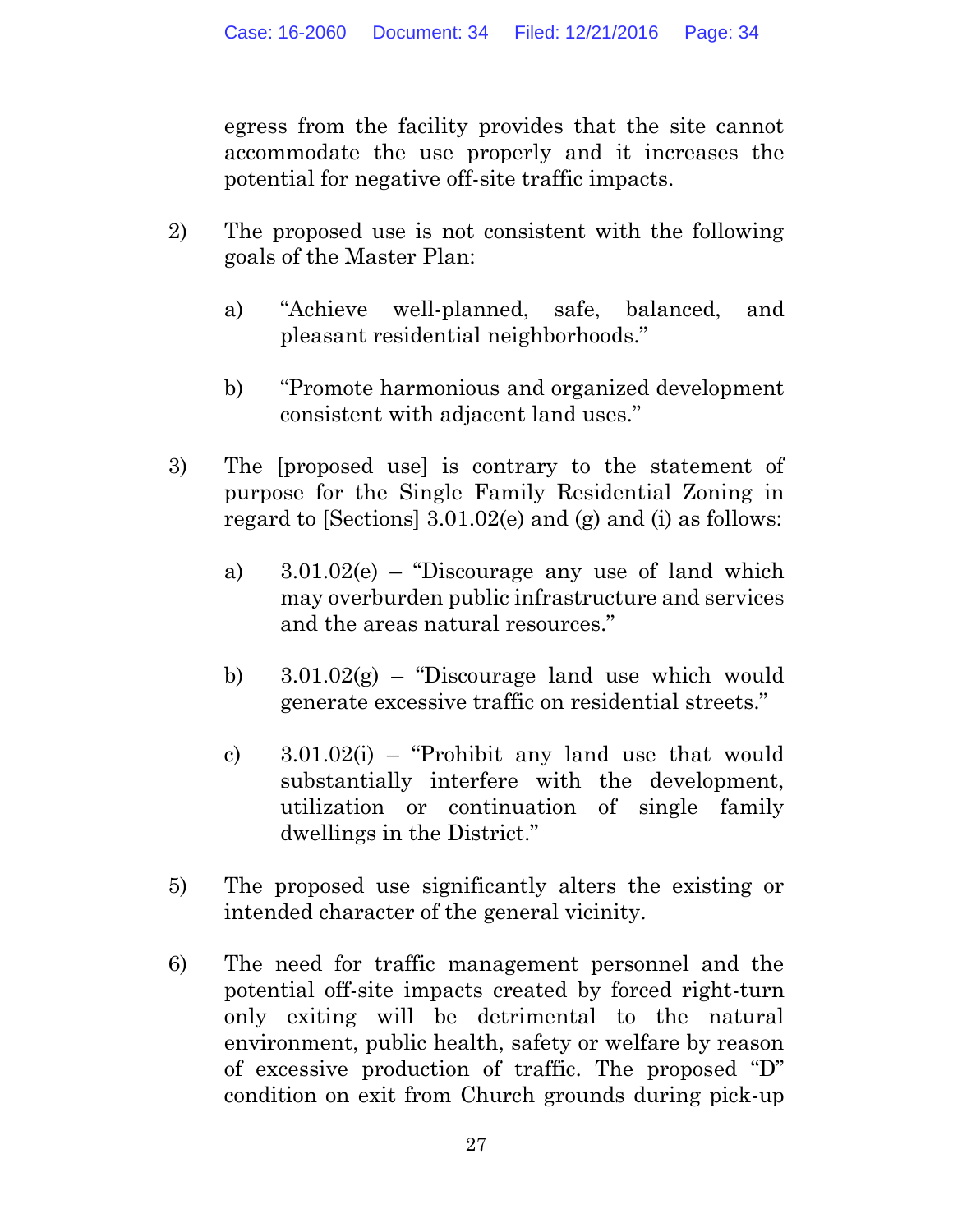egress from the facility provides that the site cannot accommodate the use properly and it increases the potential for negative off-site traffic impacts.

2) The proposed use is not consistent with the following goals of the Master Plan:

   a) "Achieve well-planned, safe, balanced, and pleasant residential neighborhoods."

   b) "Promote harmonious and organized development consistent with adjacent land uses."

3) The [proposed use] is contrary to the statement of purpose for the Single Family Residential Zoning in regard to [Sections] 3.01.02(e) and (g) and (i) as follows:

   a) 3.01.02(e) – "Discourage any use of land which may overburden public infrastructure and services and the areas natural resources."

   b) 3.01.02(g) – "Discourage land use which would generate excessive traffic on residential streets."

   c) 3.01.02(i) – "Prohibit any land use that would substantially interfere with the development, utilization or continuation of single family dwellings in the District."

5) The proposed use significantly alters the existing or intended character of the general vicinity.

6) The need for traffic management personnel and the potential off-site impacts created by forced right-turn only exiting will be detrimental to the natural environment, public health, safety or welfare by reason of excessive production of traffic. The proposed "D" condition on exit from Church grounds during pick-up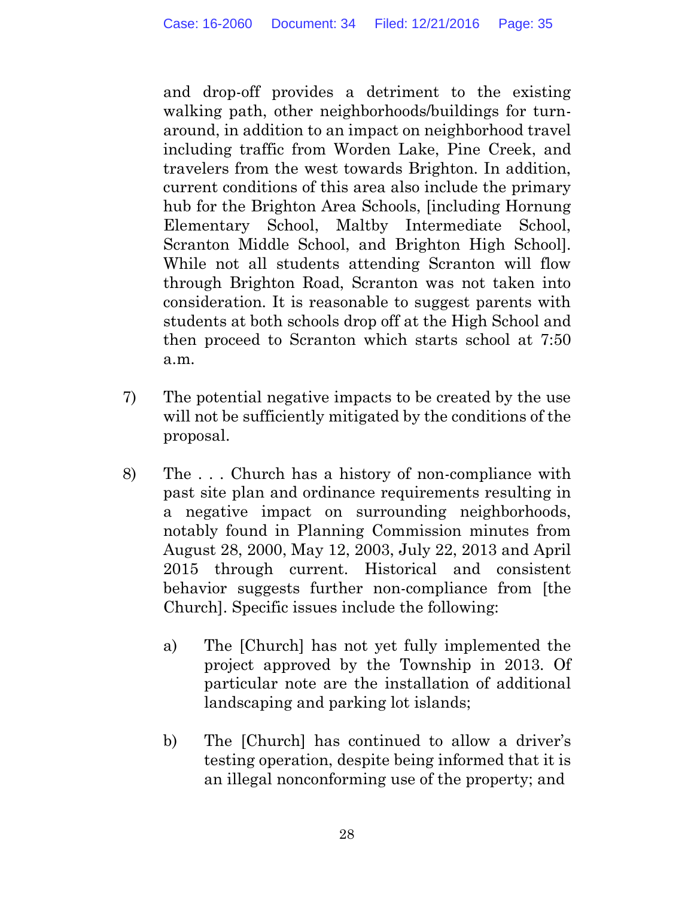and drop-off provides a detriment to the existing walking path, other neighborhoods/buildings for turn-around, in addition to an impact on neighborhood travel including traffic from Worden Lake, Pine Creek, and travelers from the west towards Brighton. In addition, current conditions of this area also include the primary hub for the Brighton Area Schools, [including Hornung Elementary School, Maltby Intermediate School, Scranton Middle School, and Brighton High School]. While not all students attending Scranton will flow through Brighton Road, Scranton was not taken into consideration. It is reasonable to suggest parents with students at both schools drop off at the High School and then proceed to Scranton which starts school at 7:50 a.m.

7) The potential negative impacts to be created by the use will not be sufficiently mitigated by the conditions of the proposal.

8) The . . . Church has a history of non-compliance with past site plan and ordinance requirements resulting in a negative impact on surrounding neighborhoods, notably found in Planning Commission minutes from August 28, 2000, May 12, 2003, July 22, 2013 and April 2015 through current. Historical and consistent behavior suggests further non-compliance from [the Church]. Specific issues include the following:

   a) The [Church] has not yet fully implemented the project approved by the Township in 2013. Of particular note are the installation of additional landscaping and parking lot islands;

   b) The [Church] has continued to allow a driver's testing operation, despite being informed that it is an illegal nonconforming use of the property; and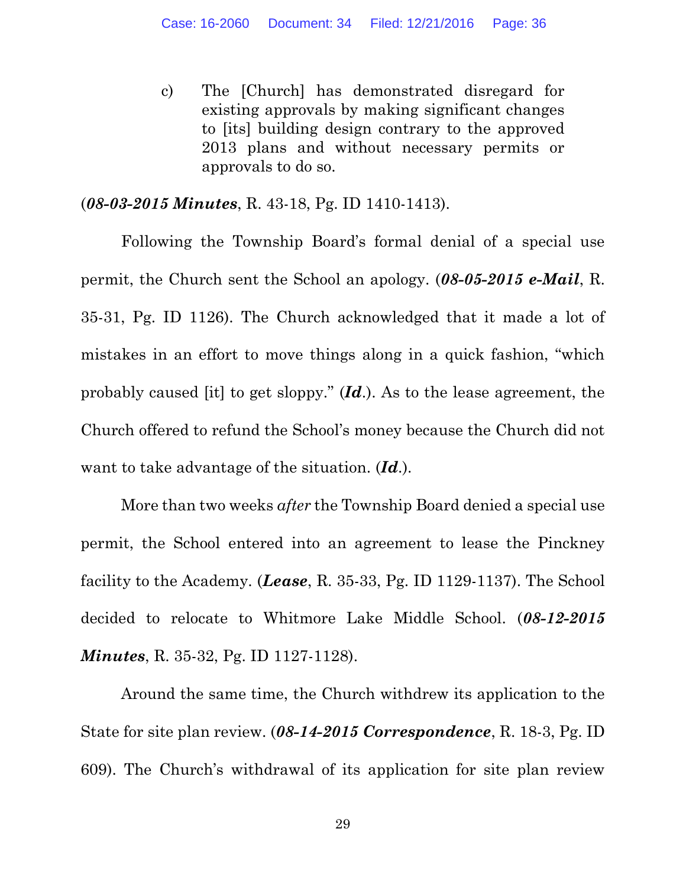c) The [Church] has demonstrated disregard for existing approvals by making significant changes to [its] building design contrary to the approved 2013 plans and without necessary permits or approvals to do so.

(***08-03-2015 Minutes***, R. 43-18, Pg. ID 1410-1413).

Following the Township Board's formal denial of a special use permit, the Church sent the School an apology. (***08-05-2015 e-Mail***, R. 35-31, Pg. ID 1126). The Church acknowledged that it made a lot of mistakes in an effort to move things along in a quick fashion, "which probably caused [it] to get sloppy." (***Id***.). As to the lease agreement, the Church offered to refund the School's money because the Church did not want to take advantage of the situation. (***Id***.).

More than two weeks *after* the Township Board denied a special use permit, the School entered into an agreement to lease the Pinckney facility to the Academy. (***Lease***, R. 35-33, Pg. ID 1129-1137). The School decided to relocate to Whitmore Lake Middle School. (***08-12-2015 Minutes***, R. 35-32, Pg. ID 1127-1128).

Around the same time, the Church withdrew its application to the State for site plan review. (***08-14-2015 Correspondence***, R. 18-3, Pg. ID 609). The Church's withdrawal of its application for site plan review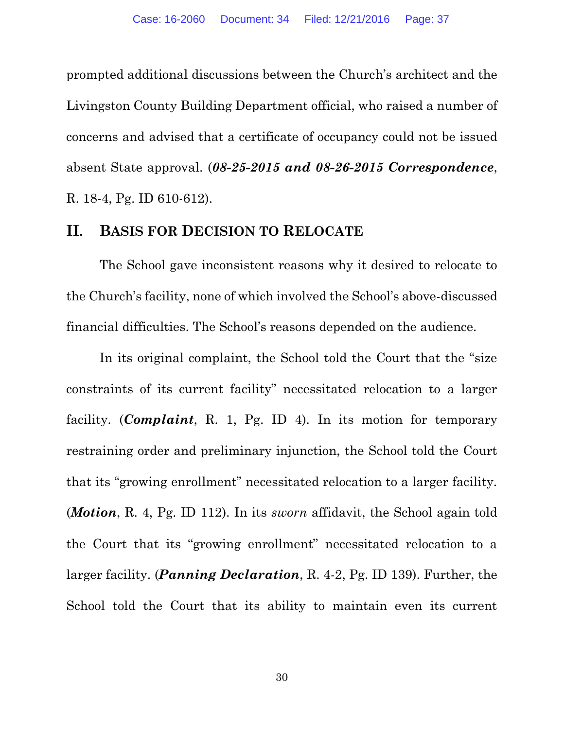prompted additional discussions between the Church's architect and the Livingston County Building Department official, who raised a number of concerns and advised that a certificate of occupancy could not be issued absent State approval. (***08-25-2015 and 08-26-2015 Correspondence***, R. 18-4, Pg. ID 610-612).

## II. BASIS FOR DECISION TO RELOCATE

The School gave inconsistent reasons why it desired to relocate to the Church's facility, none of which involved the School's above-discussed financial difficulties. The School's reasons depended on the audience.

In its original complaint, the School told the Court that the "size constraints of its current facility" necessitated relocation to a larger facility. (***Complaint***, R. 1, Pg. ID 4). In its motion for temporary restraining order and preliminary injunction, the School told the Court that its "growing enrollment" necessitated relocation to a larger facility. (***Motion***, R. 4, Pg. ID 112). In its *sworn* affidavit, the School again told the Court that its "growing enrollment" necessitated relocation to a larger facility. (***Panning Declaration***, R. 4-2, Pg. ID 139). Further, the School told the Court that its ability to maintain even its current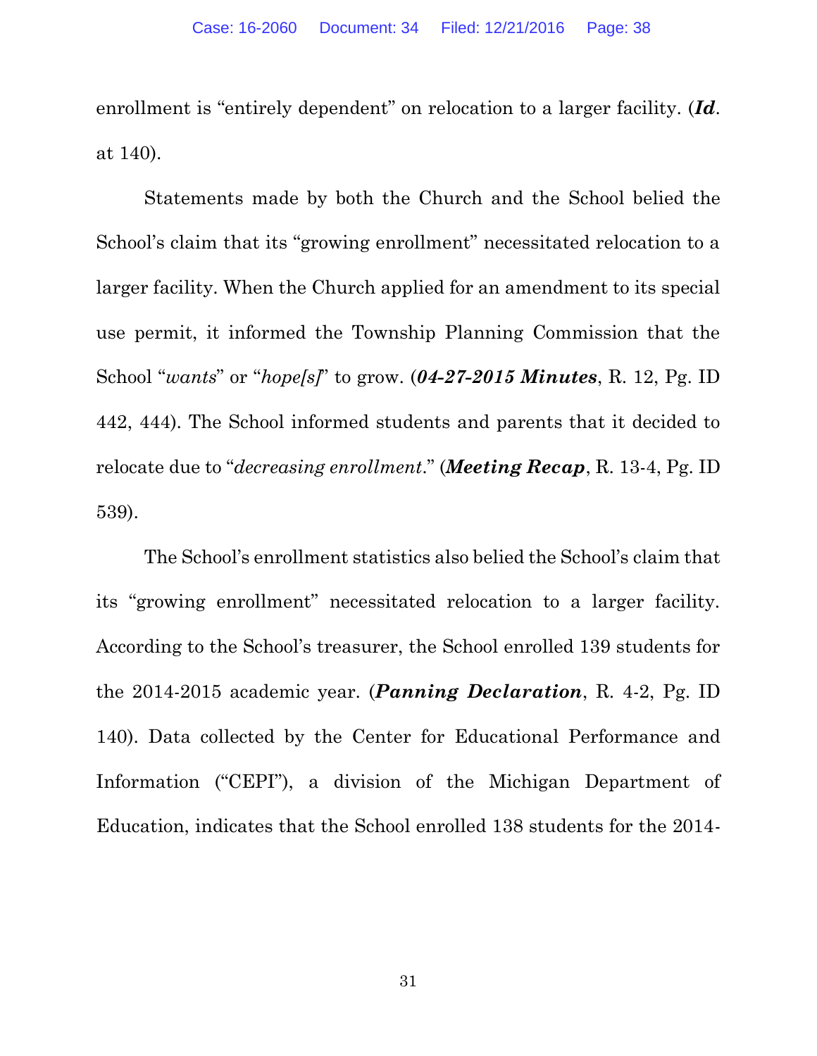enrollment is "entirely dependent" on relocation to a larger facility. (***Id***. at 140).

Statements made by both the Church and the School belied the School's claim that its "growing enrollment" necessitated relocation to a larger facility. When the Church applied for an amendment to its special use permit, it informed the Township Planning Commission that the School "*wants*" or "*hope[s]*" to grow. (***04-27-2015 Minutes***, R. 12, Pg. ID 442, 444). The School informed students and parents that it decided to relocate due to "*decreasing enrollment*." (***Meeting Recap***, R. 13-4, Pg. ID 539).

The School's enrollment statistics also belied the School's claim that its "growing enrollment" necessitated relocation to a larger facility. According to the School's treasurer, the School enrolled 139 students for the 2014-2015 academic year. (***Panning Declaration***, R. 4-2, Pg. ID 140). Data collected by the Center for Educational Performance and Information ("CEPI"), a division of the Michigan Department of Education, indicates that the School enrolled 138 students for the 2014-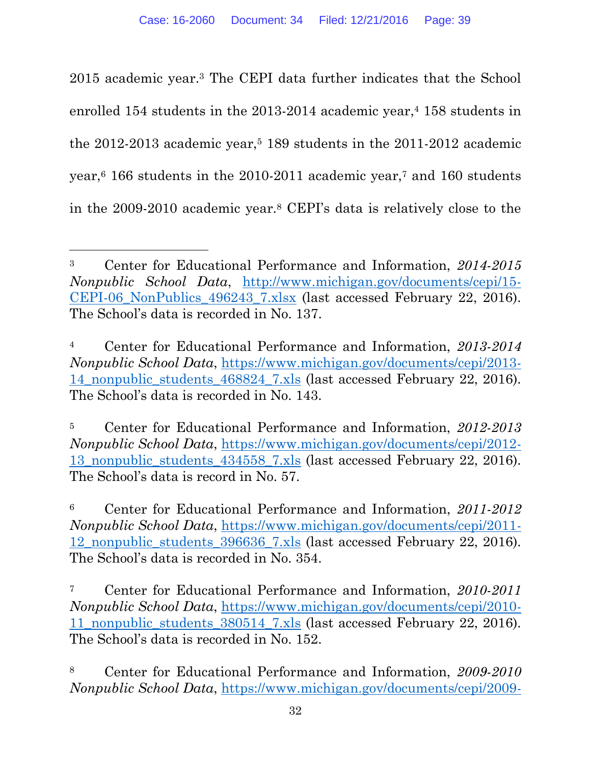2015 academic year.[3] The CEPI data further indicates that the School enrolled 154 students in the 2013-2014 academic year,[4] 158 students in the 2012-2013 academic year,[5] 189 students in the 2011-2012 academic year,[6] 166 students in the 2010-2011 academic year,[7] and 160 students in the 2009-2010 academic year.[8] CEPI's data is relatively close to the

---

[3] Center for Educational Performance and Information, *2014-2015 Nonpublic School Data*, http://www.michigan.gov/documents/cepi/15-CEPI-06_NonPublics_496243_7.xlsx (last accessed February 22, 2016). The School's data is recorded in No. 137.

[4] Center for Educational Performance and Information, *2013-2014 Nonpublic School Data*, https://www.michigan.gov/documents/cepi/2013-14_nonpublic_students_468824_7.xls (last accessed February 22, 2016). The School's data is recorded in No. 143.

[5] Center for Educational Performance and Information, *2012-2013 Nonpublic School Data*, https://www.michigan.gov/documents/cepi/2012-13_nonpublic_students_434558_7.xls (last accessed February 22, 2016). The School's data is record in No. 57.

[6] Center for Educational Performance and Information, *2011-2012 Nonpublic School Data*, https://www.michigan.gov/documents/cepi/2011-12_nonpublic_students_396636_7.xls (last accessed February 22, 2016). The School's data is recorded in No. 354.

[7] Center for Educational Performance and Information, *2010-2011 Nonpublic School Data*, https://www.michigan.gov/documents/cepi/2010-11_nonpublic_students_380514_7.xls (last accessed February 22, 2016). The School's data is recorded in No. 152.

[8] Center for Educational Performance and Information, *2009-2010 Nonpublic School Data*, https://www.michigan.gov/documents/cepi/2009-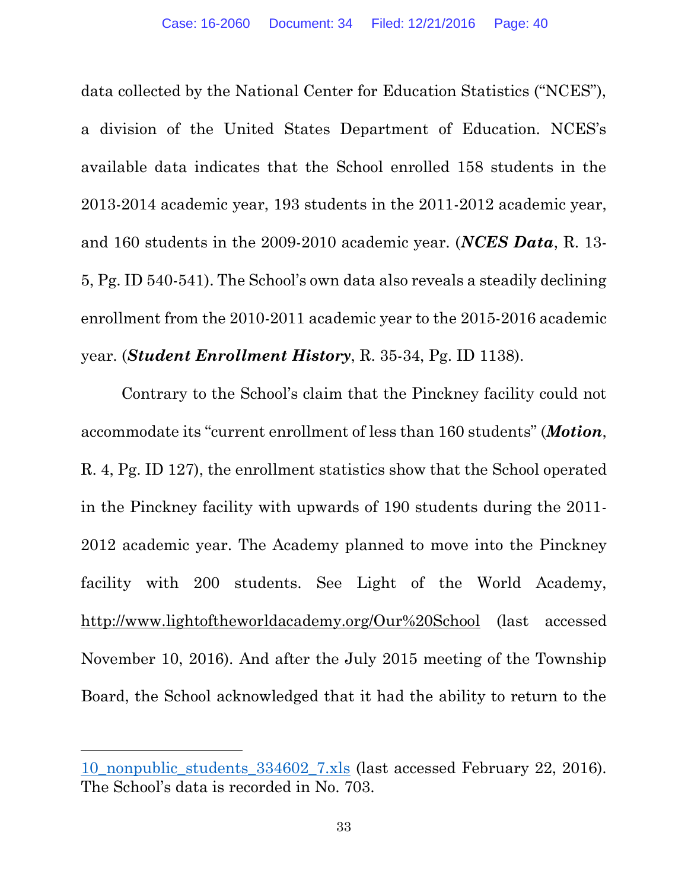data collected by the National Center for Education Statistics ("NCES"), a division of the United States Department of Education. NCES's available data indicates that the School enrolled 158 students in the 2013-2014 academic year, 193 students in the 2011-2012 academic year, and 160 students in the 2009-2010 academic year. (***NCES Data***, R. 13-5, Pg. ID 540-541). The School's own data also reveals a steadily declining enrollment from the 2010-2011 academic year to the 2015-2016 academic year. (***Student Enrollment History***, R. 35-34, Pg. ID 1138).

Contrary to the School's claim that the Pinckney facility could not accommodate its "current enrollment of less than 160 students" (***Motion***, R. 4, Pg. ID 127), the enrollment statistics show that the School operated in the Pinckney facility with upwards of 190 students during the 2011-2012 academic year. The Academy planned to move into the Pinckney facility with 200 students. See Light of the World Academy, http://www.lightoftheworldacademy.org/Our%20School (last accessed November 10, 2016). And after the July 2015 meeting of the Township Board, the School acknowledged that it had the ability to return to the

---

10_nonpublic_students_334602_7.xls (last accessed February 22, 2016). The School's data is recorded in No. 703.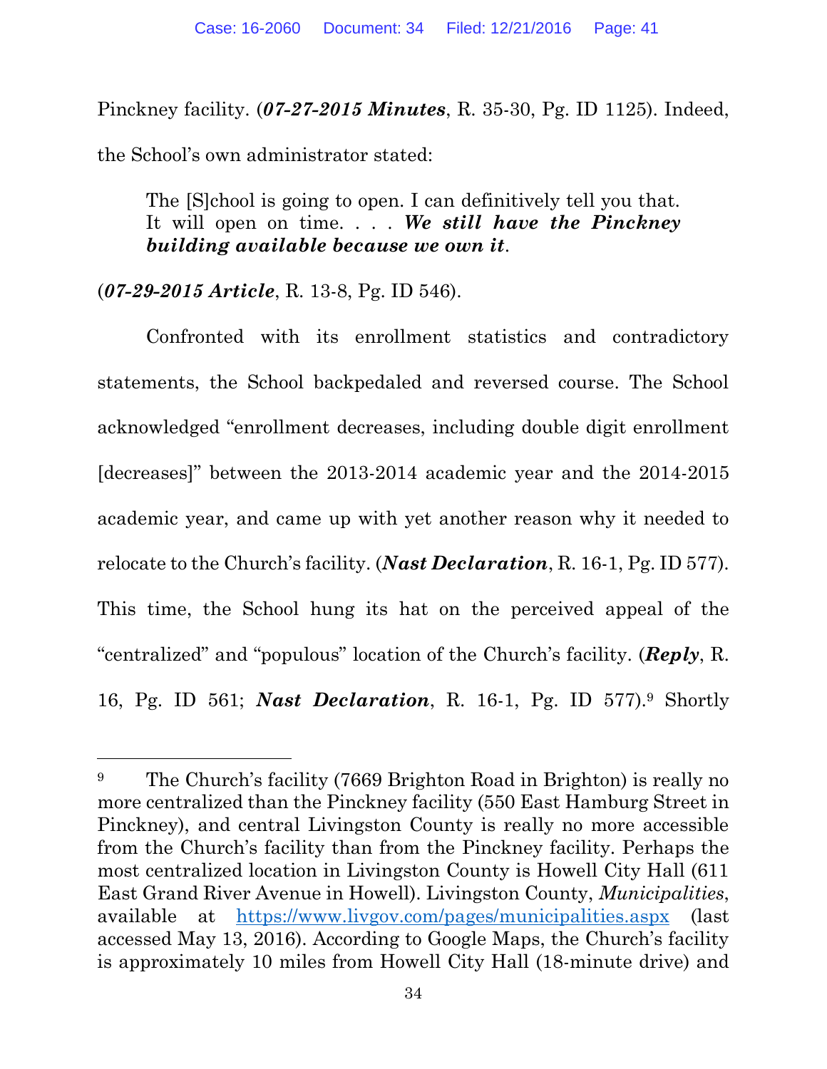Pinckney facility. (***07-27-2015 Minutes***, R. 35-30, Pg. ID 1125). Indeed, the School's own administrator stated:

> The [S]chool is going to open. I can definitively tell you that. It will open on time. . . . ***We still have the Pinckney building available because we own it***.

(***07-29-2015 Article***, R. 13-8, Pg. ID 546).

Confronted with its enrollment statistics and contradictory statements, the School backpedaled and reversed course. The School acknowledged "enrollment decreases, including double digit enrollment [decreases]" between the 2013-2014 academic year and the 2014-2015 academic year, and came up with yet another reason why it needed to relocate to the Church's facility. (***Nast Declaration***, R. 16-1, Pg. ID 577). This time, the School hung its hat on the perceived appeal of the "centralized" and "populous" location of the Church's facility. (***Reply***, R. 16, Pg. ID 561; ***Nast Declaration***, R. 16-1, Pg. ID 577).[9] Shortly

---

[9] The Church's facility (7669 Brighton Road in Brighton) is really no more centralized than the Pinckney facility (550 East Hamburg Street in Pinckney), and central Livingston County is really no more accessible from the Church's facility than from the Pinckney facility. Perhaps the most centralized location in Livingston County is Howell City Hall (611 East Grand River Avenue in Howell). Livingston County, *Municipalities*, available at https://www.livgov.com/pages/municipalities.aspx (last accessed May 13, 2016). According to Google Maps, the Church's facility is approximately 10 miles from Howell City Hall (18-minute drive) and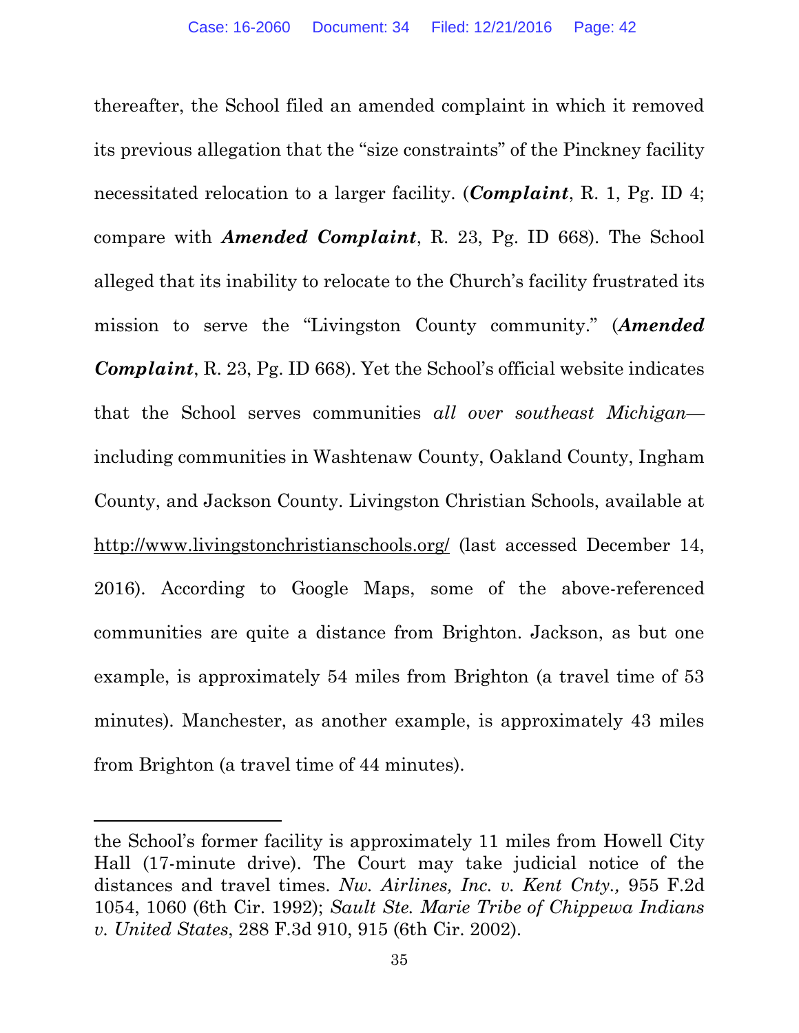thereafter, the School filed an amended complaint in which it removed its previous allegation that the "size constraints" of the Pinckney facility necessitated relocation to a larger facility. (***Complaint***, R. 1, Pg. ID 4; compare with ***Amended Complaint***, R. 23, Pg. ID 668). The School alleged that its inability to relocate to the Church's facility frustrated its mission to serve the "Livingston County community." (***Amended Complaint***, R. 23, Pg. ID 668). Yet the School's official website indicates that the School serves communities *all over southeast Michigan*—including communities in Washtenaw County, Oakland County, Ingham County, and Jackson County. Livingston Christian Schools, available at http://www.livingstonchristianschools.org/ (last accessed December 14, 2016). According to Google Maps, some of the above-referenced communities are quite a distance from Brighton. Jackson, as but one example, is approximately 54 miles from Brighton (a travel time of 53 minutes). Manchester, as another example, is approximately 43 miles from Brighton (a travel time of 44 minutes).

---

the School's former facility is approximately 11 miles from Howell City Hall (17-minute drive). The Court may take judicial notice of the distances and travel times. *Nw. Airlines, Inc. v. Kent Cnty.,* 955 F.2d 1054, 1060 (6th Cir. 1992); *Sault Ste. Marie Tribe of Chippewa Indians v. United States*, 288 F.3d 910, 915 (6th Cir. 2002).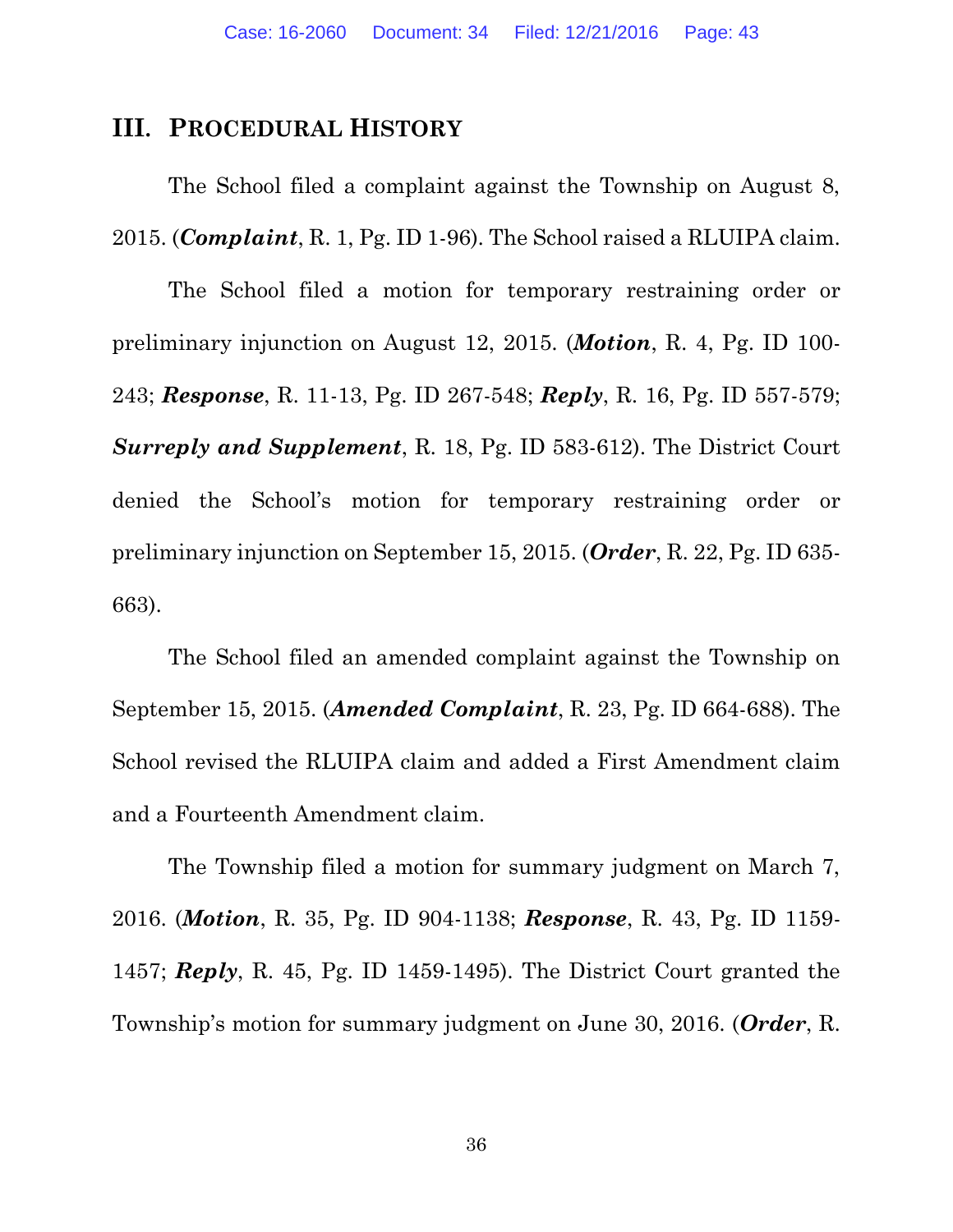## III. PROCEDURAL HISTORY

The School filed a complaint against the Township on August 8, 2015. (***Complaint***, R. 1, Pg. ID 1-96). The School raised a RLUIPA claim.

The School filed a motion for temporary restraining order or preliminary injunction on August 12, 2015. (***Motion***, R. 4, Pg. ID 100-243; ***Response***, R. 11-13, Pg. ID 267-548; ***Reply***, R. 16, Pg. ID 557-579; ***Surreply and Supplement***, R. 18, Pg. ID 583-612). The District Court denied the School's motion for temporary restraining order or preliminary injunction on September 15, 2015. (***Order***, R. 22, Pg. ID 635-663).

The School filed an amended complaint against the Township on September 15, 2015. (***Amended Complaint***, R. 23, Pg. ID 664-688). The School revised the RLUIPA claim and added a First Amendment claim and a Fourteenth Amendment claim.

The Township filed a motion for summary judgment on March 7, 2016. (***Motion***, R. 35, Pg. ID 904-1138; ***Response***, R. 43, Pg. ID 1159-1457; ***Reply***, R. 45, Pg. ID 1459-1495). The District Court granted the Township's motion for summary judgment on June 30, 2016. (***Order***, R.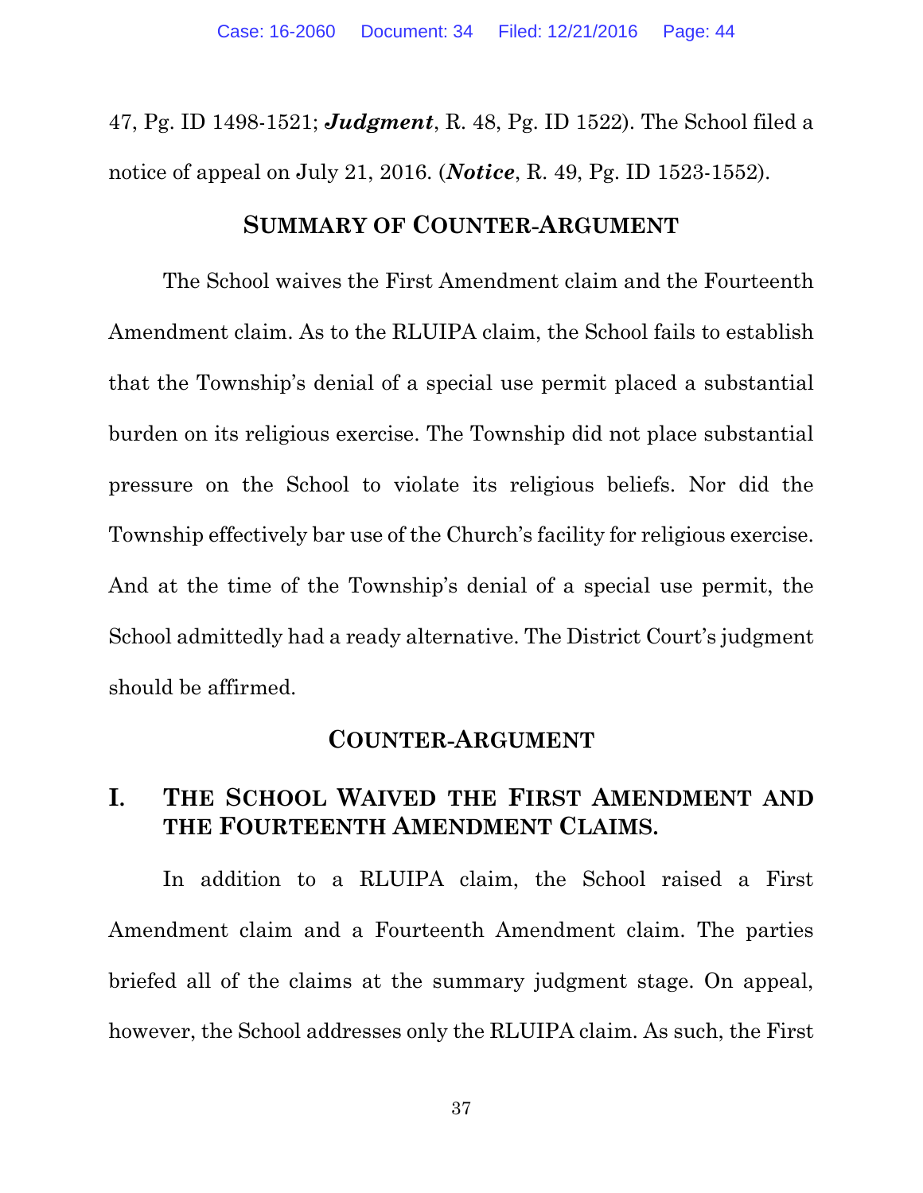47, Pg. ID 1498-1521; ***Judgment***, R. 48, Pg. ID 1522). The School filed a notice of appeal on July 21, 2016. (***Notice***, R. 49, Pg. ID 1523-1552).

## SUMMARY OF COUNTER-ARGUMENT

The School waives the First Amendment claim and the Fourteenth Amendment claim. As to the RLUIPA claim, the School fails to establish that the Township's denial of a special use permit placed a substantial burden on its religious exercise. The Township did not place substantial pressure on the School to violate its religious beliefs. Nor did the Township effectively bar use of the Church's facility for religious exercise. And at the time of the Township's denial of a special use permit, the School admittedly had a ready alternative. The District Court's judgment should be affirmed.

## COUNTER-ARGUMENT

### I. THE SCHOOL WAIVED THE FIRST AMENDMENT AND THE FOURTEENTH AMENDMENT CLAIMS.

In addition to a RLUIPA claim, the School raised a First Amendment claim and a Fourteenth Amendment claim. The parties briefed all of the claims at the summary judgment stage. On appeal, however, the School addresses only the RLUIPA claim. As such, the First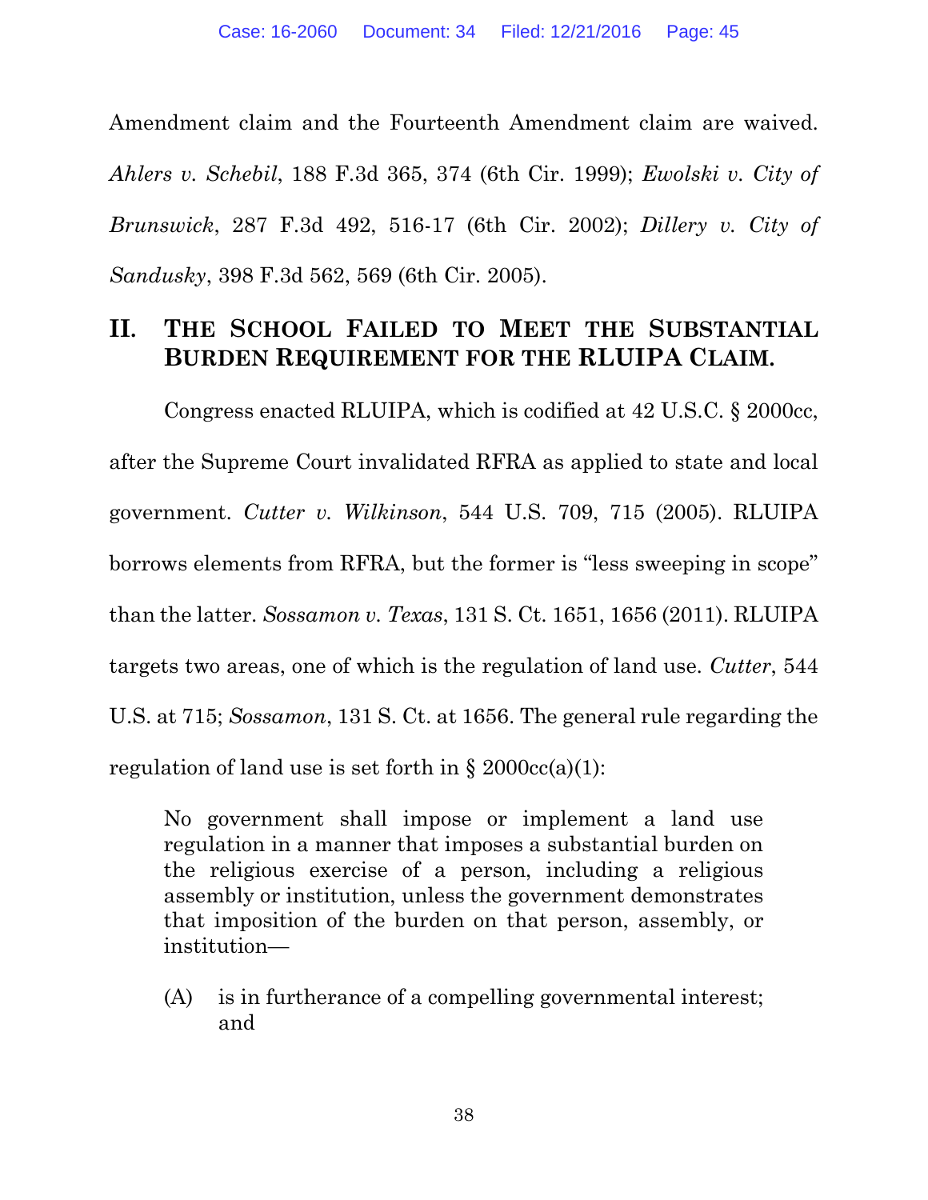Amendment claim and the Fourteenth Amendment claim are waived. *Ahlers v. Schebil*, 188 F.3d 365, 374 (6th Cir. 1999); *Ewolski v. City of Brunswick*, 287 F.3d 492, 516-17 (6th Cir. 2002); *Dillery v. City of Sandusky*, 398 F.3d 562, 569 (6th Cir. 2005).

## II. THE SCHOOL FAILED TO MEET THE SUBSTANTIAL BURDEN REQUIREMENT FOR THE RLUIPA CLAIM.

Congress enacted RLUIPA, which is codified at 42 U.S.C. § 2000cc, after the Supreme Court invalidated RFRA as applied to state and local government. *Cutter v. Wilkinson*, 544 U.S. 709, 715 (2005). RLUIPA borrows elements from RFRA, but the former is "less sweeping in scope" than the latter. *Sossamon v. Texas*, 131 S. Ct. 1651, 1656 (2011). RLUIPA targets two areas, one of which is the regulation of land use. *Cutter*, 544 U.S. at 715; *Sossamon*, 131 S. Ct. at 1656. The general rule regarding the regulation of land use is set forth in § 2000cc(a)(1):

> No government shall impose or implement a land use regulation in a manner that imposes a substantial burden on the religious exercise of a person, including a religious assembly or institution, unless the government demonstrates that imposition of the burden on that person, assembly, or institution—
>
> (A) is in furtherance of a compelling governmental interest; and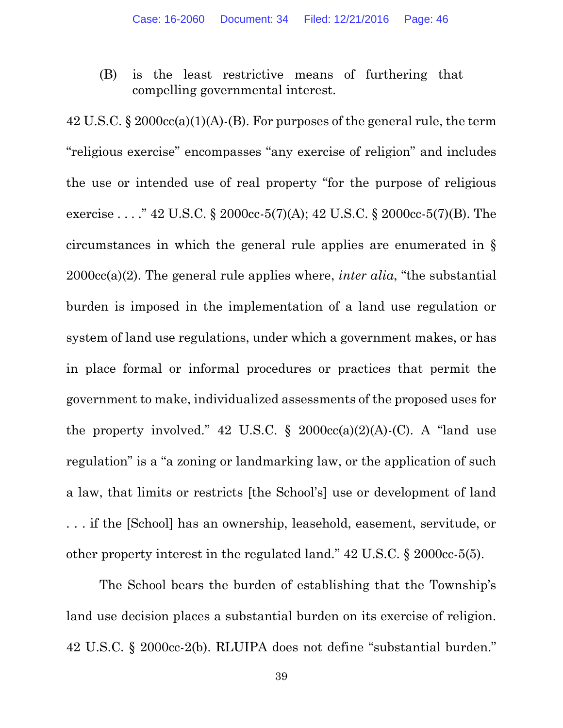(B) is the least restrictive means of furthering that compelling governmental interest.

42 U.S.C. § 2000cc(a)(1)(A)-(B). For purposes of the general rule, the term "religious exercise" encompasses "any exercise of religion" and includes the use or intended use of real property "for the purpose of religious exercise . . . ." 42 U.S.C. § 2000cc-5(7)(A); 42 U.S.C. § 2000cc-5(7)(B). The circumstances in which the general rule applies are enumerated in § 2000cc(a)(2). The general rule applies where, *inter alia*, "the substantial burden is imposed in the implementation of a land use regulation or system of land use regulations, under which a government makes, or has in place formal or informal procedures or practices that permit the government to make, individualized assessments of the proposed uses for the property involved." 42 U.S.C. § 2000cc(a)(2)(A)-(C). A "land use regulation" is a "a zoning or landmarking law, or the application of such a law, that limits or restricts [the School's] use or development of land . . . if the [School] has an ownership, leasehold, easement, servitude, or other property interest in the regulated land." 42 U.S.C. § 2000cc-5(5).

The School bears the burden of establishing that the Township's land use decision places a substantial burden on its exercise of religion. 42 U.S.C. § 2000cc-2(b). RLUIPA does not define "substantial burden."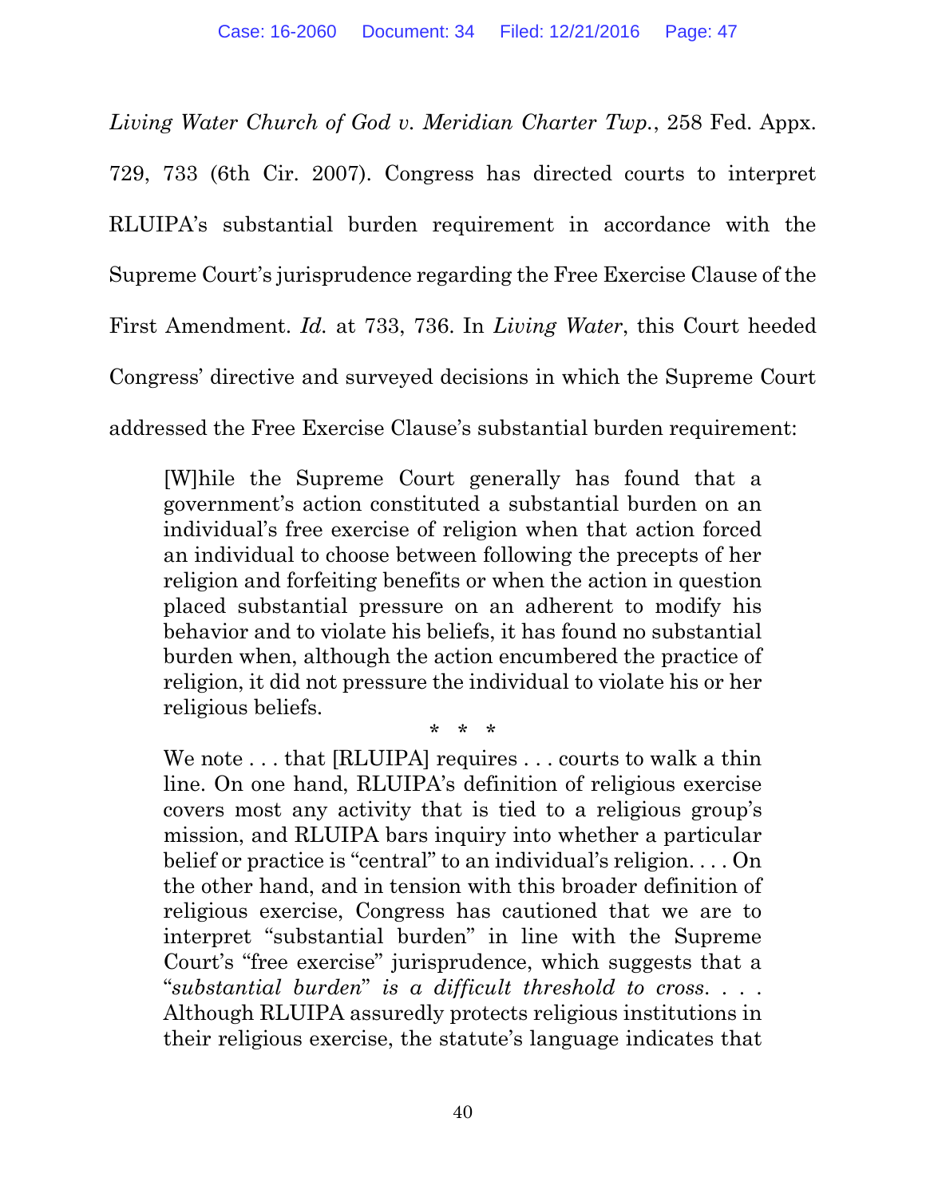*Living Water Church of God v. Meridian Charter Twp.*, 258 Fed. Appx. 729, 733 (6th Cir. 2007). Congress has directed courts to interpret RLUIPA's substantial burden requirement in accordance with the Supreme Court's jurisprudence regarding the Free Exercise Clause of the First Amendment. *Id.* at 733, 736. In *Living Water*, this Court heeded Congress' directive and surveyed decisions in which the Supreme Court addressed the Free Exercise Clause's substantial burden requirement:

> [W]hile the Supreme Court generally has found that a government's action constituted a substantial burden on an individual's free exercise of religion when that action forced an individual to choose between following the precepts of her religion and forfeiting benefits or when the action in question placed substantial pressure on an adherent to modify his behavior and to violate his beliefs, it has found no substantial burden when, although the action encumbered the practice of religion, it did not pressure the individual to violate his or her religious beliefs.
>
> \* \* \*
>
> We note . . . that [RLUIPA] requires . . . courts to walk a thin line. On one hand, RLUIPA's definition of religious exercise covers most any activity that is tied to a religious group's mission, and RLUIPA bars inquiry into whether a particular belief or practice is "central" to an individual's religion. . . . On the other hand, and in tension with this broader definition of religious exercise, Congress has cautioned that we are to interpret "substantial burden" in line with the Supreme Court's "free exercise" jurisprudence, which suggests that a "*substantial burden*" *is a difficult threshold to cross*. . . . Although RLUIPA assuredly protects religious institutions in their religious exercise, the statute's language indicates that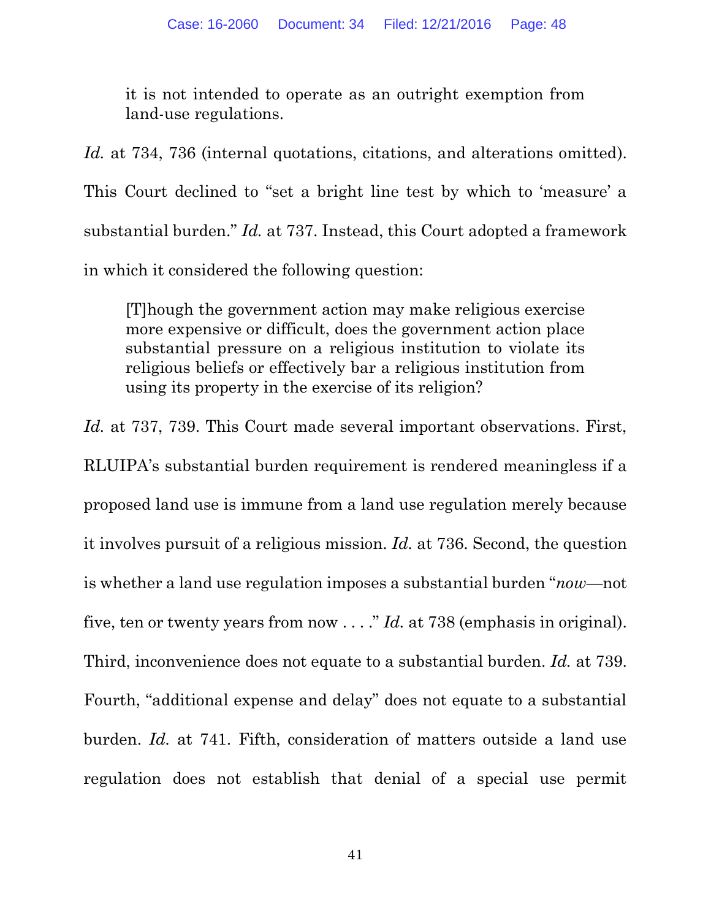> it is not intended to operate as an outright exemption from land-use regulations.

*Id.* at 734, 736 (internal quotations, citations, and alterations omitted). This Court declined to "set a bright line test by which to 'measure' a substantial burden." *Id.* at 737. Instead, this Court adopted a framework in which it considered the following question:

> [T]hough the government action may make religious exercise more expensive or difficult, does the government action place substantial pressure on a religious institution to violate its religious beliefs or effectively bar a religious institution from using its property in the exercise of its religion?

*Id.* at 737, 739. This Court made several important observations. First, RLUIPA's substantial burden requirement is rendered meaningless if a proposed land use is immune from a land use regulation merely because it involves pursuit of a religious mission. *Id.* at 736. Second, the question is whether a land use regulation imposes a substantial burden "*now*—not five, ten or twenty years from now . . . ." *Id.* at 738 (emphasis in original). Third, inconvenience does not equate to a substantial burden. *Id.* at 739. Fourth, "additional expense and delay" does not equate to a substantial burden. *Id.* at 741. Fifth, consideration of matters outside a land use regulation does not establish that denial of a special use permit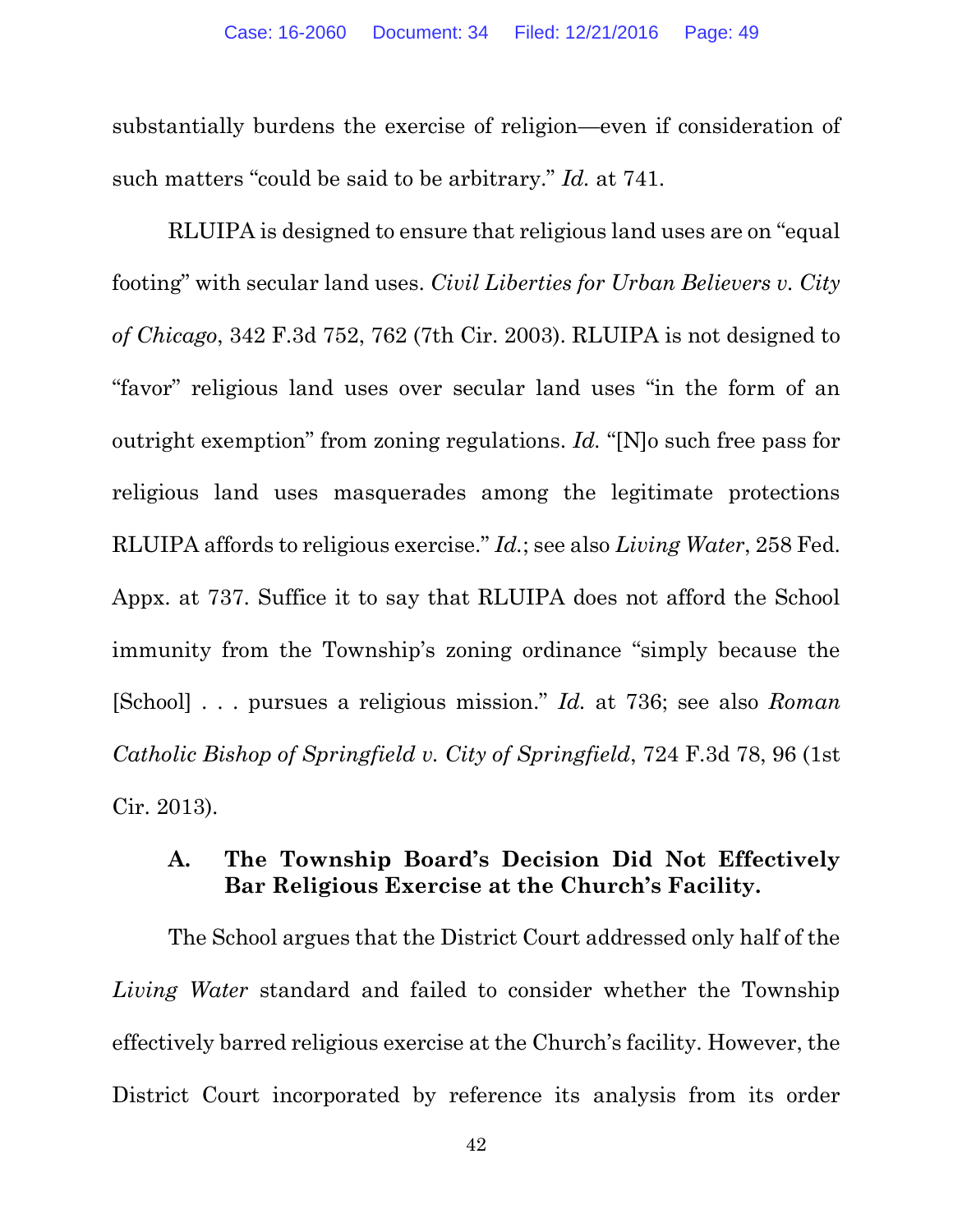substantially burdens the exercise of religion—even if consideration of such matters "could be said to be arbitrary." *Id.* at 741.

RLUIPA is designed to ensure that religious land uses are on "equal footing" with secular land uses. *Civil Liberties for Urban Believers v. City of Chicago*, 342 F.3d 752, 762 (7th Cir. 2003). RLUIPA is not designed to "favor" religious land uses over secular land uses "in the form of an outright exemption" from zoning regulations. *Id.* "[N]o such free pass for religious land uses masquerades among the legitimate protections RLUIPA affords to religious exercise." *Id.*; see also *Living Water*, 258 Fed. Appx. at 737. Suffice it to say that RLUIPA does not afford the School immunity from the Township's zoning ordinance "simply because the [School] . . . pursues a religious mission." *Id.* at 736; see also *Roman Catholic Bishop of Springfield v. City of Springfield*, 724 F.3d 78, 96 (1st Cir. 2013).

### A. The Township Board's Decision Did Not Effectively Bar Religious Exercise at the Church's Facility.

The School argues that the District Court addressed only half of the *Living Water* standard and failed to consider whether the Township effectively barred religious exercise at the Church's facility. However, the District Court incorporated by reference its analysis from its order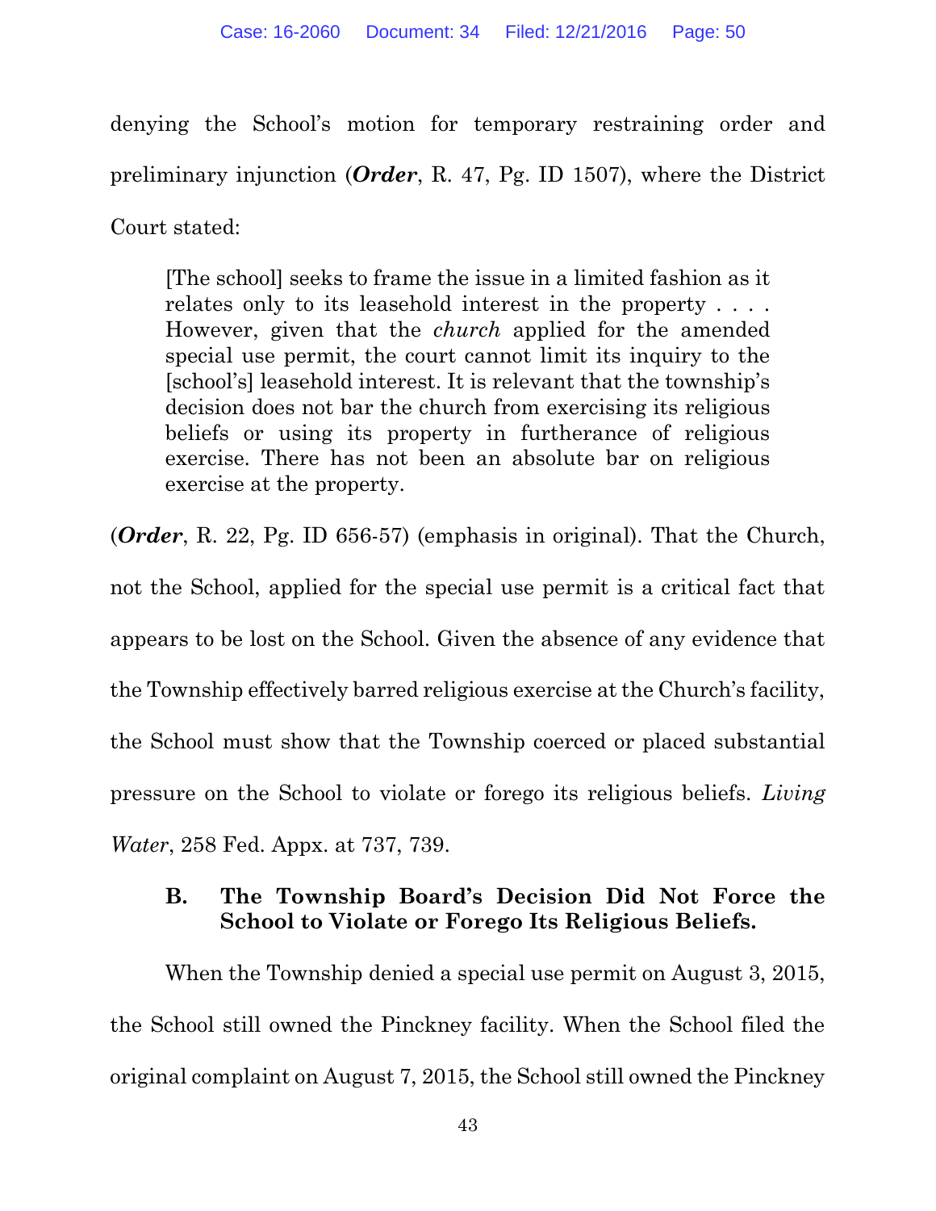denying the School's motion for temporary restraining order and preliminary injunction (***Order***, R. 47, Pg. ID 1507), where the District Court stated:

> [The school] seeks to frame the issue in a limited fashion as it relates only to its leasehold interest in the property . . . . However, given that the *church* applied for the amended special use permit, the court cannot limit its inquiry to the [school's] leasehold interest. It is relevant that the township's decision does not bar the church from exercising its religious beliefs or using its property in furtherance of religious exercise. There has not been an absolute bar on religious exercise at the property.

(***Order***, R. 22, Pg. ID 656-57) (emphasis in original). That the Church, not the School, applied for the special use permit is a critical fact that appears to be lost on the School. Given the absence of any evidence that the Township effectively barred religious exercise at the Church's facility, the School must show that the Township coerced or placed substantial pressure on the School to violate or forego its religious beliefs. *Living Water*, 258 Fed. Appx. at 737, 739.

### B. The Township Board's Decision Did Not Force the School to Violate or Forego Its Religious Beliefs.

When the Township denied a special use permit on August 3, 2015, the School still owned the Pinckney facility. When the School filed the original complaint on August 7, 2015, the School still owned the Pinckney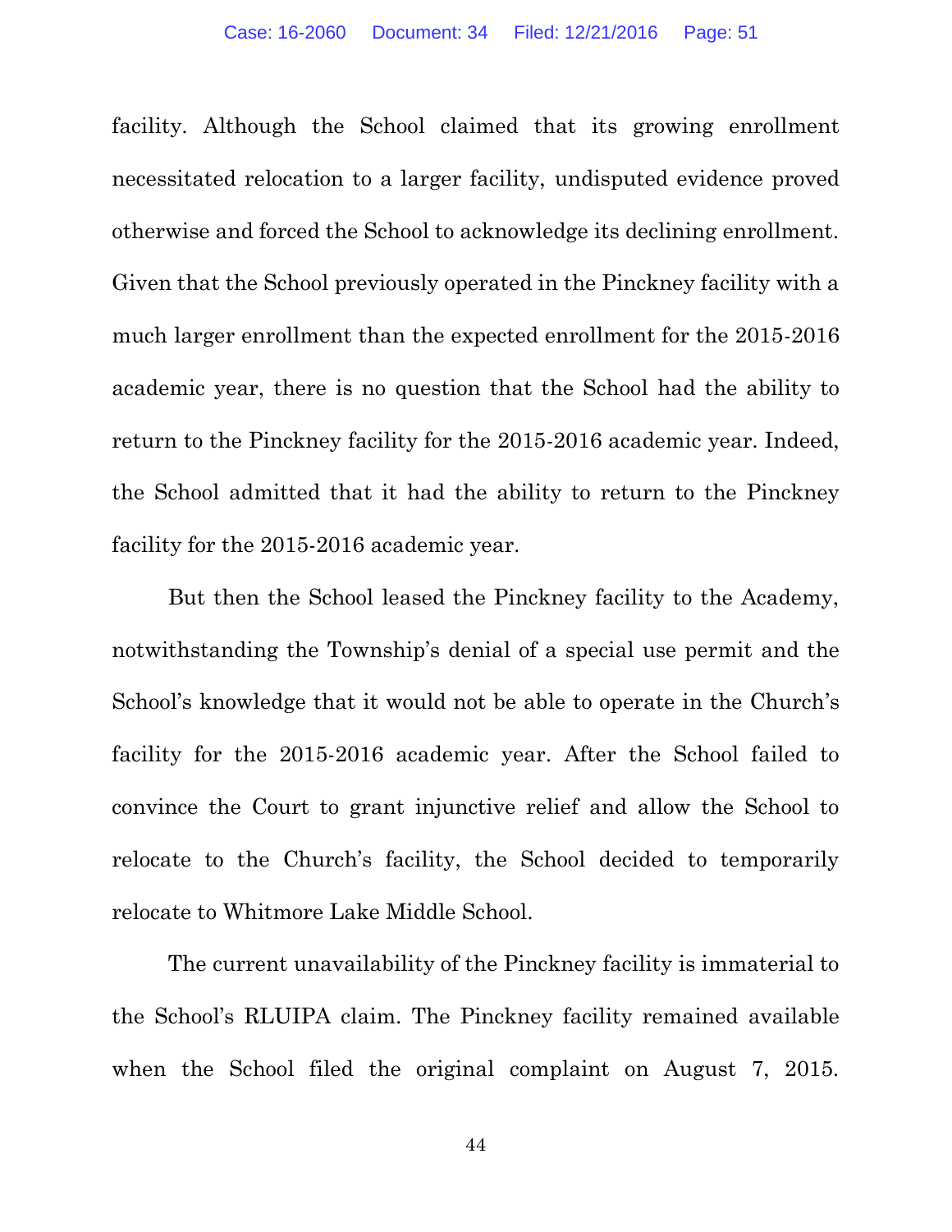facility. Although the School claimed that its growing enrollment necessitated relocation to a larger facility, undisputed evidence proved otherwise and forced the School to acknowledge its declining enrollment. Given that the School previously operated in the Pinckney facility with a much larger enrollment than the expected enrollment for the 2015-2016 academic year, there is no question that the School had the ability to return to the Pinckney facility for the 2015-2016 academic year. Indeed, the School admitted that it had the ability to return to the Pinckney facility for the 2015-2016 academic year.

But then the School leased the Pinckney facility to the Academy, notwithstanding the Township's denial of a special use permit and the School's knowledge that it would not be able to operate in the Church's facility for the 2015-2016 academic year. After the School failed to convince the Court to grant injunctive relief and allow the School to relocate to the Church's facility, the School decided to temporarily relocate to Whitmore Lake Middle School.

The current unavailability of the Pinckney facility is immaterial to the School's RLUIPA claim. The Pinckney facility remained available when the School filed the original complaint on August 7, 2015.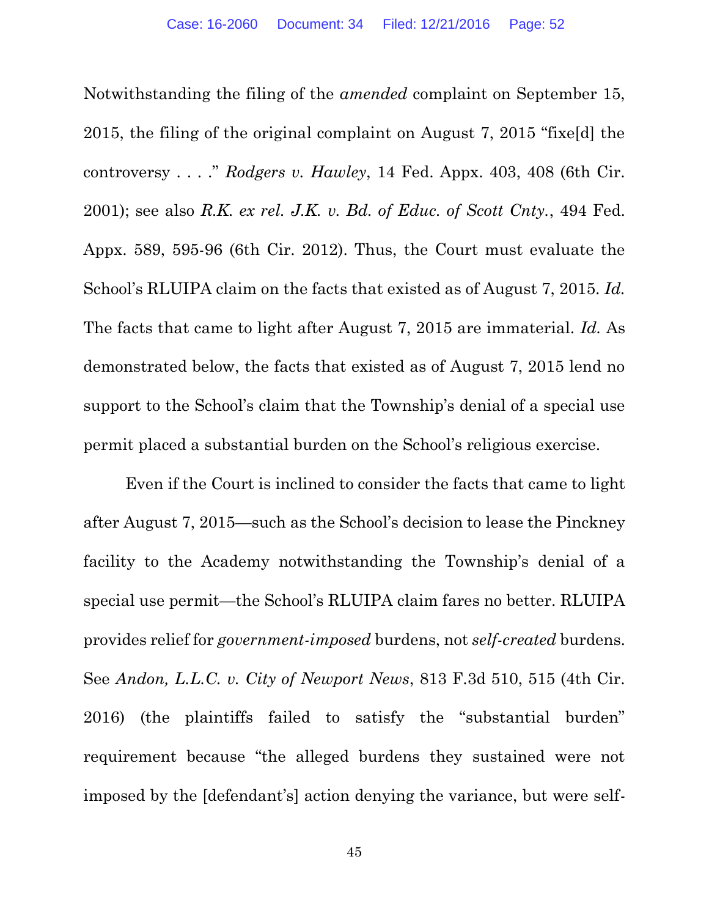Notwithstanding the filing of the *amended* complaint on September 15, 2015, the filing of the original complaint on August 7, 2015 "fixe[d] the controversy . . . ." *Rodgers v. Hawley*, 14 Fed. Appx. 403, 408 (6th Cir. 2001); see also *R.K. ex rel. J.K. v. Bd. of Educ. of Scott Cnty.*, 494 Fed. Appx. 589, 595-96 (6th Cir. 2012). Thus, the Court must evaluate the School's RLUIPA claim on the facts that existed as of August 7, 2015. *Id.* The facts that came to light after August 7, 2015 are immaterial. *Id.* As demonstrated below, the facts that existed as of August 7, 2015 lend no support to the School's claim that the Township's denial of a special use permit placed a substantial burden on the School's religious exercise.

Even if the Court is inclined to consider the facts that came to light after August 7, 2015—such as the School's decision to lease the Pinckney facility to the Academy notwithstanding the Township's denial of a special use permit—the School's RLUIPA claim fares no better. RLUIPA provides relief for *government-imposed* burdens, not *self-created* burdens. See *Andon, L.L.C. v. City of Newport News*, 813 F.3d 510, 515 (4th Cir. 2016) (the plaintiffs failed to satisfy the "substantial burden" requirement because "the alleged burdens they sustained were not imposed by the [defendant's] action denying the variance, but were self-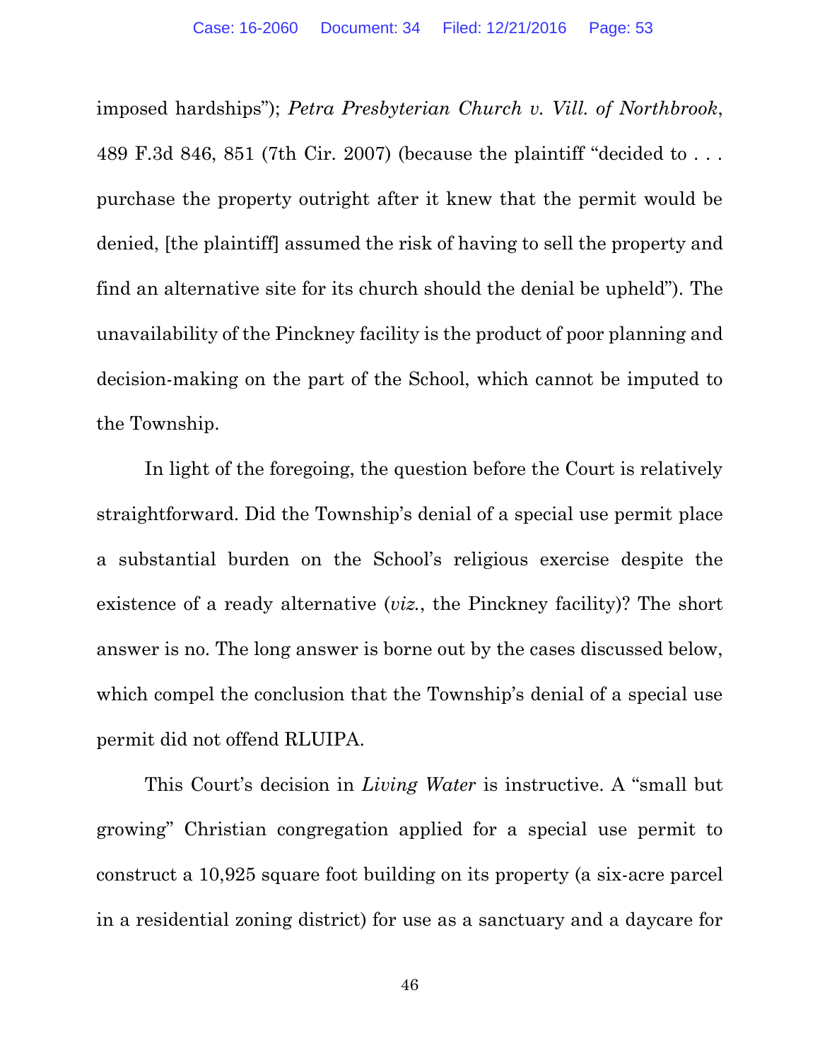imposed hardships"); *Petra Presbyterian Church v. Vill. of Northbrook*, 489 F.3d 846, 851 (7th Cir. 2007) (because the plaintiff "decided to . . . purchase the property outright after it knew that the permit would be denied, [the plaintiff] assumed the risk of having to sell the property and find an alternative site for its church should the denial be upheld"). The unavailability of the Pinckney facility is the product of poor planning and decision-making on the part of the School, which cannot be imputed to the Township.

In light of the foregoing, the question before the Court is relatively straightforward. Did the Township's denial of a special use permit place a substantial burden on the School's religious exercise despite the existence of a ready alternative (*viz.*, the Pinckney facility)? The short answer is no. The long answer is borne out by the cases discussed below, which compel the conclusion that the Township's denial of a special use permit did not offend RLUIPA.

This Court's decision in *Living Water* is instructive. A "small but growing" Christian congregation applied for a special use permit to construct a 10,925 square foot building on its property (a six-acre parcel in a residential zoning district) for use as a sanctuary and a daycare for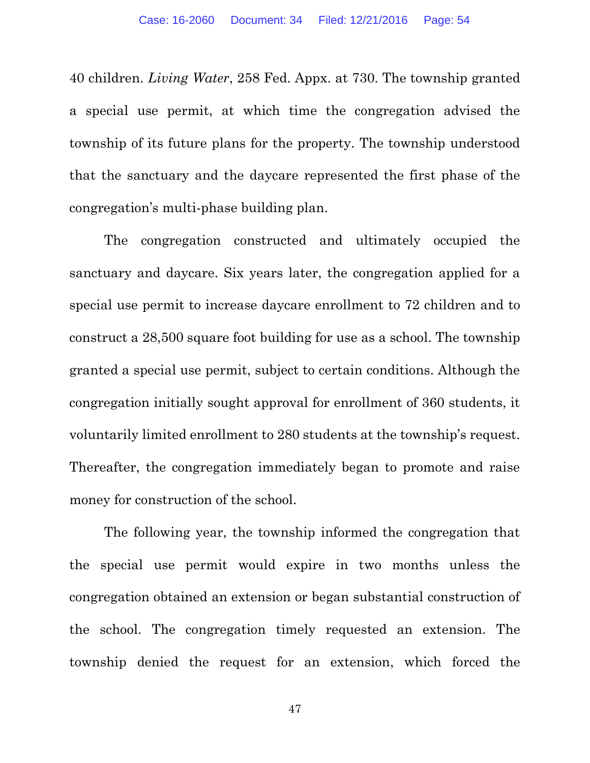40 children. *Living Water*, 258 Fed. Appx. at 730. The township granted a special use permit, at which time the congregation advised the township of its future plans for the property. The township understood that the sanctuary and the daycare represented the first phase of the congregation's multi-phase building plan.

The congregation constructed and ultimately occupied the sanctuary and daycare. Six years later, the congregation applied for a special use permit to increase daycare enrollment to 72 children and to construct a 28,500 square foot building for use as a school. The township granted a special use permit, subject to certain conditions. Although the congregation initially sought approval for enrollment of 360 students, it voluntarily limited enrollment to 280 students at the township's request. Thereafter, the congregation immediately began to promote and raise money for construction of the school.

The following year, the township informed the congregation that the special use permit would expire in two months unless the congregation obtained an extension or began substantial construction of the school. The congregation timely requested an extension. The township denied the request for an extension, which forced the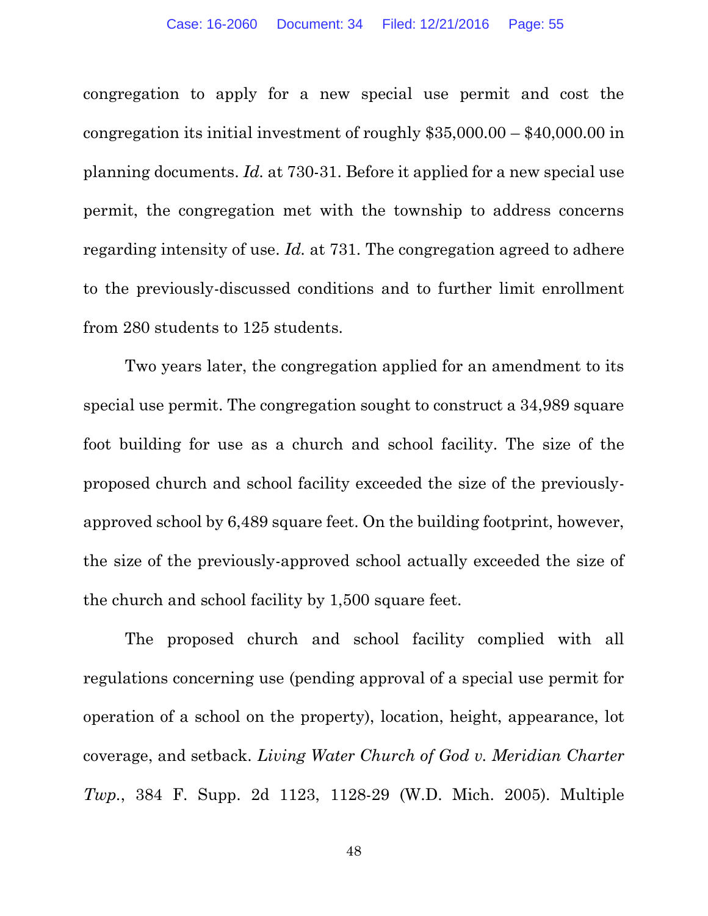congregation to apply for a new special use permit and cost the congregation its initial investment of roughly $35,000.00 – $40,000.00 in planning documents. *Id.* at 730-31. Before it applied for a new special use permit, the congregation met with the township to address concerns regarding intensity of use. *Id.* at 731. The congregation agreed to adhere to the previously-discussed conditions and to further limit enrollment from 280 students to 125 students.

Two years later, the congregation applied for an amendment to its special use permit. The congregation sought to construct a 34,989 square foot building for use as a church and school facility. The size of the proposed church and school facility exceeded the size of the previously-approved school by 6,489 square feet. On the building footprint, however, the size of the previously-approved school actually exceeded the size of the church and school facility by 1,500 square feet.

The proposed church and school facility complied with all regulations concerning use (pending approval of a special use permit for operation of a school on the property), location, height, appearance, lot coverage, and setback. *Living Water Church of God v. Meridian Charter Twp.*, 384 F. Supp. 2d 1123, 1128-29 (W.D. Mich. 2005). Multiple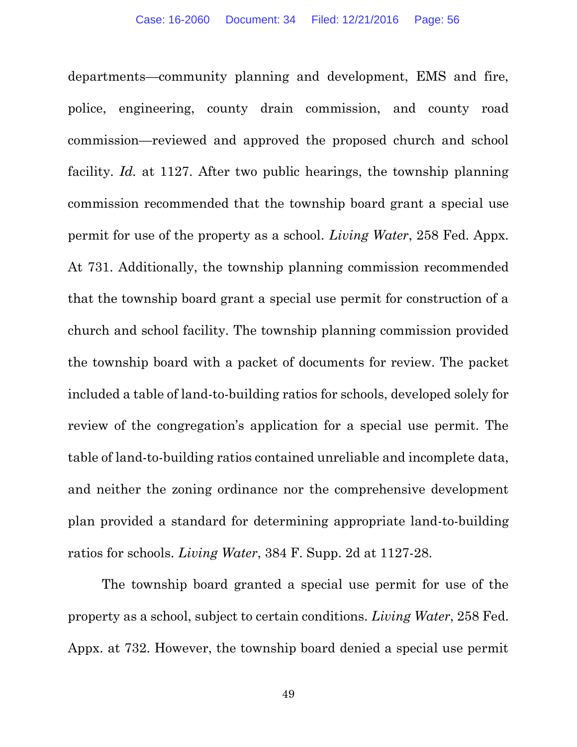departments—community planning and development, EMS and fire, police, engineering, county drain commission, and county road commission—reviewed and approved the proposed church and school facility. *Id.* at 1127. After two public hearings, the township planning commission recommended that the township board grant a special use permit for use of the property as a school. *Living Water*, 258 Fed. Appx. At 731. Additionally, the township planning commission recommended that the township board grant a special use permit for construction of a church and school facility. The township planning commission provided the township board with a packet of documents for review. The packet included a table of land-to-building ratios for schools, developed solely for review of the congregation's application for a special use permit. The table of land-to-building ratios contained unreliable and incomplete data, and neither the zoning ordinance nor the comprehensive development plan provided a standard for determining appropriate land-to-building ratios for schools. *Living Water*, 384 F. Supp. 2d at 1127-28.

The township board granted a special use permit for use of the property as a school, subject to certain conditions. *Living Water*, 258 Fed. Appx. at 732. However, the township board denied a special use permit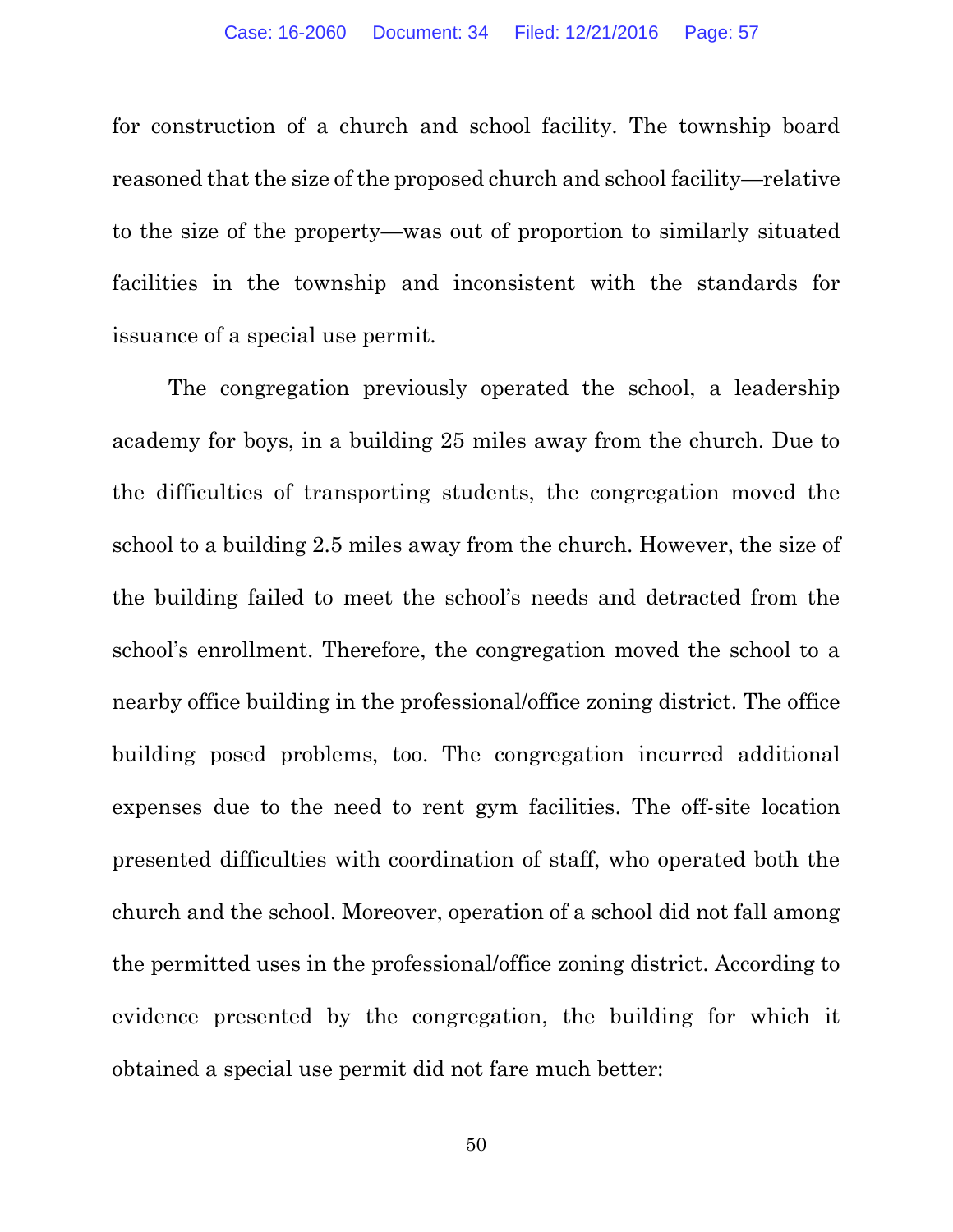for construction of a church and school facility. The township board reasoned that the size of the proposed church and school facility—relative to the size of the property—was out of proportion to similarly situated facilities in the township and inconsistent with the standards for issuance of a special use permit.

The congregation previously operated the school, a leadership academy for boys, in a building 25 miles away from the church. Due to the difficulties of transporting students, the congregation moved the school to a building 2.5 miles away from the church. However, the size of the building failed to meet the school's needs and detracted from the school's enrollment. Therefore, the congregation moved the school to a nearby office building in the professional/office zoning district. The office building posed problems, too. The congregation incurred additional expenses due to the need to rent gym facilities. The off-site location presented difficulties with coordination of staff, who operated both the church and the school. Moreover, operation of a school did not fall among the permitted uses in the professional/office zoning district. According to evidence presented by the congregation, the building for which it obtained a special use permit did not fare much better: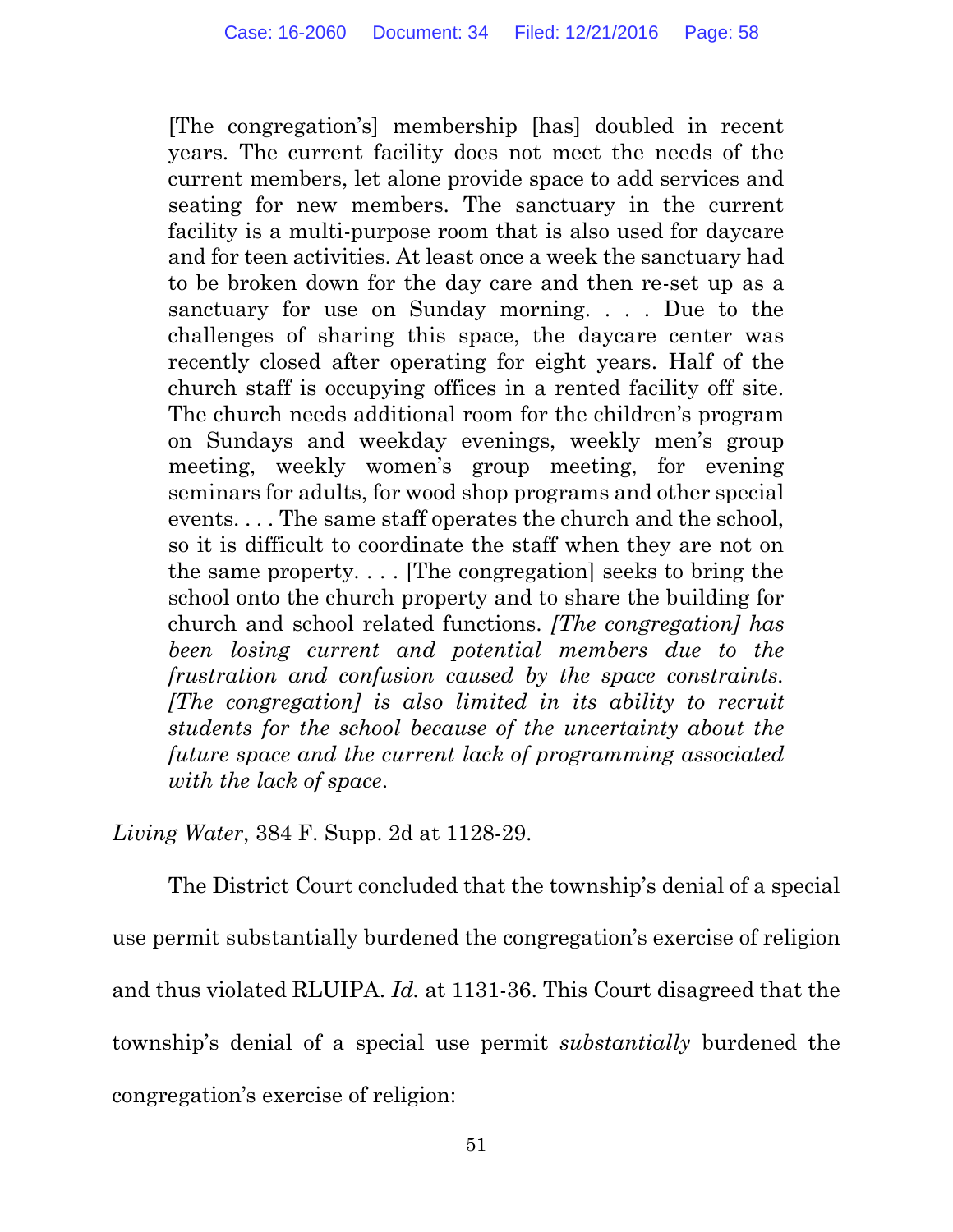> [The congregation's] membership [has] doubled in recent years. The current facility does not meet the needs of the current members, let alone provide space to add services and seating for new members. The sanctuary in the current facility is a multi-purpose room that is also used for daycare and for teen activities. At least once a week the sanctuary had to be broken down for the day care and then re-set up as a sanctuary for use on Sunday morning. . . . Due to the challenges of sharing this space, the daycare center was recently closed after operating for eight years. Half of the church staff is occupying offices in a rented facility off site. The church needs additional room for the children's program on Sundays and weekday evenings, weekly men's group meeting, weekly women's group meeting, for evening seminars for adults, for wood shop programs and other special events. . . . The same staff operates the church and the school, so it is difficult to coordinate the staff when they are not on the same property. . . . [The congregation] seeks to bring the school onto the church property and to share the building for church and school related functions. *[The congregation] has been losing current and potential members due to the frustration and confusion caused by the space constraints. [The congregation] is also limited in its ability to recruit students for the school because of the uncertainty about the future space and the current lack of programming associated with the lack of space.*

*Living Water*, 384 F. Supp. 2d at 1128-29.

The District Court concluded that the township's denial of a special use permit substantially burdened the congregation's exercise of religion and thus violated RLUIPA. *Id.* at 1131-36. This Court disagreed that the township's denial of a special use permit *substantially* burdened the congregation's exercise of religion: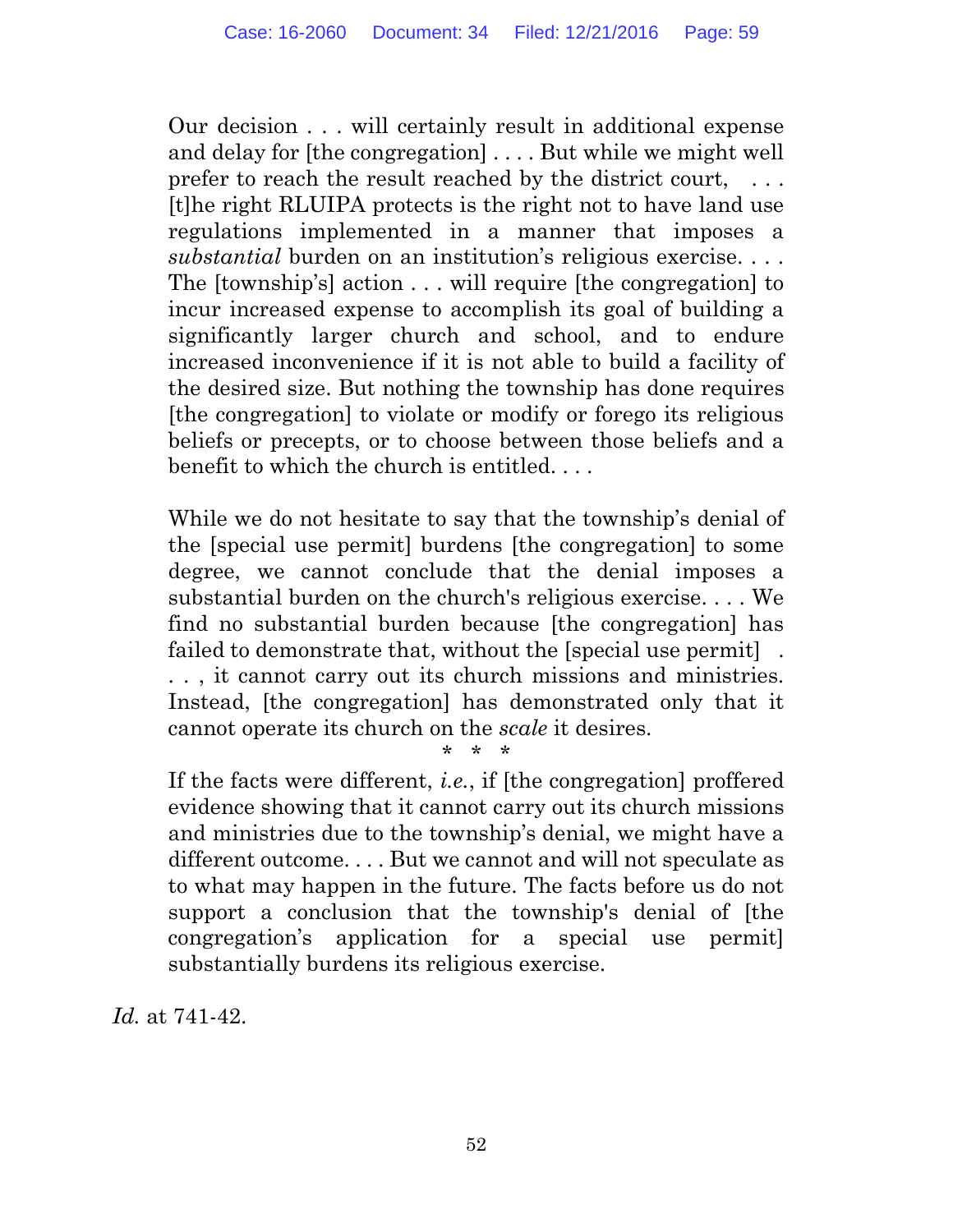> Our decision . . . will certainly result in additional expense and delay for [the congregation] . . . . But while we might well prefer to reach the result reached by the district court, . . . [t]he right RLUIPA protects is the right not to have land use regulations implemented in a manner that imposes a *substantial* burden on an institution's religious exercise. . . . The [township's] action . . . will require [the congregation] to incur increased expense to accomplish its goal of building a significantly larger church and school, and to endure increased inconvenience if it is not able to build a facility of the desired size. But nothing the township has done requires [the congregation] to violate or modify or forego its religious beliefs or precepts, or to choose between those beliefs and a benefit to which the church is entitled. . . .
>
> While we do not hesitate to say that the township's denial of the [special use permit] burdens [the congregation] to some degree, we cannot conclude that the denial imposes a substantial burden on the church's religious exercise. . . . We find no substantial burden because [the congregation] has failed to demonstrate that, without the [special use permit] . . . , it cannot carry out its church missions and ministries. Instead, [the congregation] has demonstrated only that it cannot operate its church on the *scale* it desires.
>
> \* \* \*
>
> If the facts were different, *i.e.*, if [the congregation] proffered evidence showing that it cannot carry out its church missions and ministries due to the township's denial, we might have a different outcome. . . . But we cannot and will not speculate as to what may happen in the future. The facts before us do not support a conclusion that the township's denial of [the congregation's application for a special use permit] substantially burdens its religious exercise.

*Id.* at 741-42.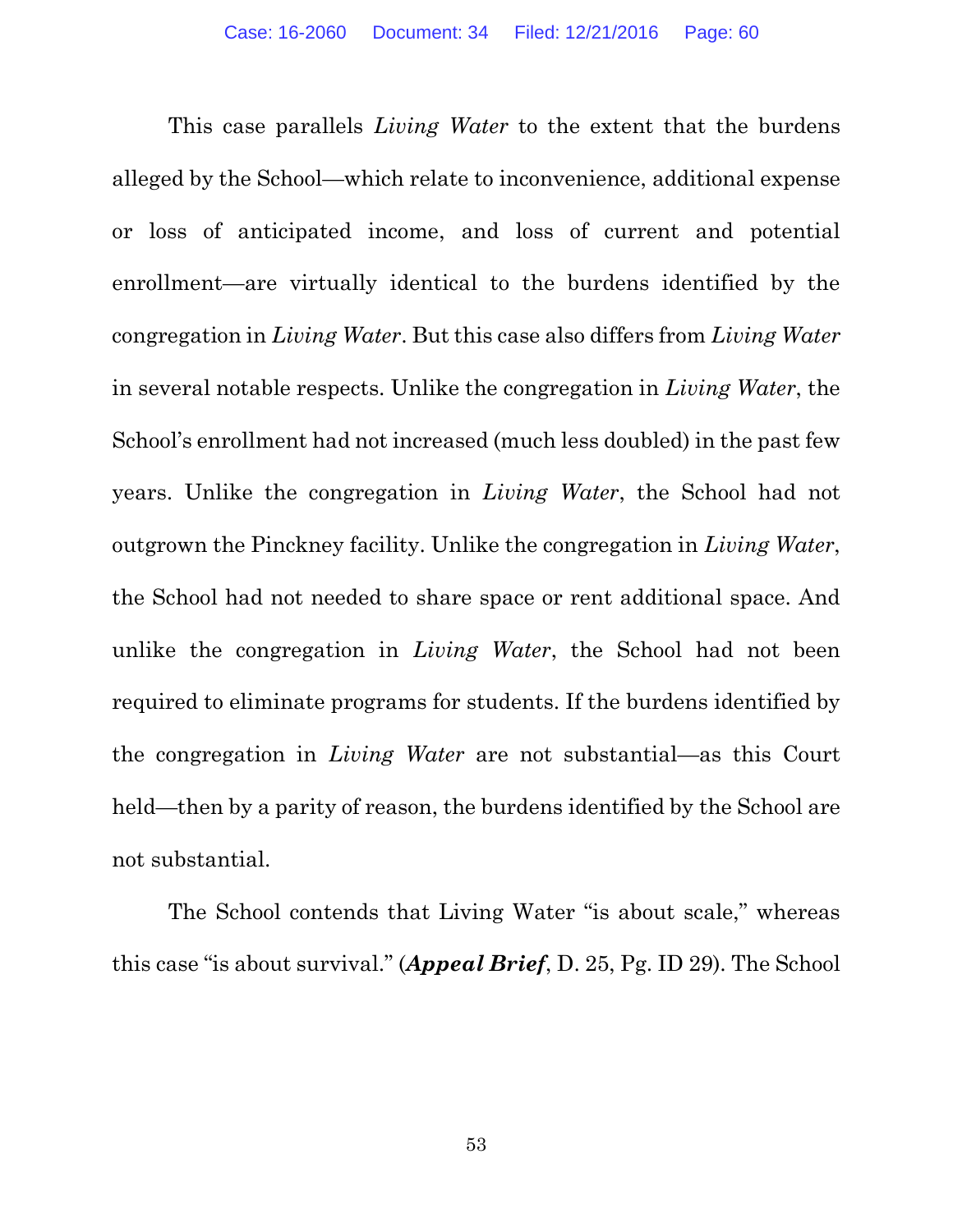This case parallels *Living Water* to the extent that the burdens alleged by the School—which relate to inconvenience, additional expense or loss of anticipated income, and loss of current and potential enrollment—are virtually identical to the burdens identified by the congregation in *Living Water*. But this case also differs from *Living Water* in several notable respects. Unlike the congregation in *Living Water*, the School's enrollment had not increased (much less doubled) in the past few years. Unlike the congregation in *Living Water*, the School had not outgrown the Pinckney facility. Unlike the congregation in *Living Water*, the School had not needed to share space or rent additional space. And unlike the congregation in *Living Water*, the School had not been required to eliminate programs for students. If the burdens identified by the congregation in *Living Water* are not substantial—as this Court held—then by a parity of reason, the burdens identified by the School are not substantial.

The School contends that Living Water "is about scale," whereas this case "is about survival." (***Appeal Brief***, D. 25, Pg. ID 29). The School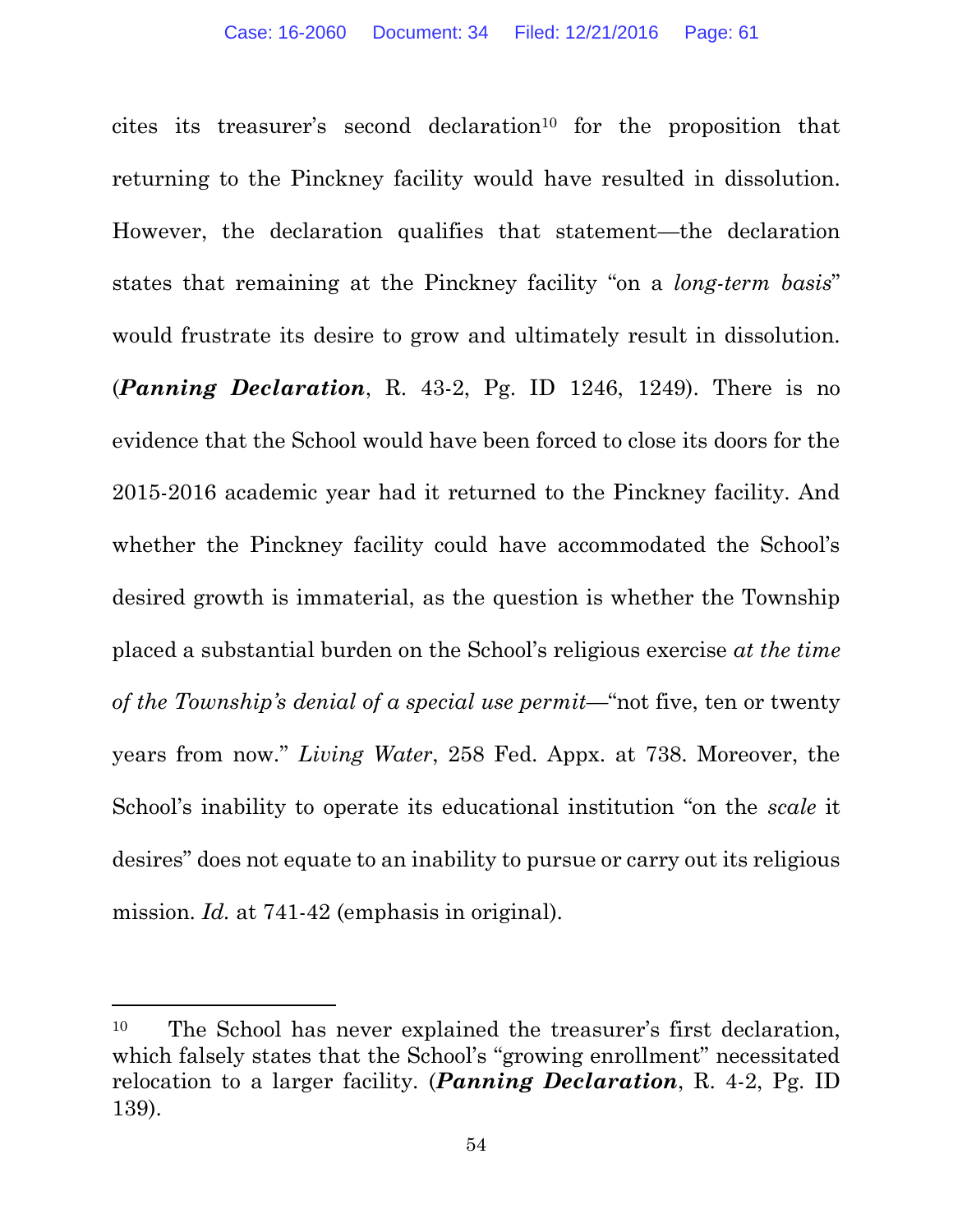cites its treasurer's second declaration[10] for the proposition that returning to the Pinckney facility would have resulted in dissolution. However, the declaration qualifies that statement—the declaration states that remaining at the Pinckney facility "on a *long-term basis*" would frustrate its desire to grow and ultimately result in dissolution. (***Panning Declaration***, R. 43-2, Pg. ID 1246, 1249). There is no evidence that the School would have been forced to close its doors for the 2015-2016 academic year had it returned to the Pinckney facility. And whether the Pinckney facility could have accommodated the School's desired growth is immaterial, as the question is whether the Township placed a substantial burden on the School's religious exercise *at the time of the Township's denial of a special use permit*—"not five, ten or twenty years from now." *Living Water*, 258 Fed. Appx. at 738. Moreover, the School's inability to operate its educational institution "on the *scale* it desires" does not equate to an inability to pursue or carry out its religious mission. *Id.* at 741-42 (emphasis in original).

---

[10] The School has never explained the treasurer's first declaration, which falsely states that the School's "growing enrollment" necessitated relocation to a larger facility. (***Panning Declaration***, R. 4-2, Pg. ID 139).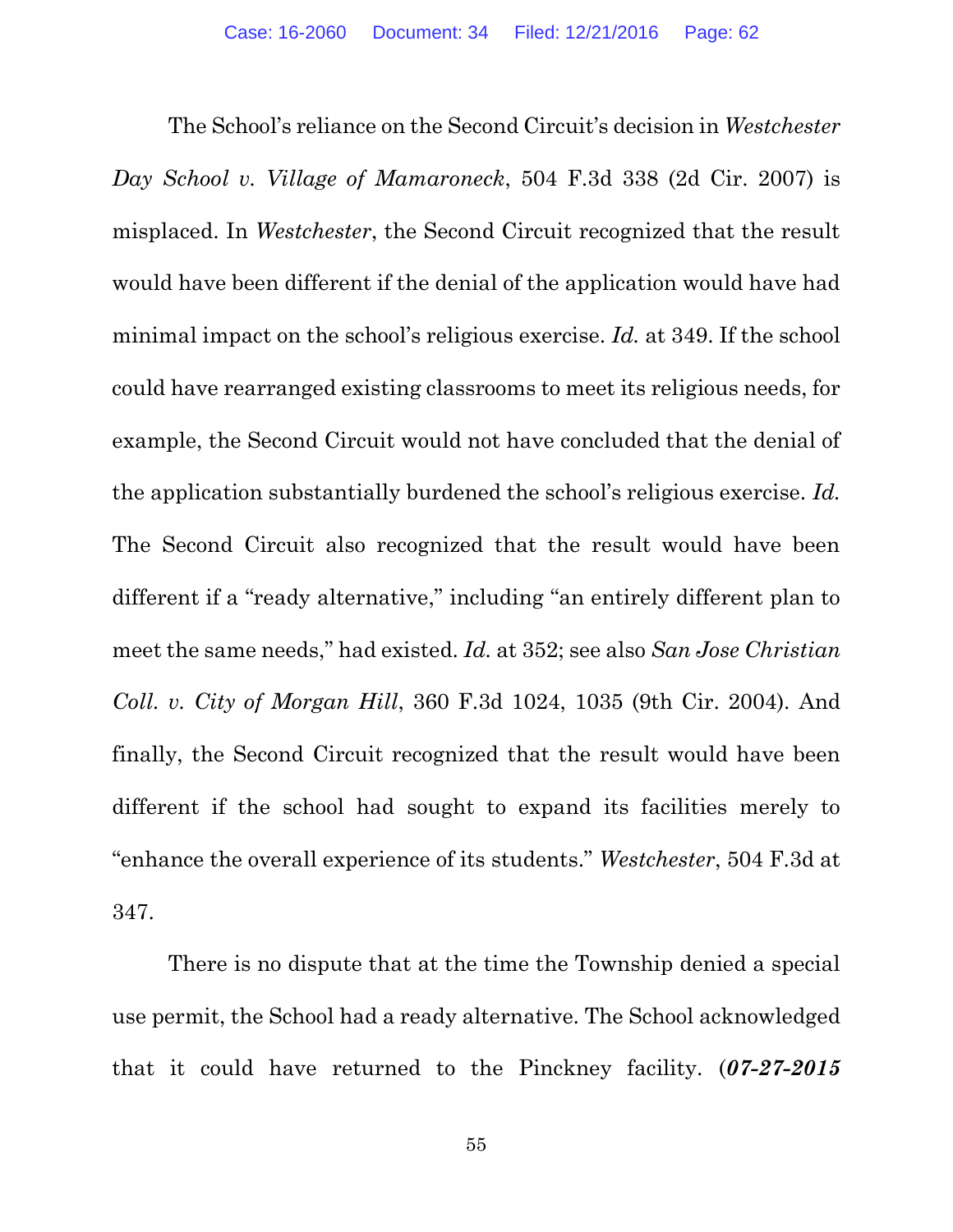The School's reliance on the Second Circuit's decision in *Westchester Day School v. Village of Mamaroneck*, 504 F.3d 338 (2d Cir. 2007) is misplaced. In *Westchester*, the Second Circuit recognized that the result would have been different if the denial of the application would have had minimal impact on the school's religious exercise. *Id.* at 349. If the school could have rearranged existing classrooms to meet its religious needs, for example, the Second Circuit would not have concluded that the denial of the application substantially burdened the school's religious exercise. *Id.* The Second Circuit also recognized that the result would have been different if a "ready alternative," including "an entirely different plan to meet the same needs," had existed. *Id.* at 352; see also *San Jose Christian Coll. v. City of Morgan Hill*, 360 F.3d 1024, 1035 (9th Cir. 2004). And finally, the Second Circuit recognized that the result would have been different if the school had sought to expand its facilities merely to "enhance the overall experience of its students." *Westchester*, 504 F.3d at 347.

There is no dispute that at the time the Township denied a special use permit, the School had a ready alternative. The School acknowledged that it could have returned to the Pinckney facility. (***07-27-2015***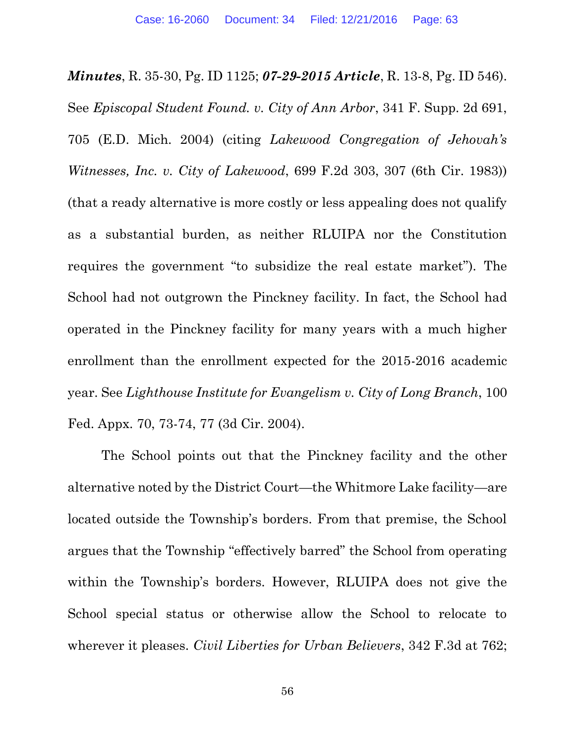***Minutes***, R. 35-30, Pg. ID 1125; ***07-29-2015 Article***, R. 13-8, Pg. ID 546). See *Episcopal Student Found. v. City of Ann Arbor*, 341 F. Supp. 2d 691, 705 (E.D. Mich. 2004) (citing *Lakewood Congregation of Jehovah's Witnesses, Inc. v. City of Lakewood*, 699 F.2d 303, 307 (6th Cir. 1983)) (that a ready alternative is more costly or less appealing does not qualify as a substantial burden, as neither RLUIPA nor the Constitution requires the government "to subsidize the real estate market"). The School had not outgrown the Pinckney facility. In fact, the School had operated in the Pinckney facility for many years with a much higher enrollment than the enrollment expected for the 2015-2016 academic year. See *Lighthouse Institute for Evangelism v. City of Long Branch*, 100 Fed. Appx. 70, 73-74, 77 (3d Cir. 2004).

The School points out that the Pinckney facility and the other alternative noted by the District Court—the Whitmore Lake facility—are located outside the Township's borders. From that premise, the School argues that the Township "effectively barred" the School from operating within the Township's borders. However, RLUIPA does not give the School special status or otherwise allow the School to relocate to wherever it pleases. *Civil Liberties for Urban Believers*, 342 F.3d at 762;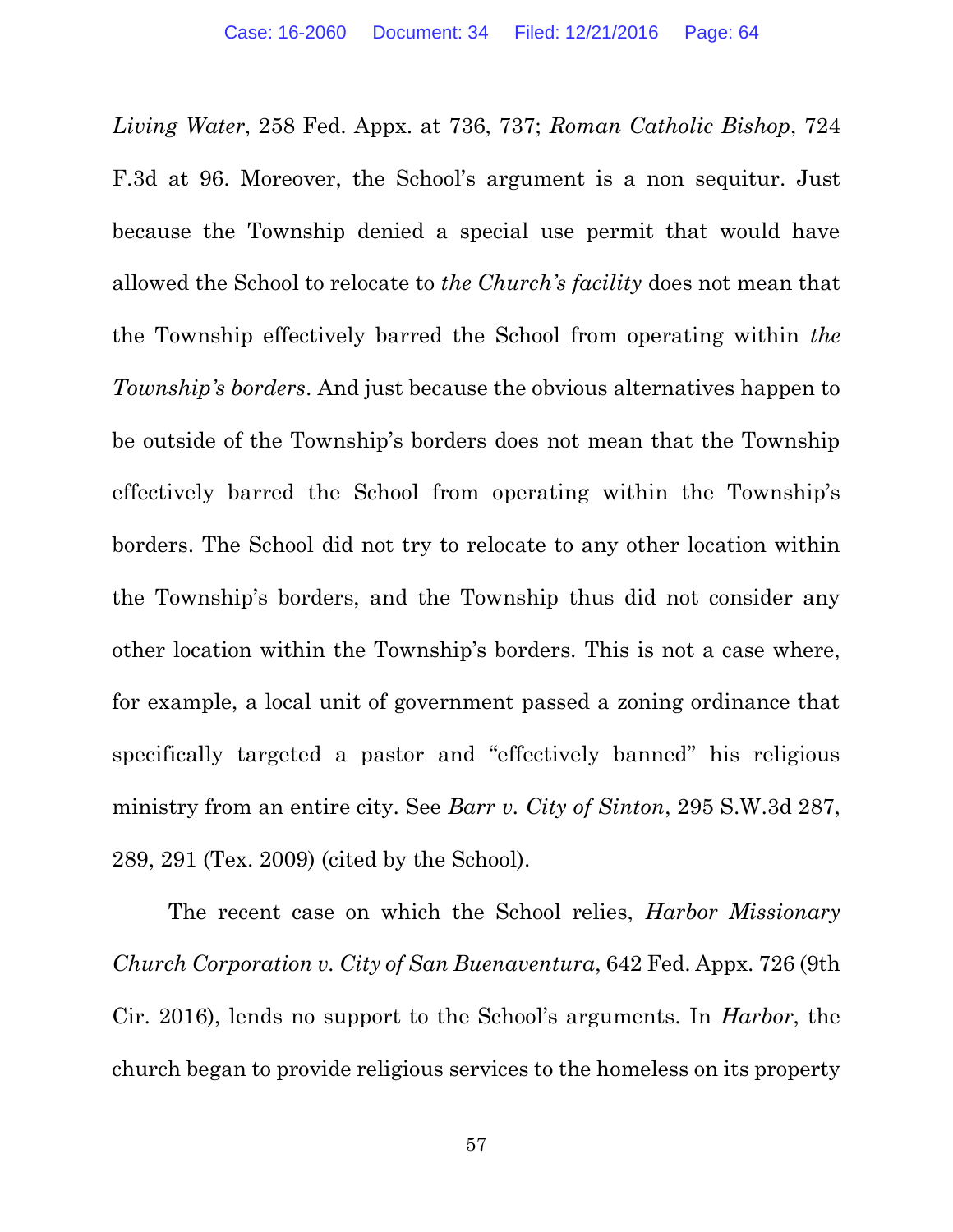*Living Water*, 258 Fed. Appx. at 736, 737; *Roman Catholic Bishop*, 724 F.3d at 96. Moreover, the School's argument is a non sequitur. Just because the Township denied a special use permit that would have allowed the School to relocate to *the Church's facility* does not mean that the Township effectively barred the School from operating within *the Township's borders*. And just because the obvious alternatives happen to be outside of the Township's borders does not mean that the Township effectively barred the School from operating within the Township's borders. The School did not try to relocate to any other location within the Township's borders, and the Township thus did not consider any other location within the Township's borders. This is not a case where, for example, a local unit of government passed a zoning ordinance that specifically targeted a pastor and "effectively banned" his religious ministry from an entire city. See *Barr v. City of Sinton*, 295 S.W.3d 287, 289, 291 (Tex. 2009) (cited by the School).

The recent case on which the School relies, *Harbor Missionary Church Corporation v. City of San Buenaventura*, 642 Fed. Appx. 726 (9th Cir. 2016), lends no support to the School's arguments. In *Harbor*, the church began to provide religious services to the homeless on its property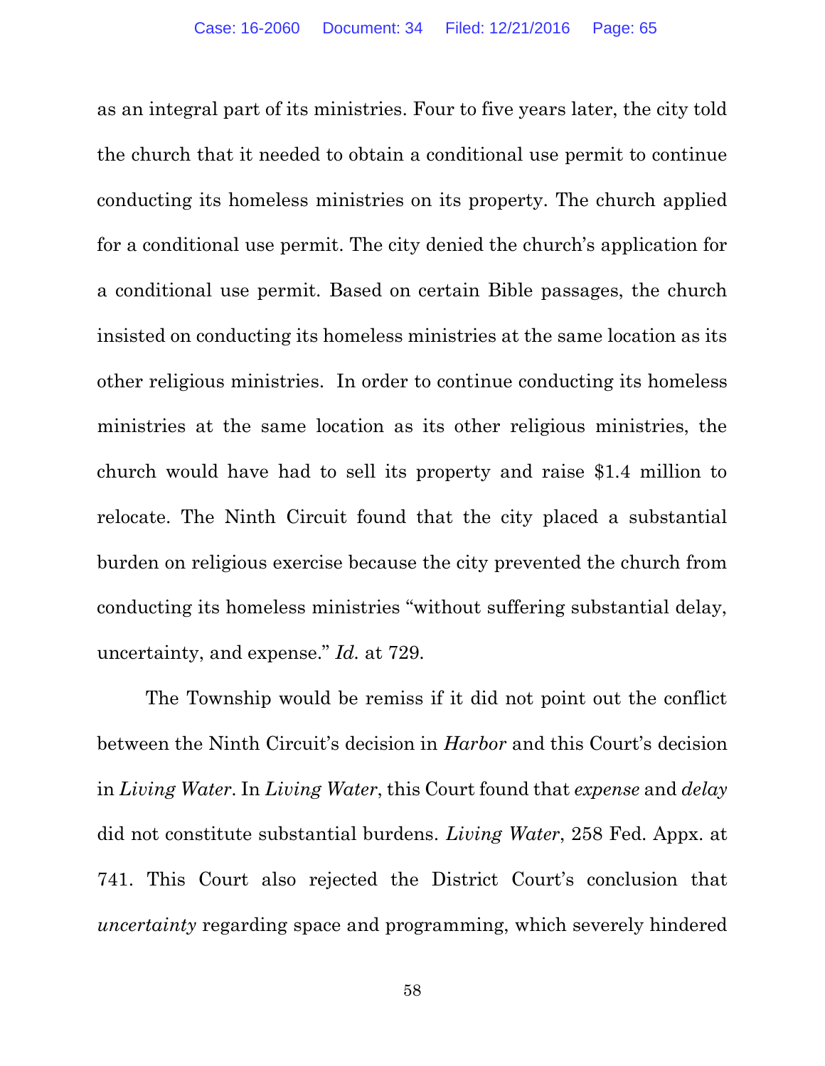as an integral part of its ministries. Four to five years later, the city told the church that it needed to obtain a conditional use permit to continue conducting its homeless ministries on its property. The church applied for a conditional use permit. The city denied the church's application for a conditional use permit. Based on certain Bible passages, the church insisted on conducting its homeless ministries at the same location as its other religious ministries. In order to continue conducting its homeless ministries at the same location as its other religious ministries, the church would have had to sell its property and raise $1.4 million to relocate. The Ninth Circuit found that the city placed a substantial burden on religious exercise because the city prevented the church from conducting its homeless ministries "without suffering substantial delay, uncertainty, and expense." *Id.* at 729.

The Township would be remiss if it did not point out the conflict between the Ninth Circuit's decision in *Harbor* and this Court's decision in *Living Water*. In *Living Water*, this Court found that *expense* and *delay* did not constitute substantial burdens. *Living Water*, 258 Fed. Appx. at 741. This Court also rejected the District Court's conclusion that *uncertainty* regarding space and programming, which severely hindered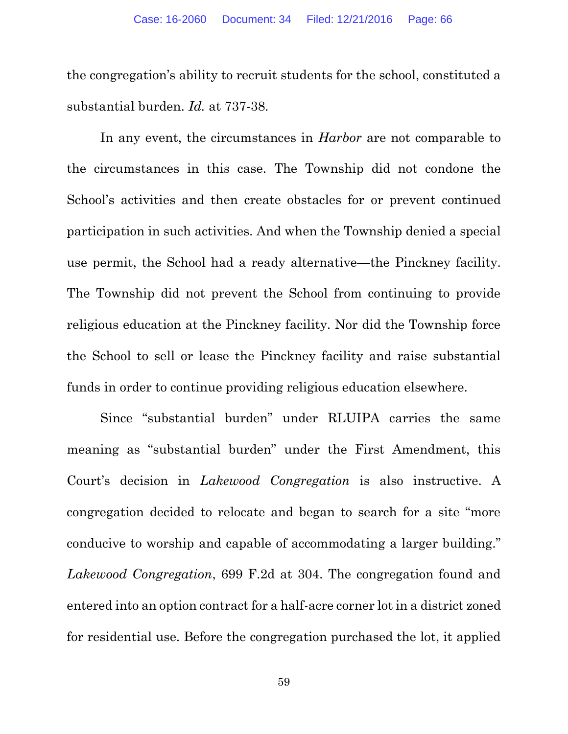the congregation's ability to recruit students for the school, constituted a substantial burden. *Id.* at 737-38.

In any event, the circumstances in *Harbor* are not comparable to the circumstances in this case. The Township did not condone the School's activities and then create obstacles for or prevent continued participation in such activities. And when the Township denied a special use permit, the School had a ready alternative—the Pinckney facility. The Township did not prevent the School from continuing to provide religious education at the Pinckney facility. Nor did the Township force the School to sell or lease the Pinckney facility and raise substantial funds in order to continue providing religious education elsewhere.

Since "substantial burden" under RLUIPA carries the same meaning as "substantial burden" under the First Amendment, this Court's decision in *Lakewood Congregation* is also instructive. A congregation decided to relocate and began to search for a site "more conducive to worship and capable of accommodating a larger building." *Lakewood Congregation*, 699 F.2d at 304. The congregation found and entered into an option contract for a half-acre corner lot in a district zoned for residential use. Before the congregation purchased the lot, it applied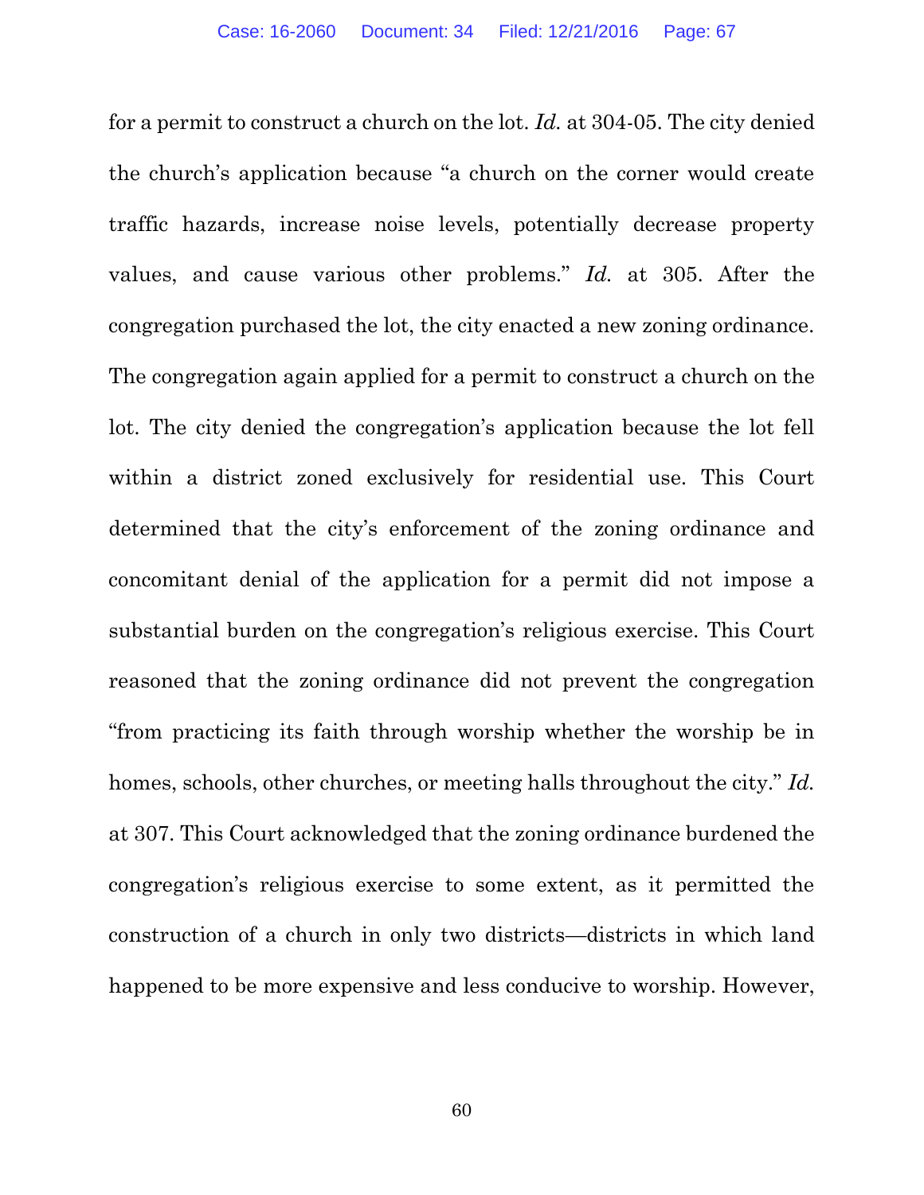for a permit to construct a church on the lot. *Id.* at 304-05. The city denied the church's application because "a church on the corner would create traffic hazards, increase noise levels, potentially decrease property values, and cause various other problems." *Id.* at 305. After the congregation purchased the lot, the city enacted a new zoning ordinance. The congregation again applied for a permit to construct a church on the lot. The city denied the congregation's application because the lot fell within a district zoned exclusively for residential use. This Court determined that the city's enforcement of the zoning ordinance and concomitant denial of the application for a permit did not impose a substantial burden on the congregation's religious exercise. This Court reasoned that the zoning ordinance did not prevent the congregation "from practicing its faith through worship whether the worship be in homes, schools, other churches, or meeting halls throughout the city." *Id.* at 307. This Court acknowledged that the zoning ordinance burdened the congregation's religious exercise to some extent, as it permitted the construction of a church in only two districts—districts in which land happened to be more expensive and less conducive to worship. However,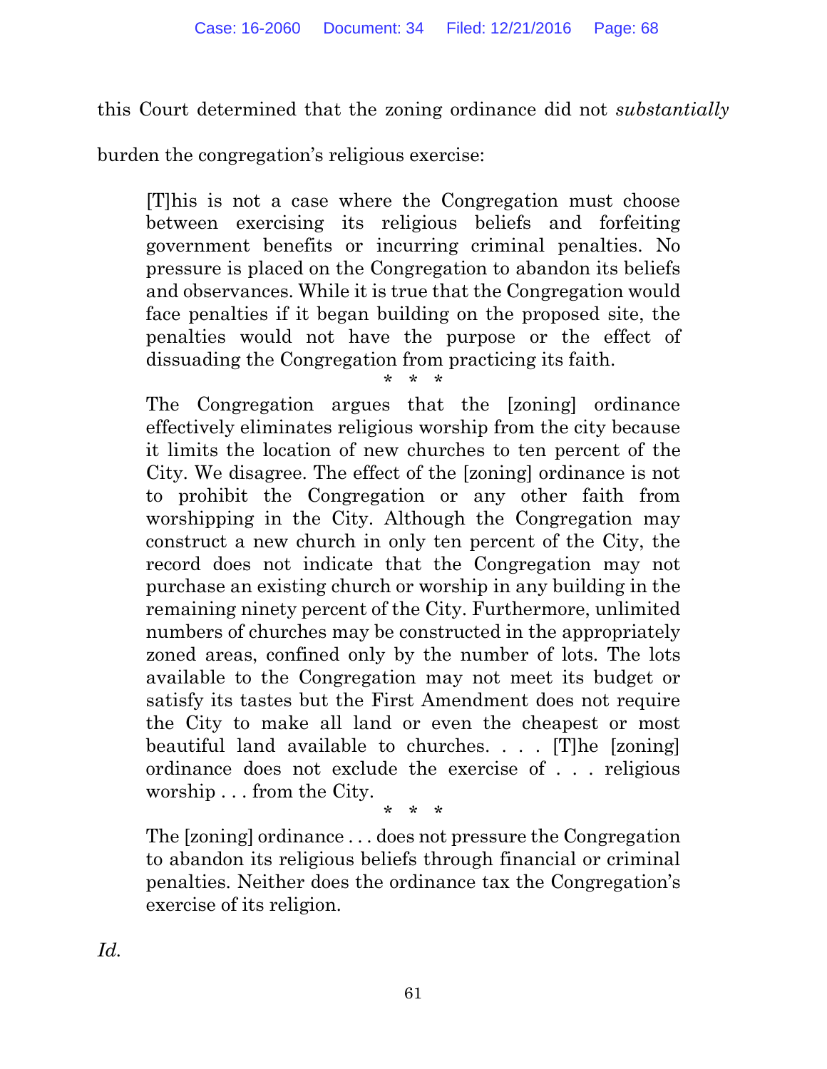this Court determined that the zoning ordinance did not *substantially* burden the congregation's religious exercise:

> [T]his is not a case where the Congregation must choose between exercising its religious beliefs and forfeiting government benefits or incurring criminal penalties. No pressure is placed on the Congregation to abandon its beliefs and observances. While it is true that the Congregation would face penalties if it began building on the proposed site, the penalties would not have the purpose or the effect of dissuading the Congregation from practicing its faith.
>
> \* \* \*
>
> The Congregation argues that the [zoning] ordinance effectively eliminates religious worship from the city because it limits the location of new churches to ten percent of the City. We disagree. The effect of the [zoning] ordinance is not to prohibit the Congregation or any other faith from worshipping in the City. Although the Congregation may construct a new church in only ten percent of the City, the record does not indicate that the Congregation may not purchase an existing church or worship in any building in the remaining ninety percent of the City. Furthermore, unlimited numbers of churches may be constructed in the appropriately zoned areas, confined only by the number of lots. The lots available to the Congregation may not meet its budget or satisfy its tastes but the First Amendment does not require the City to make all land or even the cheapest or most beautiful land available to churches. . . . [T]he [zoning] ordinance does not exclude the exercise of . . . religious worship . . . from the City.
>
> \* \* \*
>
> The [zoning] ordinance . . . does not pressure the Congregation to abandon its religious beliefs through financial or criminal penalties. Neither does the ordinance tax the Congregation's exercise of its religion.

*Id.*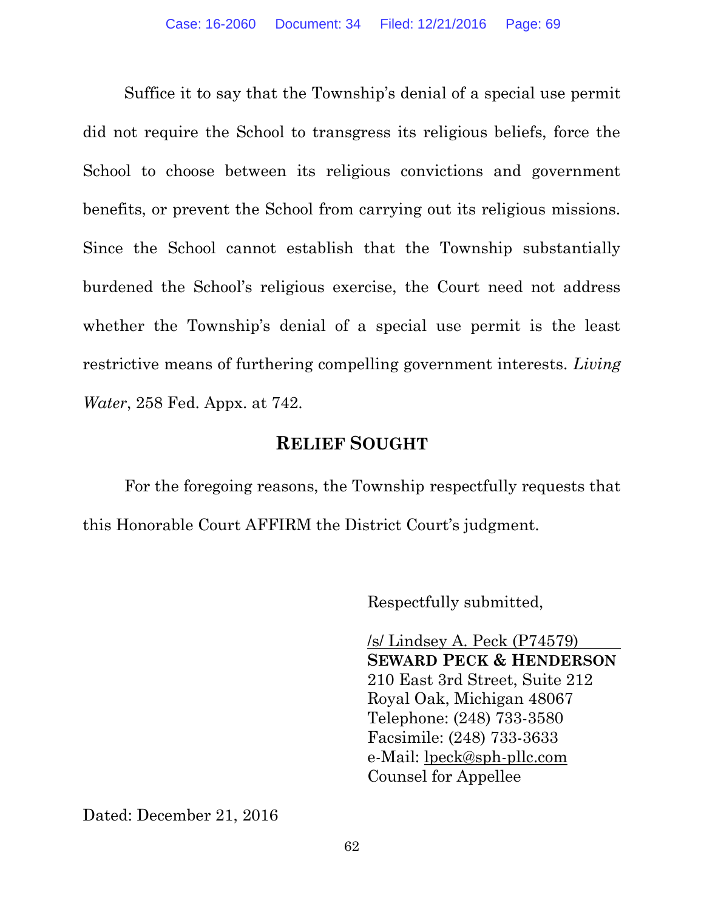Suffice it to say that the Township's denial of a special use permit did not require the School to transgress its religious beliefs, force the School to choose between its religious convictions and government benefits, or prevent the School from carrying out its religious missions. Since the School cannot establish that the Township substantially burdened the School's religious exercise, the Court need not address whether the Township's denial of a special use permit is the least restrictive means of furthering compelling government interests. *Living Water*, 258 Fed. Appx. at 742.

## RELIEF SOUGHT

For the foregoing reasons, the Township respectfully requests that this Honorable Court AFFIRM the District Court's judgment.

Respectfully submitted,

/s/ Lindsey A. Peck (P74579)
**SEWARD PECK & HENDERSON**
210 East 3rd Street, Suite 212
Royal Oak, Michigan 48067
Telephone: (248) 733-3580
Facsimile: (248) 733-3633
e-Mail: lpeck@sph-pllc.com
Counsel for Appellee

Dated: December 21, 2016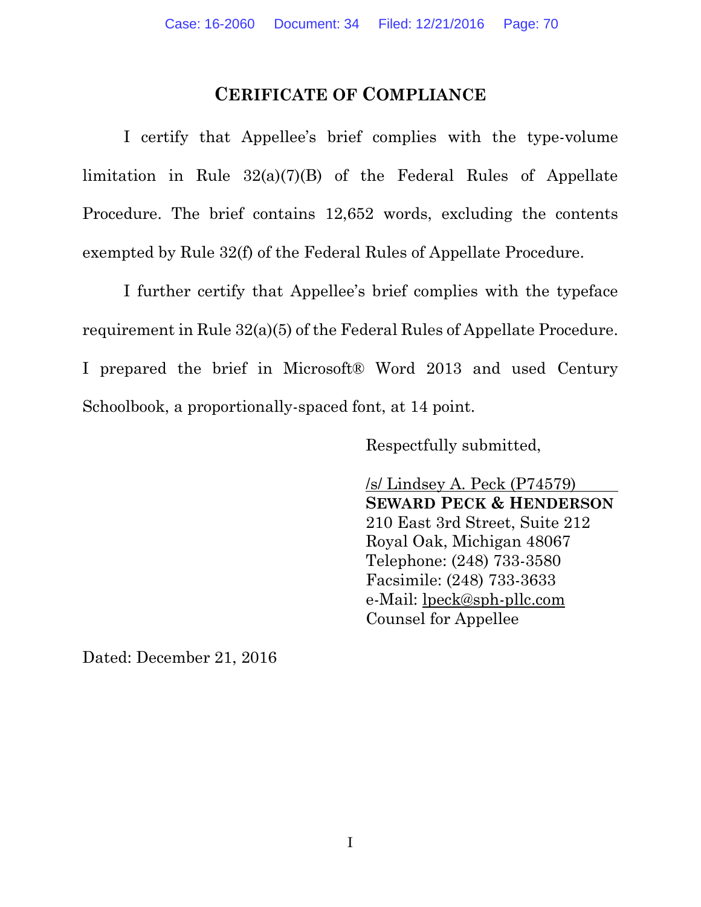## CERIFICATE OF COMPLIANCE

I certify that Appellee's brief complies with the type-volume limitation in Rule 32(a)(7)(B) of the Federal Rules of Appellate Procedure. The brief contains 12,652 words, excluding the contents exempted by Rule 32(f) of the Federal Rules of Appellate Procedure.

I further certify that Appellee's brief complies with the typeface requirement in Rule 32(a)(5) of the Federal Rules of Appellate Procedure. I prepared the brief in Microsoft® Word 2013 and used Century Schoolbook, a proportionally-spaced font, at 14 point.

Respectfully submitted,

/s/ Lindsey A. Peck (P74579)
**SEWARD PECK & HENDERSON**
210 East 3rd Street, Suite 212
Royal Oak, Michigan 48067
Telephone: (248) 733-3580
Facsimile: (248) 733-3633
e-Mail: lpeck@sph-pllc.com
Counsel for Appellee

Dated: December 21, 2016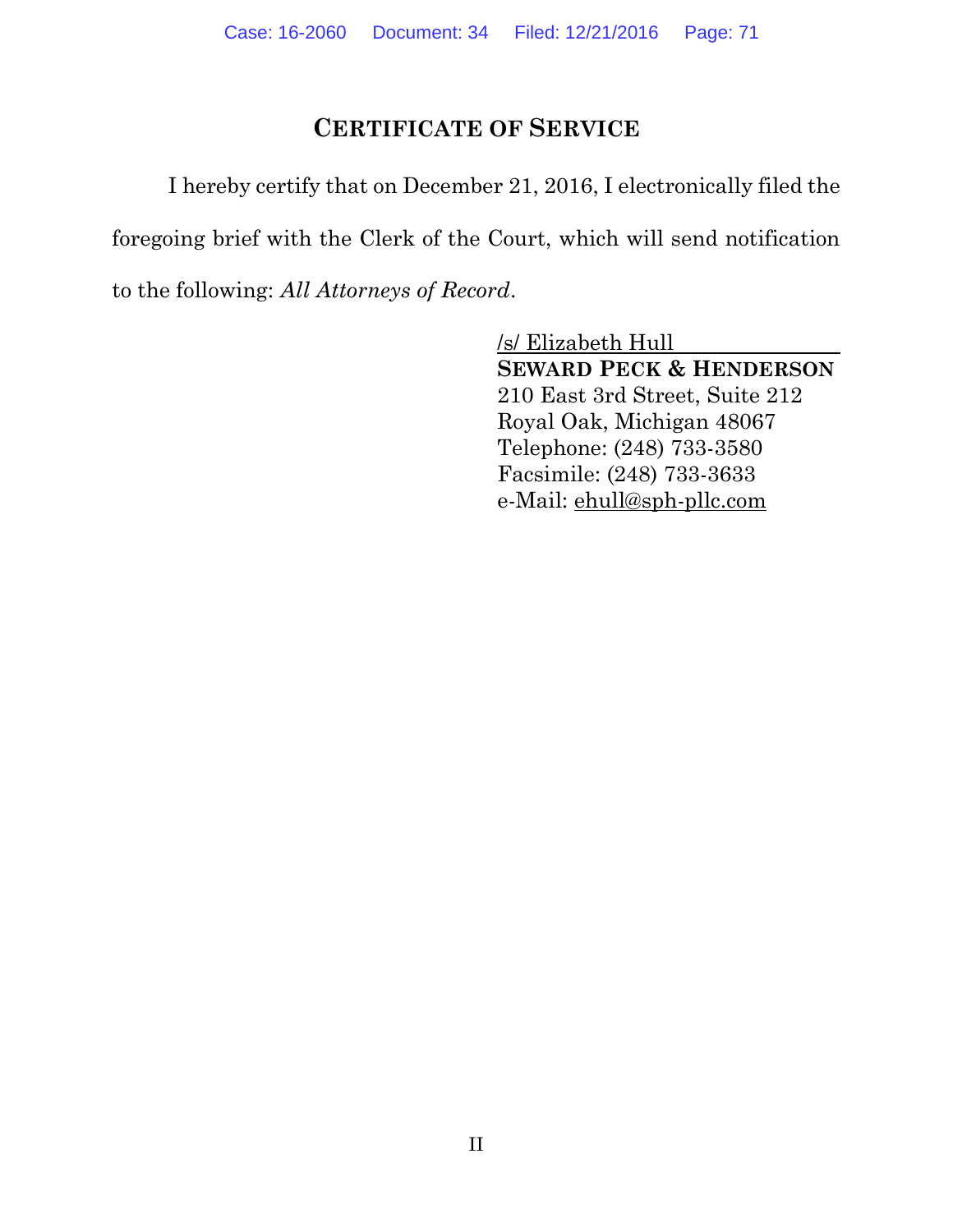## CERTIFICATE OF SERVICE

I hereby certify that on December 21, 2016, I electronically filed the foregoing brief with the Clerk of the Court, which will send notification to the following: *All Attorneys of Record*.

/s/ Elizabeth Hull
**SEWARD PECK & HENDERSON**
210 East 3rd Street, Suite 212
Royal Oak, Michigan 48067
Telephone: (248) 733-3580
Facsimile: (248) 733-3633
e-Mail: ehull@sph-pllc.com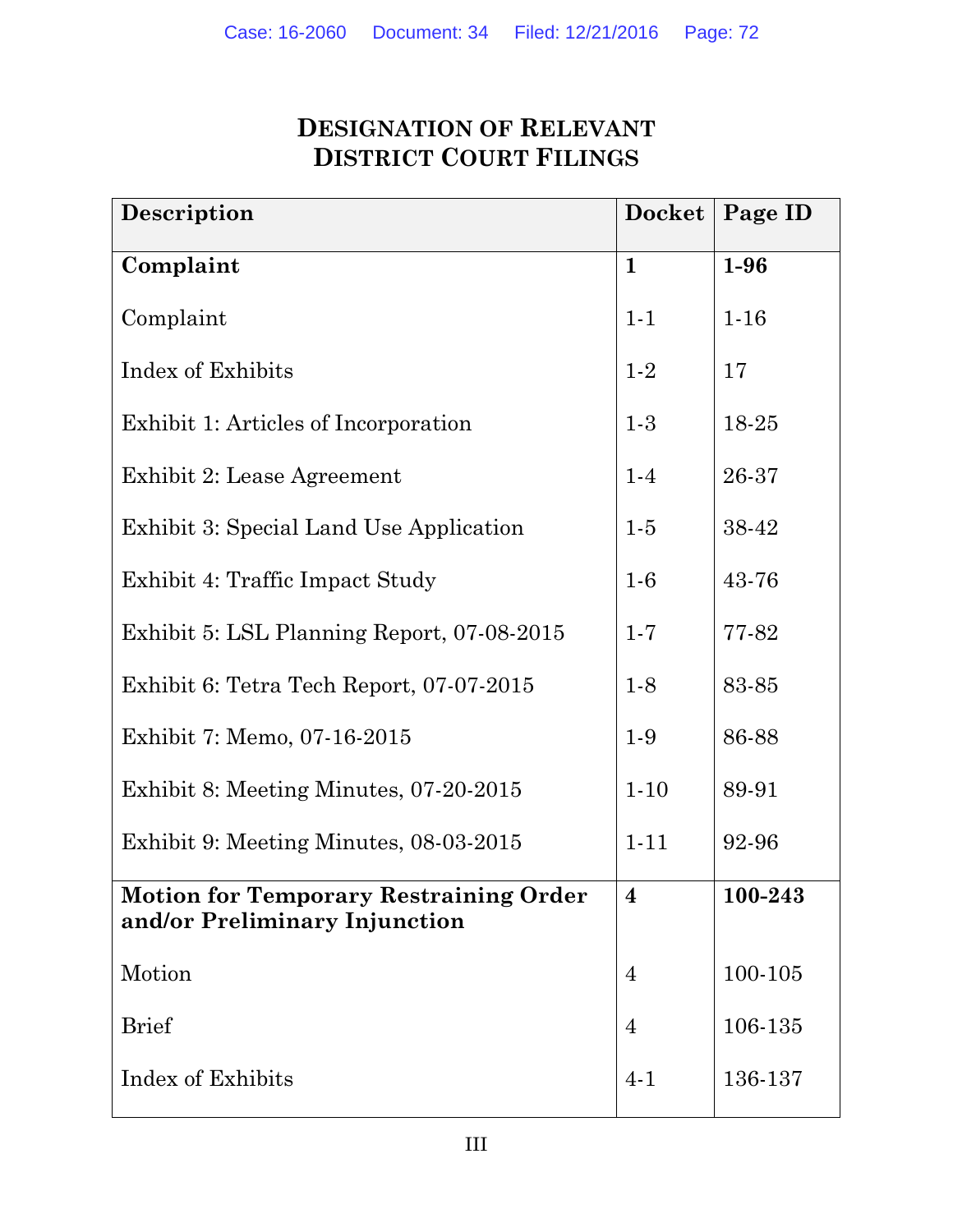# DESIGNATION OF RELEVANT DISTRICT COURT FILINGS

| Description | Docket | Page ID |
|---|---|---|
| **Complaint** | **1** | **1-96** |
| Complaint | 1-1 | 1-16 |
| Index of Exhibits | 1-2 | 17 |
| Exhibit 1: Articles of Incorporation | 1-3 | 18-25 |
| Exhibit 2: Lease Agreement | 1-4 | 26-37 |
| Exhibit 3: Special Land Use Application | 1-5 | 38-42 |
| Exhibit 4: Traffic Impact Study | 1-6 | 43-76 |
| Exhibit 5: LSL Planning Report, 07-08-2015 | 1-7 | 77-82 |
| Exhibit 6: Tetra Tech Report, 07-07-2015 | 1-8 | 83-85 |
| Exhibit 7: Memo, 07-16-2015 | 1-9 | 86-88 |
| Exhibit 8: Meeting Minutes, 07-20-2015 | 1-10 | 89-91 |
| Exhibit 9: Meeting Minutes, 08-03-2015 | 1-11 | 92-96 |
| **Motion for Temporary Restraining Order and/or Preliminary Injunction** | **4** | **100-243** |
| Motion | 4 | 100-105 |
| Brief | 4 | 106-135 |
| Index of Exhibits | 4-1 | 136-137 |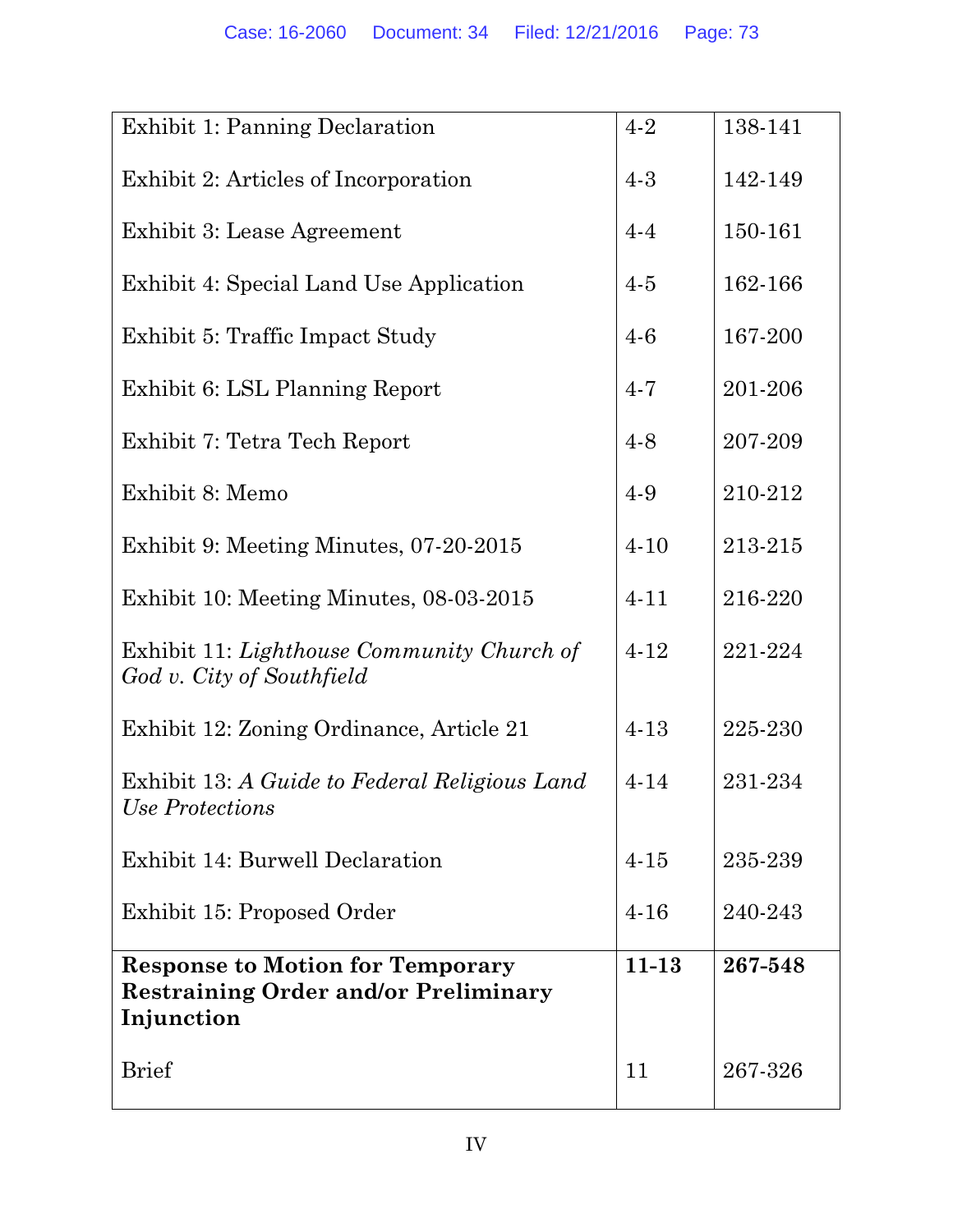| | | |
|---|---|---|
| Exhibit 1: Panning Declaration | 4-2 | 138-141 |
| Exhibit 2: Articles of Incorporation | 4-3 | 142-149 |
| Exhibit 3: Lease Agreement | 4-4 | 150-161 |
| Exhibit 4: Special Land Use Application | 4-5 | 162-166 |
| Exhibit 5: Traffic Impact Study | 4-6 | 167-200 |
| Exhibit 6: LSL Planning Report | 4-7 | 201-206 |
| Exhibit 7: Tetra Tech Report | 4-8 | 207-209 |
| Exhibit 8: Memo | 4-9 | 210-212 |
| Exhibit 9: Meeting Minutes, 07-20-2015 | 4-10 | 213-215 |
| Exhibit 10: Meeting Minutes, 08-03-2015 | 4-11 | 216-220 |
| Exhibit 11: *Lighthouse Community Church of God v. City of Southfield* | 4-12 | 221-224 |
| Exhibit 12: Zoning Ordinance, Article 21 | 4-13 | 225-230 |
| Exhibit 13: *A Guide to Federal Religious Land Use Protections* | 4-14 | 231-234 |
| Exhibit 14: Burwell Declaration | 4-15 | 235-239 |
| Exhibit 15: Proposed Order | 4-16 | 240-243 |
| **Response to Motion for Temporary Restraining Order and/or Preliminary Injunction** | **11-13** | **267-548** |
| Brief | 11 | 267-326 |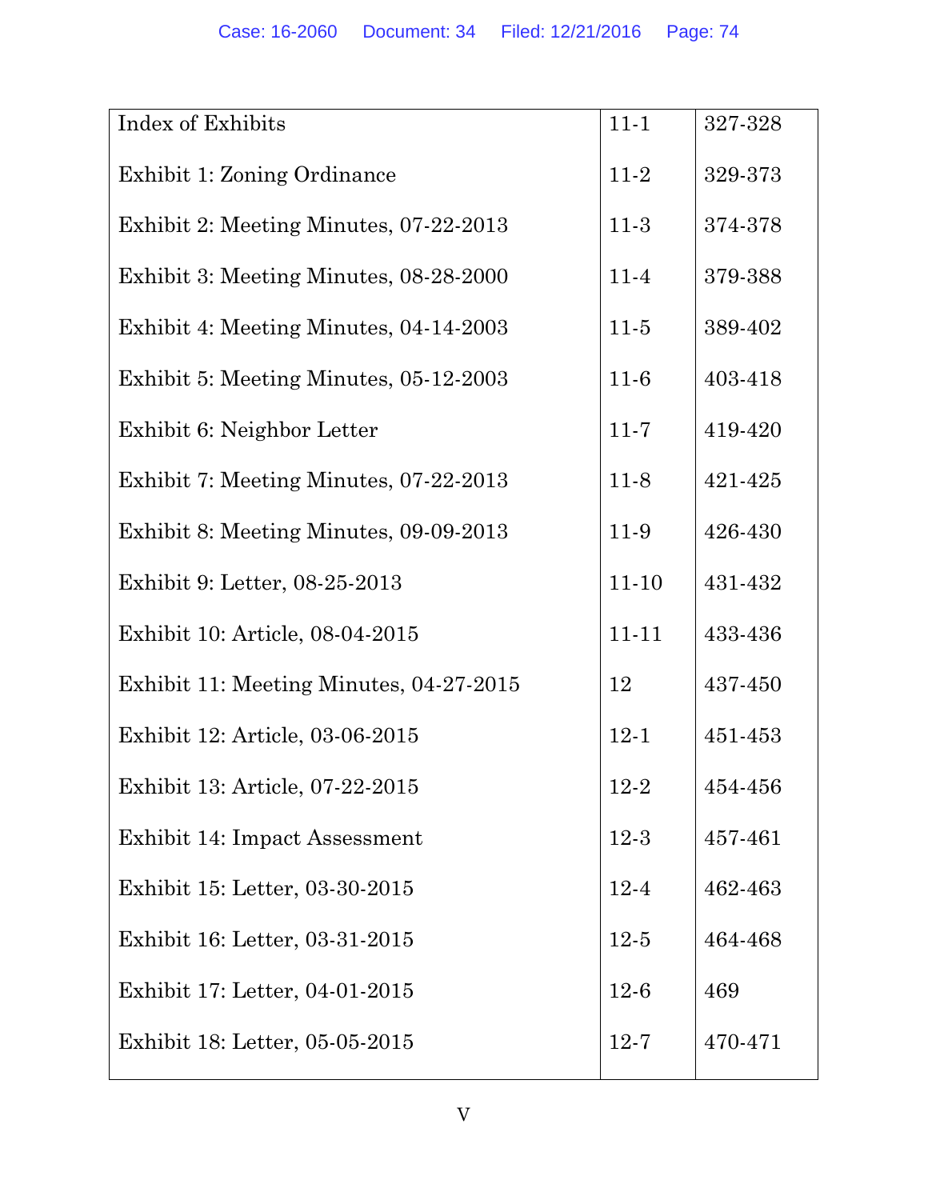| | | |
|---|---|---|
| Index of Exhibits | 11-1 | 327-328 |
| Exhibit 1: Zoning Ordinance | 11-2 | 329-373 |
| Exhibit 2: Meeting Minutes, 07-22-2013 | 11-3 | 374-378 |
| Exhibit 3: Meeting Minutes, 08-28-2000 | 11-4 | 379-388 |
| Exhibit 4: Meeting Minutes, 04-14-2003 | 11-5 | 389-402 |
| Exhibit 5: Meeting Minutes, 05-12-2003 | 11-6 | 403-418 |
| Exhibit 6: Neighbor Letter | 11-7 | 419-420 |
| Exhibit 7: Meeting Minutes, 07-22-2013 | 11-8 | 421-425 |
| Exhibit 8: Meeting Minutes, 09-09-2013 | 11-9 | 426-430 |
| Exhibit 9: Letter, 08-25-2013 | 11-10 | 431-432 |
| Exhibit 10: Article, 08-04-2015 | 11-11 | 433-436 |
| Exhibit 11: Meeting Minutes, 04-27-2015 | 12 | 437-450 |
| Exhibit 12: Article, 03-06-2015 | 12-1 | 451-453 |
| Exhibit 13: Article, 07-22-2015 | 12-2 | 454-456 |
| Exhibit 14: Impact Assessment | 12-3 | 457-461 |
| Exhibit 15: Letter, 03-30-2015 | 12-4 | 462-463 |
| Exhibit 16: Letter, 03-31-2015 | 12-5 | 464-468 |
| Exhibit 17: Letter, 04-01-2015 | 12-6 | 469 |
| Exhibit 18: Letter, 05-05-2015 | 12-7 | 470-471 |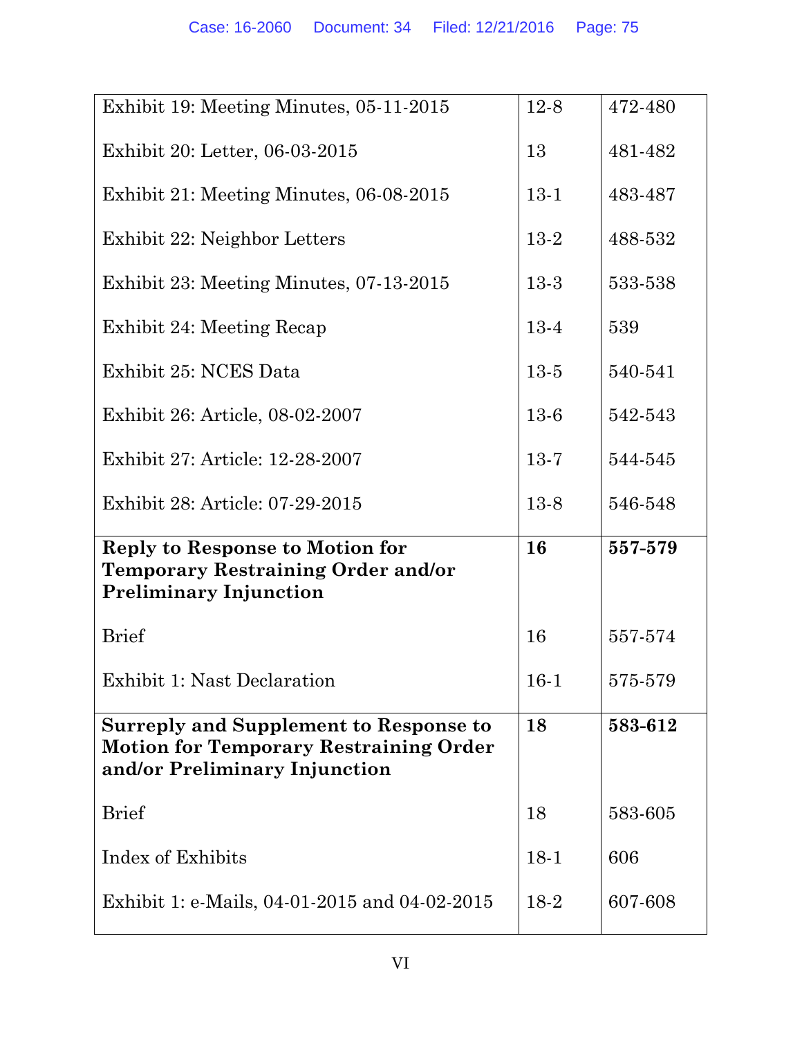| Exhibit 19: Meeting Minutes, 05-11-2015 | 12-8 | 472-480 |
|---|---|---|
| Exhibit 20: Letter, 06-03-2015 | 13 | 481-482 |
| Exhibit 21: Meeting Minutes, 06-08-2015 | 13-1 | 483-487 |
| Exhibit 22: Neighbor Letters | 13-2 | 488-532 |
| Exhibit 23: Meeting Minutes, 07-13-2015 | 13-3 | 533-538 |
| Exhibit 24: Meeting Recap | 13-4 | 539 |
| Exhibit 25: NCES Data | 13-5 | 540-541 |
| Exhibit 26: Article, 08-02-2007 | 13-6 | 542-543 |
| Exhibit 27: Article: 12-28-2007 | 13-7 | 544-545 |
| Exhibit 28: Article: 07-29-2015 | 13-8 | 546-548 |
| **Reply to Response to Motion for Temporary Restraining Order and/or Preliminary Injunction** | **16** | **557-579** |
| Brief | 16 | 557-574 |
| Exhibit 1: Nast Declaration | 16-1 | 575-579 |
| **Surreply and Supplement to Response to Motion for Temporary Restraining Order and/or Preliminary Injunction** | **18** | **583-612** |
| Brief | 18 | 583-605 |
| Index of Exhibits | 18-1 | 606 |
| Exhibit 1: e-Mails, 04-01-2015 and 04-02-2015 | 18-2 | 607-608 |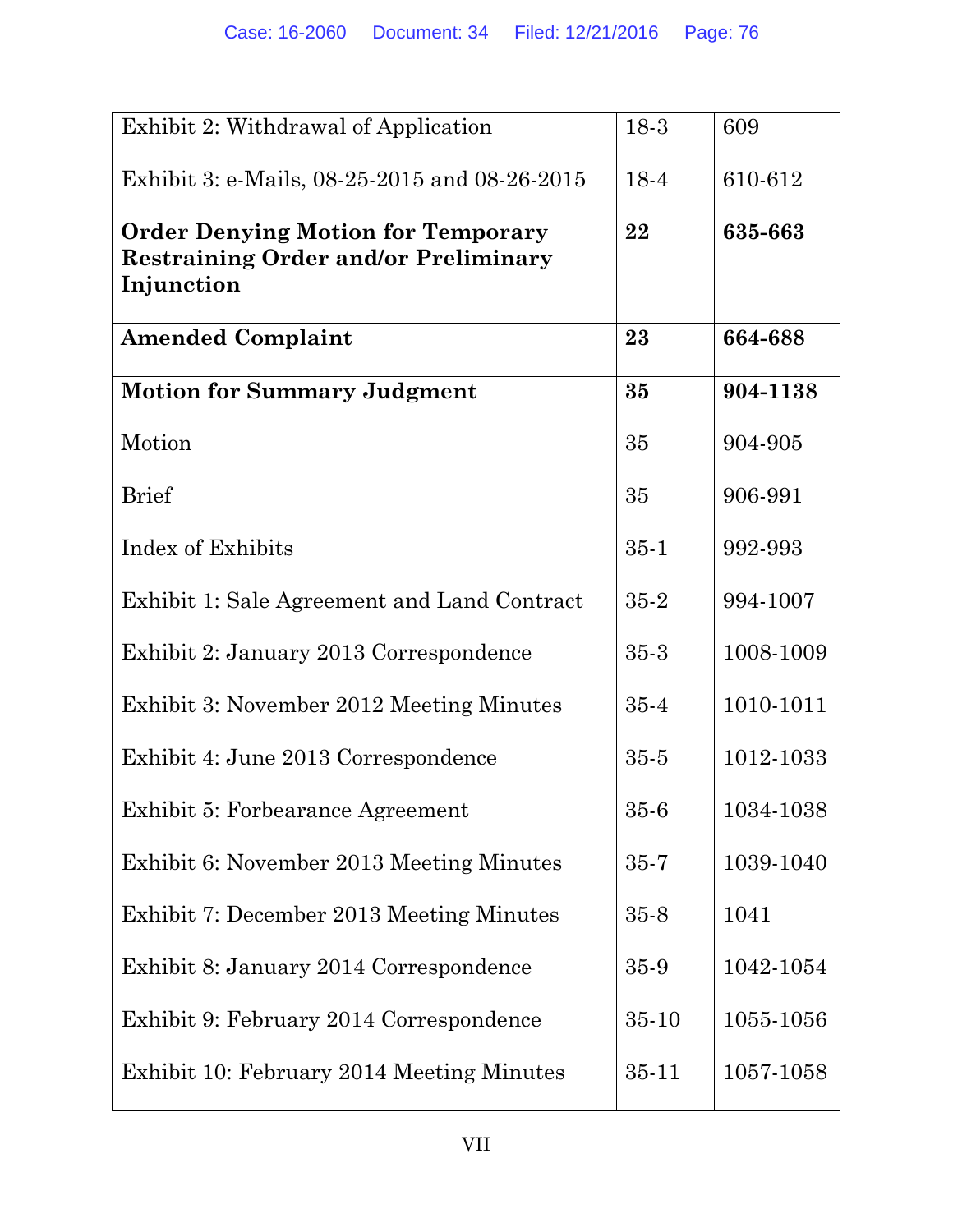| | | |
|---|---|---|
| Exhibit 2: Withdrawal of Application | 18-3 | 609 |
| Exhibit 3: e-Mails, 08-25-2015 and 08-26-2015 | 18-4 | 610-612 |
| **Order Denying Motion for Temporary Restraining Order and/or Preliminary Injunction** | **22** | **635-663** |
| **Amended Complaint** | **23** | **664-688** |
| **Motion for Summary Judgment** | **35** | **904-1138** |
| Motion | 35 | 904-905 |
| Brief | 35 | 906-991 |
| Index of Exhibits | 35-1 | 992-993 |
| Exhibit 1: Sale Agreement and Land Contract | 35-2 | 994-1007 |
| Exhibit 2: January 2013 Correspondence | 35-3 | 1008-1009 |
| Exhibit 3: November 2012 Meeting Minutes | 35-4 | 1010-1011 |
| Exhibit 4: June 2013 Correspondence | 35-5 | 1012-1033 |
| Exhibit 5: Forbearance Agreement | 35-6 | 1034-1038 |
| Exhibit 6: November 2013 Meeting Minutes | 35-7 | 1039-1040 |
| Exhibit 7: December 2013 Meeting Minutes | 35-8 | 1041 |
| Exhibit 8: January 2014 Correspondence | 35-9 | 1042-1054 |
| Exhibit 9: February 2014 Correspondence | 35-10 | 1055-1056 |
| Exhibit 10: February 2014 Meeting Minutes | 35-11 | 1057-1058 |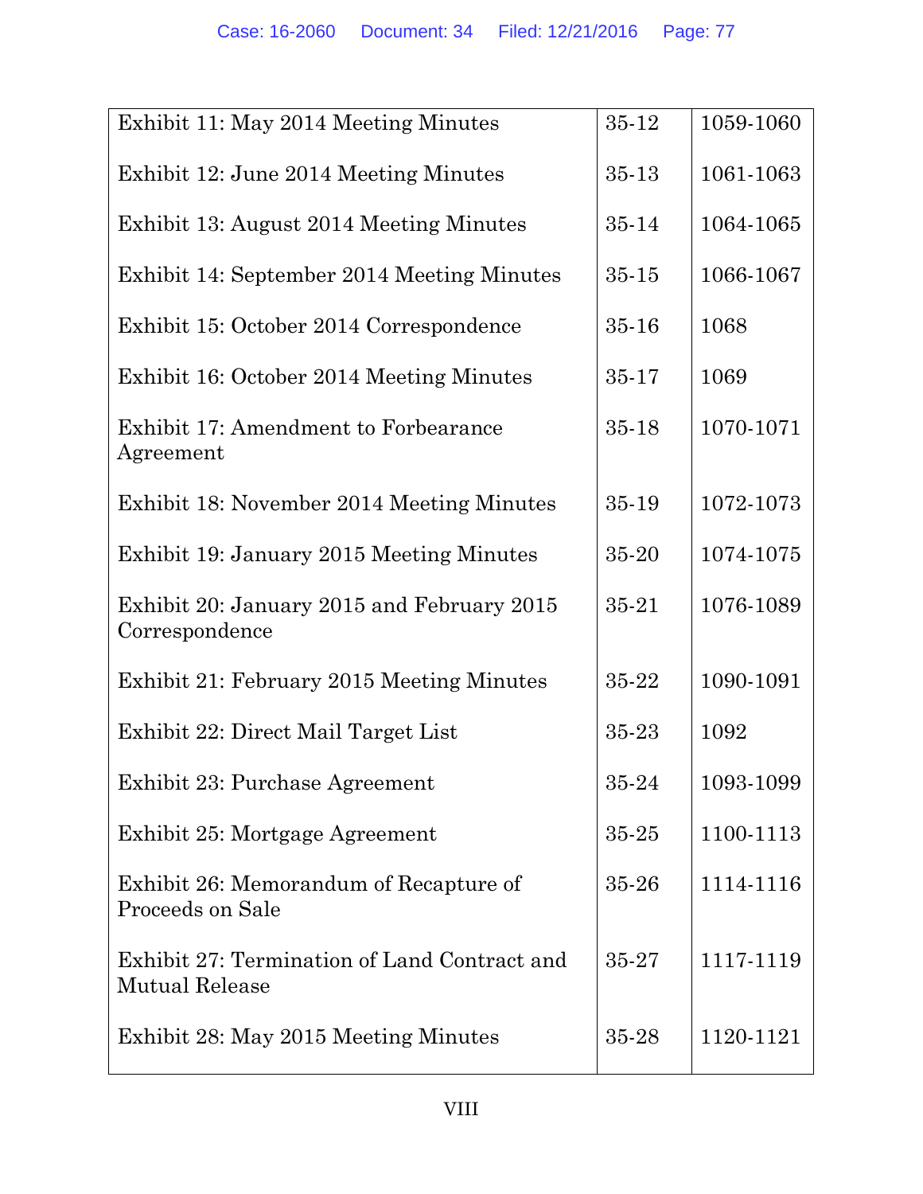| | | |
|---|---|---|
| Exhibit 11: May 2014 Meeting Minutes | 35-12 | 1059-1060 |
| Exhibit 12: June 2014 Meeting Minutes | 35-13 | 1061-1063 |
| Exhibit 13: August 2014 Meeting Minutes | 35-14 | 1064-1065 |
| Exhibit 14: September 2014 Meeting Minutes | 35-15 | 1066-1067 |
| Exhibit 15: October 2014 Correspondence | 35-16 | 1068 |
| Exhibit 16: October 2014 Meeting Minutes | 35-17 | 1069 |
| Exhibit 17: Amendment to Forbearance Agreement | 35-18 | 1070-1071 |
| Exhibit 18: November 2014 Meeting Minutes | 35-19 | 1072-1073 |
| Exhibit 19: January 2015 Meeting Minutes | 35-20 | 1074-1075 |
| Exhibit 20: January 2015 and February 2015 Correspondence | 35-21 | 1076-1089 |
| Exhibit 21: February 2015 Meeting Minutes | 35-22 | 1090-1091 |
| Exhibit 22: Direct Mail Target List | 35-23 | 1092 |
| Exhibit 23: Purchase Agreement | 35-24 | 1093-1099 |
| Exhibit 25: Mortgage Agreement | 35-25 | 1100-1113 |
| Exhibit 26: Memorandum of Recapture of Proceeds on Sale | 35-26 | 1114-1116 |
| Exhibit 27: Termination of Land Contract and Mutual Release | 35-27 | 1117-1119 |
| Exhibit 28: May 2015 Meeting Minutes | 35-28 | 1120-1121 |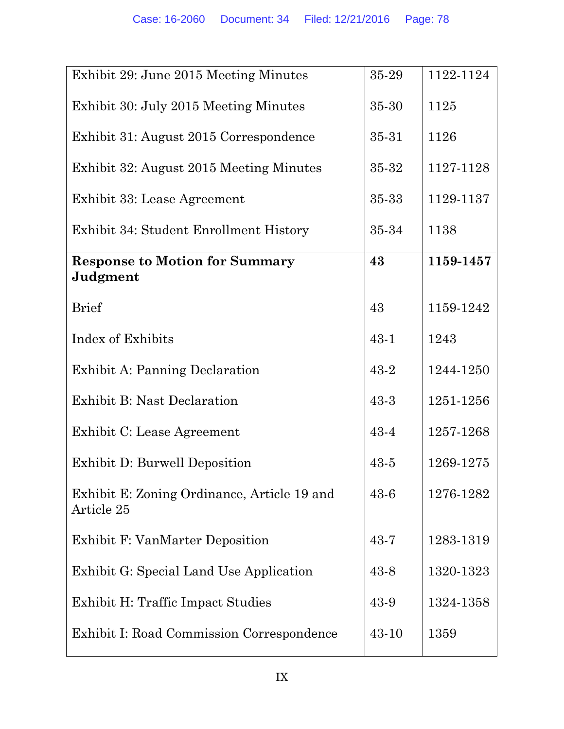| | | |
|---|---|---|
| Exhibit 29: June 2015 Meeting Minutes | 35-29 | 1122-1124 |
| Exhibit 30: July 2015 Meeting Minutes | 35-30 | 1125 |
| Exhibit 31: August 2015 Correspondence | 35-31 | 1126 |
| Exhibit 32: August 2015 Meeting Minutes | 35-32 | 1127-1128 |
| Exhibit 33: Lease Agreement | 35-33 | 1129-1137 |
| Exhibit 34: Student Enrollment History | 35-34 | 1138 |
| **Response to Motion for Summary Judgment** | **43** | **1159-1457** |
| Brief | 43 | 1159-1242 |
| Index of Exhibits | 43-1 | 1243 |
| Exhibit A: Panning Declaration | 43-2 | 1244-1250 |
| Exhibit B: Nast Declaration | 43-3 | 1251-1256 |
| Exhibit C: Lease Agreement | 43-4 | 1257-1268 |
| Exhibit D: Burwell Deposition | 43-5 | 1269-1275 |
| Exhibit E: Zoning Ordinance, Article 19 and Article 25 | 43-6 | 1276-1282 |
| Exhibit F: VanMarter Deposition | 43-7 | 1283-1319 |
| Exhibit G: Special Land Use Application | 43-8 | 1320-1323 |
| Exhibit H: Traffic Impact Studies | 43-9 | 1324-1358 |
| Exhibit I: Road Commission Correspondence | 43-10 | 1359 |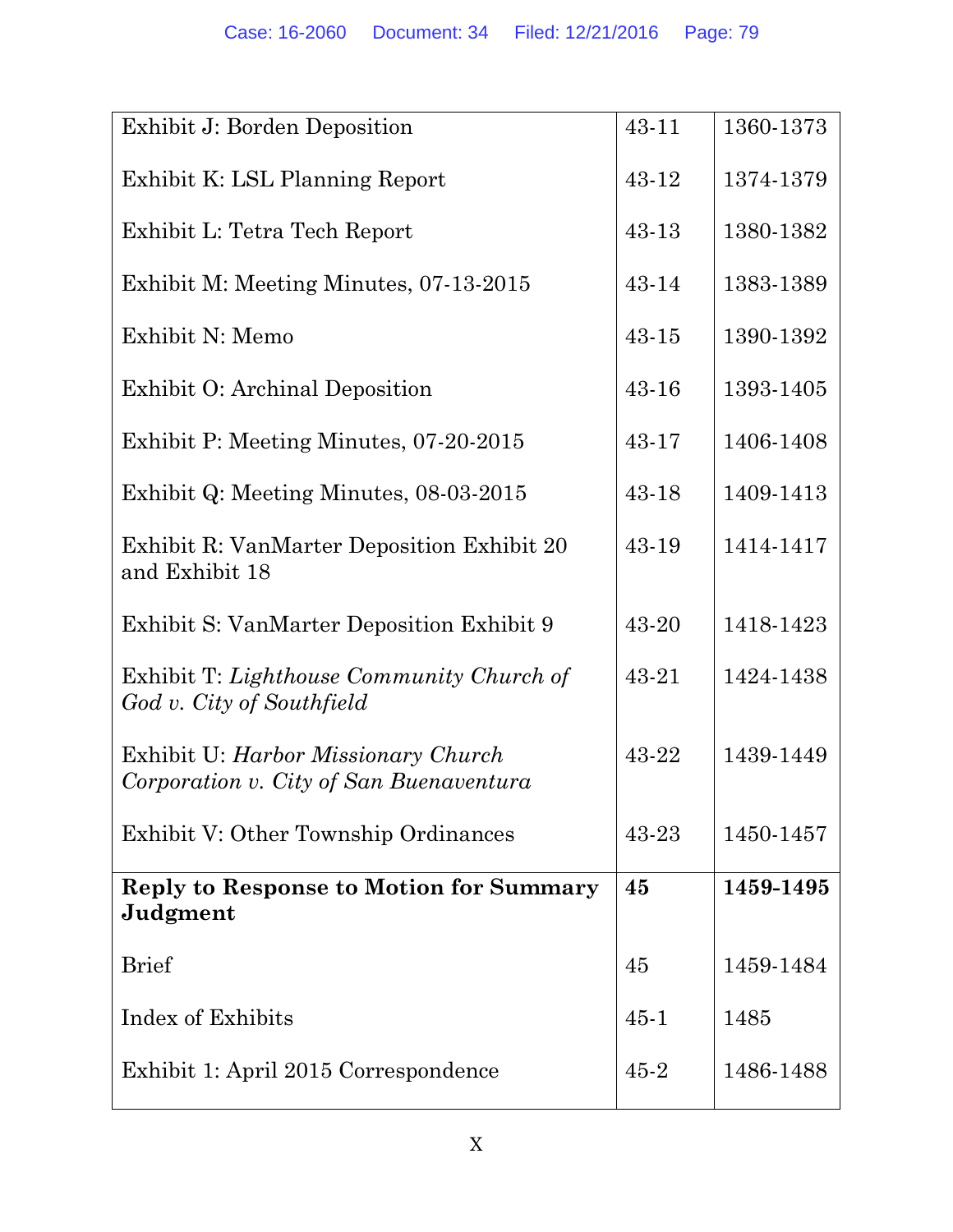| | | |
|---|---|---|
| Exhibit J: Borden Deposition | 43-11 | 1360-1373 |
| Exhibit K: LSL Planning Report | 43-12 | 1374-1379 |
| Exhibit L: Tetra Tech Report | 43-13 | 1380-1382 |
| Exhibit M: Meeting Minutes, 07-13-2015 | 43-14 | 1383-1389 |
| Exhibit N: Memo | 43-15 | 1390-1392 |
| Exhibit O: Archinal Deposition | 43-16 | 1393-1405 |
| Exhibit P: Meeting Minutes, 07-20-2015 | 43-17 | 1406-1408 |
| Exhibit Q: Meeting Minutes, 08-03-2015 | 43-18 | 1409-1413 |
| Exhibit R: VanMarter Deposition Exhibit 20 and Exhibit 18 | 43-19 | 1414-1417 |
| Exhibit S: VanMarter Deposition Exhibit 9 | 43-20 | 1418-1423 |
| Exhibit T: *Lighthouse Community Church of God v. City of Southfield* | 43-21 | 1424-1438 |
| Exhibit U: *Harbor Missionary Church Corporation v. City of San Buenaventura* | 43-22 | 1439-1449 |
| Exhibit V: Other Township Ordinances | 43-23 | 1450-1457 |
| **Reply to Response to Motion for Summary Judgment** | **45** | **1459-1495** |
| Brief | 45 | 1459-1484 |
| Index of Exhibits | 45-1 | 1485 |
| Exhibit 1: April 2015 Correspondence | 45-2 | 1486-1488 |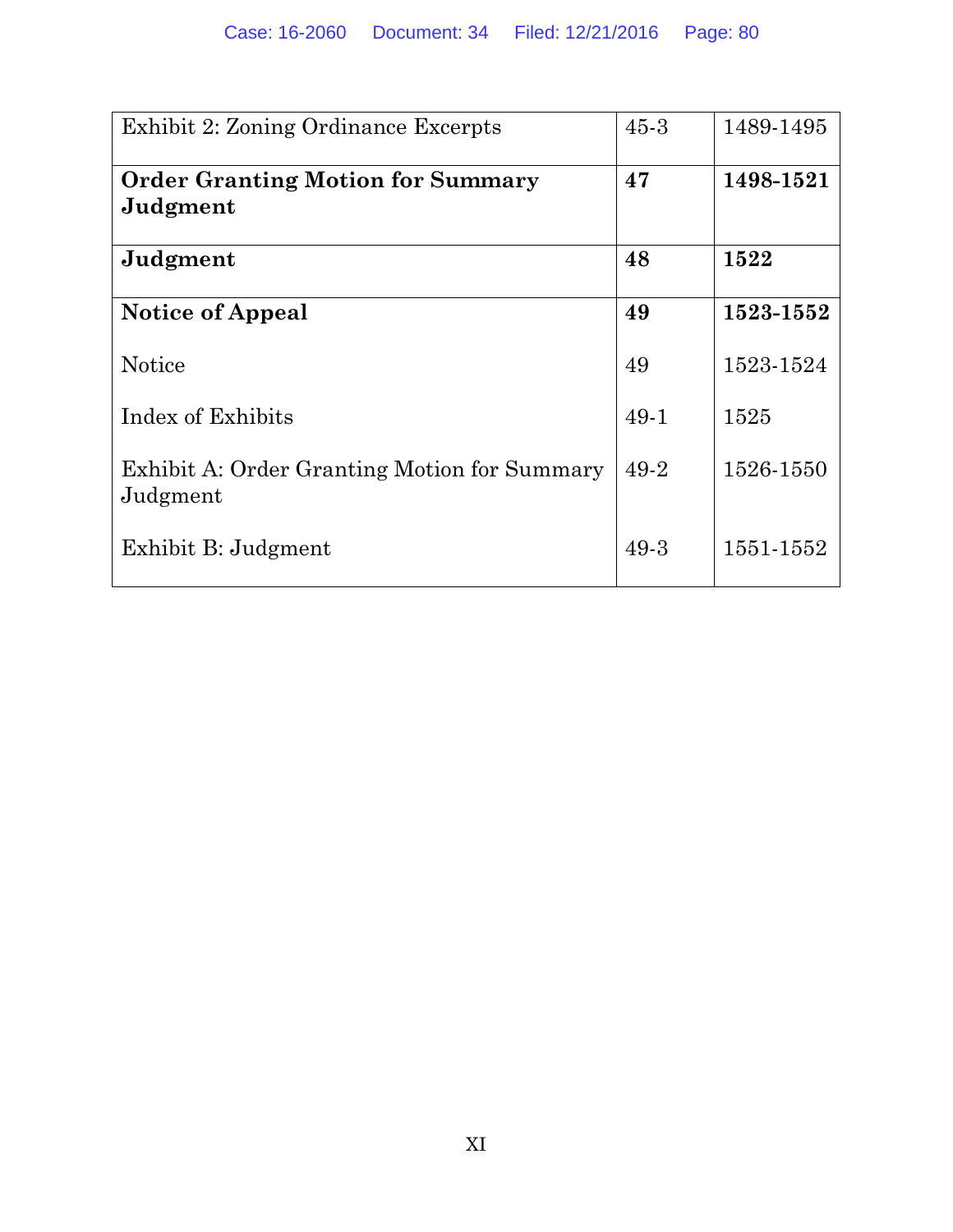| | | |
|---|---|---|
| Exhibit 2: Zoning Ordinance Excerpts | 45-3 | 1489-1495 |
| **Order Granting Motion for Summary Judgment** | **47** | **1498-1521** |
| **Judgment** | **48** | **1522** |
| **Notice of Appeal** | **49** | **1523-1552** |
| Notice | 49 | 1523-1524 |
| Index of Exhibits | 49-1 | 1525 |
| Exhibit A: Order Granting Motion for Summary Judgment | 49-2 | 1526-1550 |
| Exhibit B: Judgment | 49-3 | 1551-1552 |